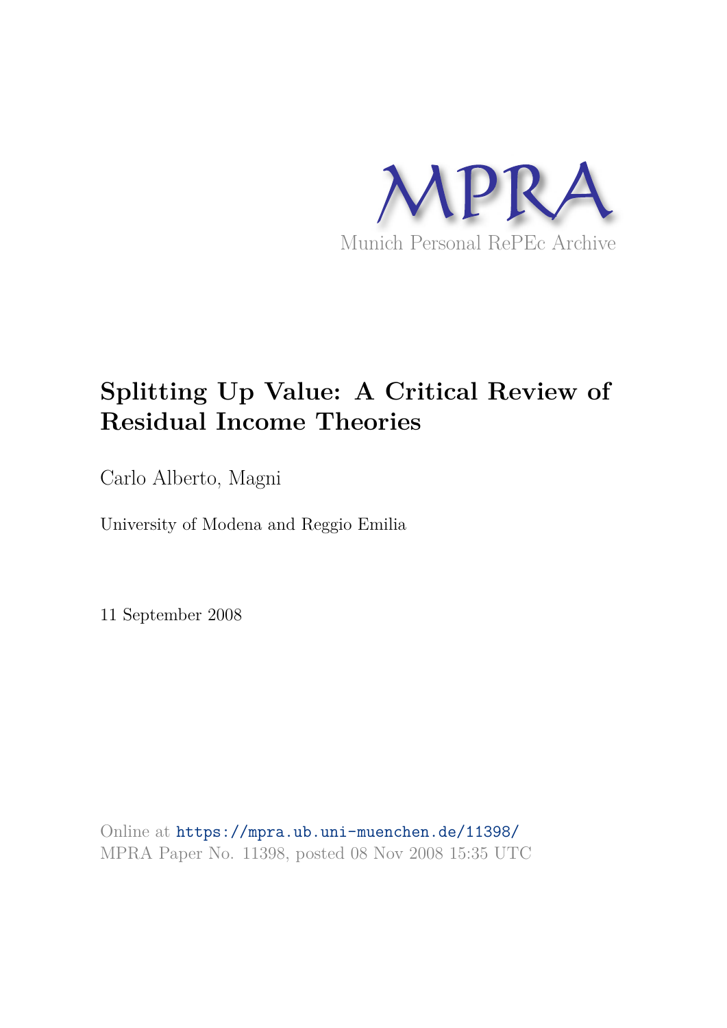MPRA

Munich Personal RePEc Archive

# Splitting Up Value: A Critical Review of Residual Income Theories

Carlo Alberto, Magni

University of Modena and Reggio Emilia

11 September 2008

Online at https://mpra.ub.uni-muenchen.de/11398/

MPRA Paper No. 11398, posted 08 Nov 2008 15:35 UTC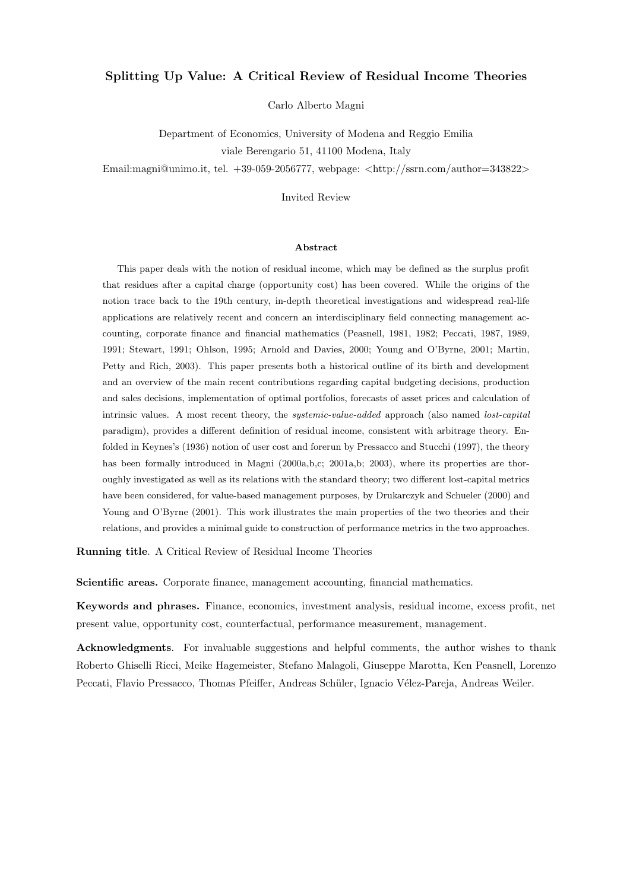# Splitting Up Value: A Critical Review of Residual Income Theories

Carlo Alberto Magni

Department of Economics, University of Modena and Reggio Emilia
viale Berengario 51, 41100 Modena, Italy
Email:magni@unimo.it, tel. +39-059-2056777, webpage: <http://ssrn.com/author=343822>

Invited Review

### Abstract

This paper deals with the notion of residual income, which may be defined as the surplus profit that residues after a capital charge (opportunity cost) has been covered. While the origins of the notion trace back to the 19th century, in-depth theoretical investigations and widespread real-life applications are relatively recent and concern an interdisciplinary field connecting management accounting, corporate finance and financial mathematics (Peasnell, 1981, 1982; Peccati, 1987, 1989, 1991; Stewart, 1991; Ohlson, 1995; Arnold and Davies, 2000; Young and O'Byrne, 2001; Martin, Petty and Rich, 2003). This paper presents both a historical outline of its birth and development and an overview of the main recent contributions regarding capital budgeting decisions, production and sales decisions, implementation of optimal portfolios, forecasts of asset prices and calculation of intrinsic values. A most recent theory, the *systemic-value-added* approach (also named *lost-capital* paradigm), provides a different definition of residual income, consistent with arbitrage theory. Enfolded in Keynes's (1936) notion of user cost and forerun by Pressacco and Stucchi (1997), the theory has been formally introduced in Magni (2000a,b,c; 2001a,b; 2003), where its properties are thoroughly investigated as well as its relations with the standard theory; two different lost-capital metrics have been considered, for value-based management purposes, by Drukarczyk and Schueler (2000) and Young and O'Byrne (2001). This work illustrates the main properties of the two theories and their relations, and provides a minimal guide to construction of performance metrics in the two approaches.

**Running title**. A Critical Review of Residual Income Theories

**Scientific areas.** Corporate finance, management accounting, financial mathematics.

**Keywords and phrases.** Finance, economics, investment analysis, residual income, excess profit, net present value, opportunity cost, counterfactual, performance measurement, management.

**Acknowledgments**. For invaluable suggestions and helpful comments, the author wishes to thank Roberto Ghiselli Ricci, Meike Hagemeister, Stefano Malagoli, Giuseppe Marotta, Ken Peasnell, Lorenzo Peccati, Flavio Pressacco, Thomas Pfeiffer, Andreas Schüler, Ignacio Vélez-Pareja, Andreas Weiler.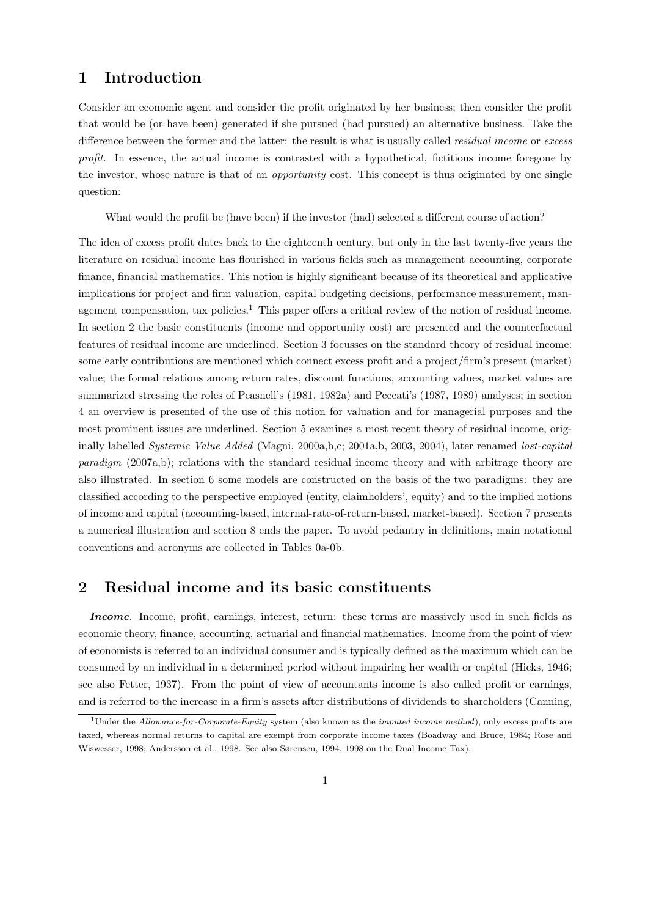## 1 Introduction

Consider an economic agent and consider the profit originated by her business; then consider the profit that would be (or have been) generated if she pursued (had pursued) an alternative business. Take the difference between the former and the latter: the result is what is usually called *residual income* or *excess profit*. In essence, the actual income is contrasted with a hypothetical, fictitious income foregone by the investor, whose nature is that of an *opportunity* cost. This concept is thus originated by one single question:

> What would the profit be (have been) if the investor (had) selected a different course of action?

The idea of excess profit dates back to the eighteenth century, but only in the last twenty-five years the literature on residual income has flourished in various fields such as management accounting, corporate finance, financial mathematics. This notion is highly significant because of its theoretical and applicative implications for project and firm valuation, capital budgeting decisions, performance measurement, management compensation, tax policies.[1] This paper offers a critical review of the notion of residual income. In section 2 the basic constituents (income and opportunity cost) are presented and the counterfactual features of residual income are underlined. Section 3 focusses on the standard theory of residual income: some early contributions are mentioned which connect excess profit and a project/firm's present (market) value; the formal relations among return rates, discount functions, accounting values, market values are summarized stressing the roles of Peasnell's (1981, 1982a) and Peccati's (1987, 1989) analyses; in section 4 an overview is presented of the use of this notion for valuation and for managerial purposes and the most prominent issues are underlined. Section 5 examines a most recent theory of residual income, originally labelled *Systemic Value Added* (Magni, 2000a,b,c; 2001a,b, 2003, 2004), later renamed *lost-capital paradigm* (2007a,b); relations with the standard residual income theory and with arbitrage theory are also illustrated. In section 6 some models are constructed on the basis of the two paradigms: they are classified according to the perspective employed (entity, claimholders', equity) and to the implied notions of income and capital (accounting-based, internal-rate-of-return-based, market-based). Section 7 presents a numerical illustration and section 8 ends the paper. To avoid pedantry in definitions, main notational conventions and acronyms are collected in Tables 0a-0b.

## 2 Residual income and its basic constituents

***Income.*** Income, profit, earnings, interest, return: these terms are massively used in such fields as economic theory, finance, accounting, actuarial and financial mathematics. Income from the point of view of economists is referred to an individual consumer and is typically defined as the maximum which can be consumed by an individual in a determined period without impairing her wealth or capital (Hicks, 1946; see also Fetter, 1937). From the point of view of accountants income is also called profit or earnings, and is referred to the increase in a firm's assets after distributions of dividends to shareholders (Canning,

---

[1] Under the *Allowance-for-Corporate-Equity* system (also known as the *imputed income method*), only excess profits are taxed, whereas normal returns to capital are exempt from corporate income taxes (Boadway and Bruce, 1984; Rose and Wiswesser, 1998; Andersson et al., 1998. See also Sørensen, 1994, 1998 on the Dual Income Tax).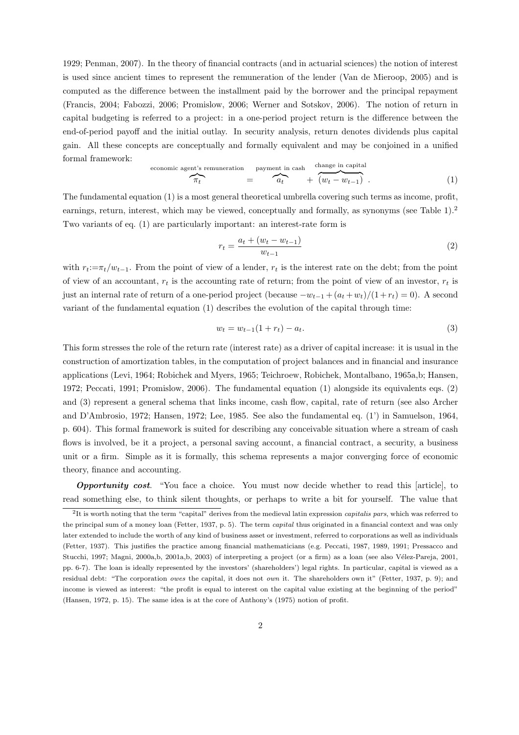1929; Penman, 2007). In the theory of financial contracts (and in actuarial sciences) the notion of interest is used since ancient times to represent the remuneration of the lender (Van de Mieroop, 2005) and is computed as the difference between the installment paid by the borrower and the principal repayment (Francis, 2004; Fabozzi, 2006; Promislow, 2006; Werner and Sotskov, 2006). The notion of return in capital budgeting is referred to a project: in a one-period project return is the difference between the end-of-period payoff and the initial outlay. In security analysis, return denotes dividends plus capital gain. All these concepts are conceptually and formally equivalent and may be conjoined in a unified formal framework:

$$\overbrace{\pi_t}^{\text{economic agent's remuneration}} = \overbrace{a_t}^{\text{payment in cash}} + \overbrace{(w_t - w_{t-1})}^{\text{change in capital}} . \tag{1}$$

The fundamental equation (1) is a most general theoretical umbrella covering such terms as income, profit, earnings, return, interest, which may be viewed, conceptually and formally, as synonyms (see Table 1).[2] Two variants of eq. (1) are particularly important: an interest-rate form is

$$r_t = \frac{a_t + (w_t - w_{t-1})}{w_{t-1}} \tag{2}$$

with $r_t := \pi_t / w_{t-1}$. From the point of view of a lender, $r_t$ is the interest rate on the debt; from the point of view of an accountant, $r_t$ is the accounting rate of return; from the point of view of an investor, $r_t$ is just an internal rate of return of a one-period project (because $-w_{t-1} + (a_t + w_t)/(1 + r_t) = 0$). A second variant of the fundamental equation (1) describes the evolution of the capital through time:

$$w_t = w_{t-1}(1 + r_t) - a_t. \tag{3}$$

This form stresses the role of the return rate (interest rate) as a driver of capital increase: it is usual in the construction of amortization tables, in the computation of project balances and in financial and insurance applications (Levi, 1964; Robichek and Myers, 1965; Teichroew, Robichek, Montalbano, 1965a,b; Hansen, 1972; Peccati, 1991; Promislow, 2006). The fundamental equation (1) alongside its equivalents eqs. (2) and (3) represent a general schema that links income, cash flow, capital, rate of return (see also Archer and D'Ambrosio, 1972; Hansen, 1972; Lee, 1985. See also the fundamental eq. (1') in Samuelson, 1964, p. 604). This formal framework is suited for describing any conceivable situation where a stream of cash flows is involved, be it a project, a personal saving account, a financial contract, a security, a business unit or a firm. Simple as it is formally, this schema represents a major converging force of economic theory, finance and accounting.

***Opportunity cost***. "You face a choice. You must now decide whether to read this [article], to read something else, to think silent thoughts, or perhaps to write a bit for yourself. The value that

---

[2] It is worth noting that the term "capital" derives from the medieval latin expression *capitalis pars*, which was referred to the principal sum of a money loan (Fetter, 1937, p. 5). The term *capital* thus originated in a financial context and was only later extended to include the worth of any kind of business asset or investment, referred to corporations as well as individuals (Fetter, 1937). This justifies the practice among financial mathematicians (e.g. Peccati, 1987, 1989, 1991; Pressacco and Stucchi, 1997; Magni, 2000a,b, 2001a,b, 2003) of interpreting a project (or a firm) as a loan (see also Vélez-Pareja, 2001, pp. 6-7). The loan is ideally represented by the investors' (shareholders') legal rights. In particular, capital is viewed as a residual debt: "The corporation *owes* the capital, it does not *own* it. The shareholders own it" (Fetter, 1937, p. 9); and income is viewed as interest: "the profit is equal to interest on the capital value existing at the beginning of the period" (Hansen, 1972, p. 15). The same idea is at the core of Anthony's (1975) notion of profit.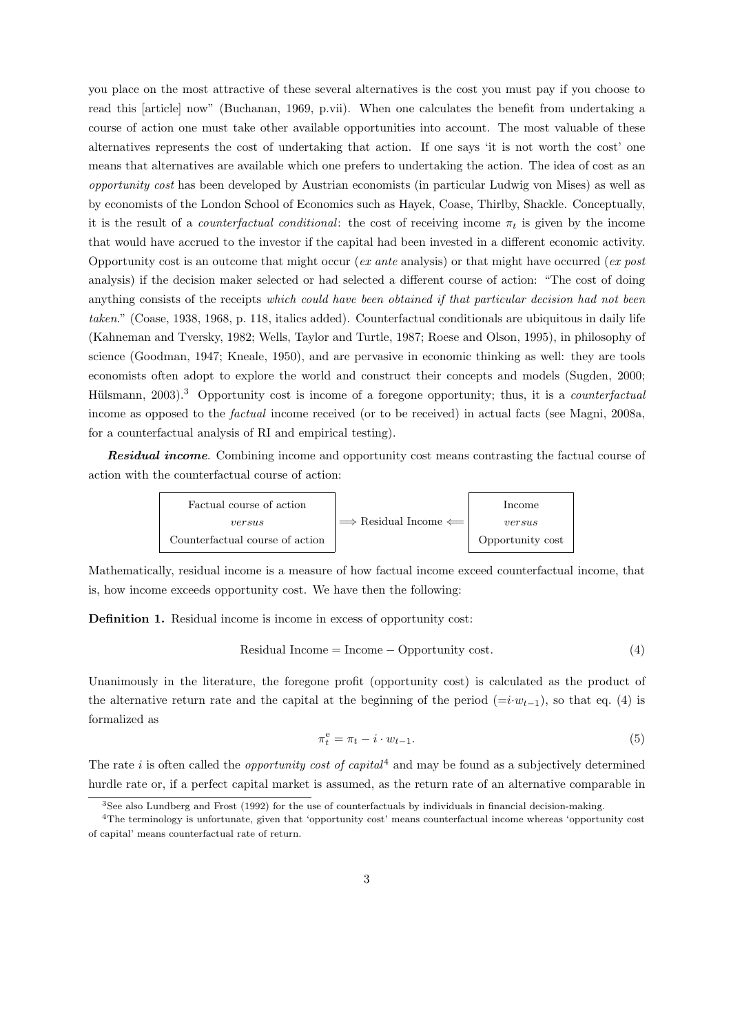you place on the most attractive of these several alternatives is the cost you must pay if you choose to read this [article] now" (Buchanan, 1969, p.vii). When one calculates the benefit from undertaking a course of action one must take other available opportunities into account. The most valuable of these alternatives represents the cost of undertaking that action. If one says 'it is not worth the cost' one means that alternatives are available which one prefers to undertaking the action. The idea of cost as an *opportunity cost* has been developed by Austrian economists (in particular Ludwig von Mises) as well as by economists of the London School of Economics such as Hayek, Coase, Thirlby, Shackle. Conceptually, it is the result of a *counterfactual conditional*: the cost of receiving income $\pi_t$ is given by the income that would have accrued to the investor if the capital had been invested in a different economic activity. Opportunity cost is an outcome that might occur (*ex ante* analysis) or that might have occurred (*ex post* analysis) if the decision maker selected or had selected a different course of action: "The cost of doing anything consists of the receipts *which could have been obtained if that particular decision had not been taken*." (Coase, 1938, 1968, p. 118, italics added). Counterfactual conditionals are ubiquitous in daily life (Kahneman and Tversky, 1982; Wells, Taylor and Turtle, 1987; Roese and Olson, 1995), in philosophy of science (Goodman, 1947; Kneale, 1950), and are pervasive in economic thinking as well: they are tools economists often adopt to explore the world and construct their concepts and models (Sugden, 2000; Hülsmann, 2003).[3] Opportunity cost is income of a foregone opportunity; thus, it is a *counterfactual* income as opposed to the *factual* income received (or to be received) in actual facts (see Magni, 2008a, for a counterfactual analysis of RI and empirical testing).

***Residual income***. Combining income and opportunity cost means contrasting the factual course of action with the counterfactual course of action:

| Factual course of action *versus* Counterfactual course of action | $\Longrightarrow$ Residual Income $\Longleftarrow$ | Income *versus* Opportunity cost |
|---|---|---|

Mathematically, residual income is a measure of how factual income exceed counterfactual income, that is, how income exceeds opportunity cost. We have then the following:

**Definition 1.** Residual income is income in excess of opportunity cost:

$$\text{Residual Income} = \text{Income} - \text{Opportunity cost}. \tag{4}$$

Unanimously in the literature, the foregone profit (opportunity cost) is calculated as the product of the alternative return rate and the capital at the beginning of the period ($=i \cdot w_{t-1}$), so that eq. (4) is formalized as

$$\pi_t^{\text{e}} = \pi_t - i \cdot w_{t-1}. \tag{5}$$

The rate $i$ is often called the *opportunity cost of capital*[4] and may be found as a subjectively determined hurdle rate or, if a perfect capital market is assumed, as the return rate of an alternative comparable in

[3] See also Lundberg and Frost (1992) for the use of counterfactuals by individuals in financial decision-making.

[4] The terminology is unfortunate, given that 'opportunity cost' means counterfactual income whereas 'opportunity cost of capital' means counterfactual rate of return.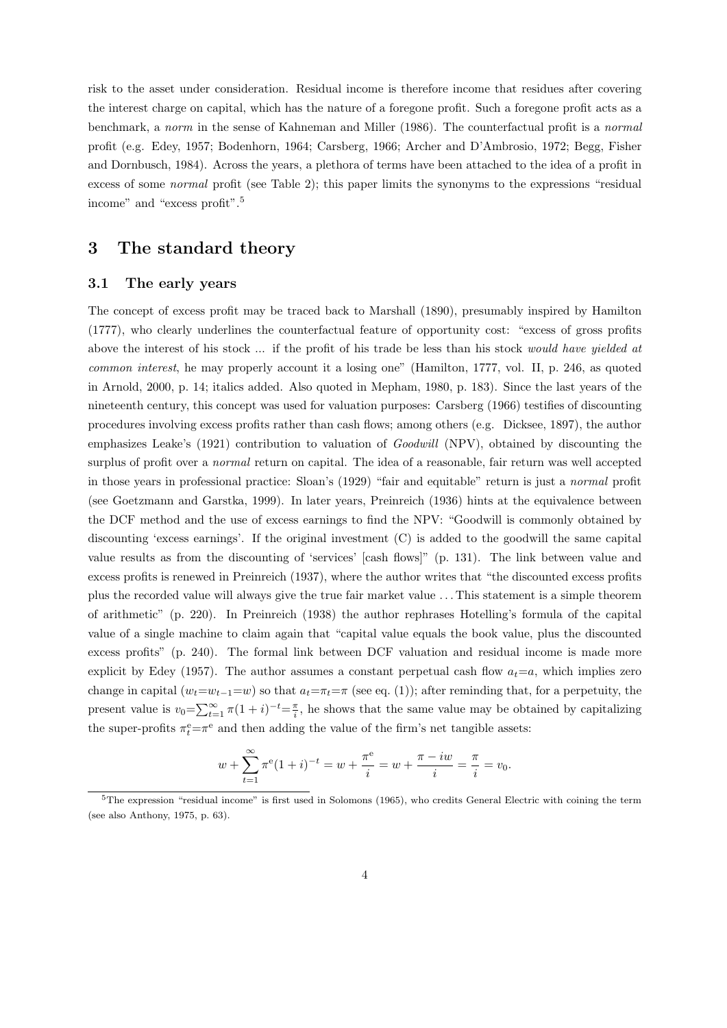risk to the asset under consideration. Residual income is therefore income that residues after covering the interest charge on capital, which has the nature of a foregone profit. Such a foregone profit acts as a benchmark, a *norm* in the sense of Kahneman and Miller (1986). The counterfactual profit is a *normal* profit (e.g. Edey, 1957; Bodenhorn, 1964; Carsberg, 1966; Archer and D'Ambrosio, 1972; Begg, Fisher and Dornbusch, 1984). Across the years, a plethora of terms have been attached to the idea of a profit in excess of some *normal* profit (see Table 2); this paper limits the synonyms to the expressions "residual income" and "excess profit".[5]

## 3 The standard theory

### 3.1 The early years

The concept of excess profit may be traced back to Marshall (1890), presumably inspired by Hamilton (1777), who clearly underlines the counterfactual feature of opportunity cost: "excess of gross profits above the interest of his stock ... if the profit of his trade be less than his stock *would have yielded at common interest*, he may properly account it a losing one" (Hamilton, 1777, vol. II, p. 246, as quoted in Arnold, 2000, p. 14; italics added. Also quoted in Mepham, 1980, p. 183). Since the last years of the nineteenth century, this concept was used for valuation purposes: Carsberg (1966) testifies of discounting procedures involving excess profits rather than cash flows; among others (e.g. Dicksee, 1897), the author emphasizes Leake's (1921) contribution to valuation of *Goodwill* (NPV), obtained by discounting the surplus of profit over a *normal* return on capital. The idea of a reasonable, fair return was well accepted in those years in professional practice: Sloan's (1929) "fair and equitable" return is just a *normal* profit (see Goetzmann and Garstka, 1999). In later years, Preinreich (1936) hints at the equivalence between the DCF method and the use of excess earnings to find the NPV: "Goodwill is commonly obtained by discounting 'excess earnings'. If the original investment (C) is added to the goodwill the same capital value results as from the discounting of 'services' [cash flows]" (p. 131). The link between value and excess profits is renewed in Preinreich (1937), where the author writes that "the discounted excess profits plus the recorded value will always give the true fair market value ... This statement is a simple theorem of arithmetic" (p. 220). In Preinreich (1938) the author rephrases Hotelling's formula of the capital value of a single machine to claim again that "capital value equals the book value, plus the discounted excess profits" (p. 240). The formal link between DCF valuation and residual income is made more explicit by Edey (1957). The author assumes a constant perpetual cash flow $a_t{=}a$, which implies zero change in capital ($w_t{=}w_{t-1}{=}w$) so that $a_t{=}\pi_t{=}\pi$ (see eq. (1)); after reminding that, for a perpetuity, the present value is $v_0{=}\sum_{t=1}^{\infty}\pi(1+i)^{-t}{=}\frac{\pi}{i}$, he shows that the same value may be obtained by capitalizing the super-profits $\pi_t^{\text{e}}{=}\pi^{\text{e}}$ and then adding the value of the firm's net tangible assets:

$$w + \sum_{t=1}^{\infty} \pi^{\text{e}}(1+i)^{-t} = w + \frac{\pi^{\text{e}}}{i} = w + \frac{\pi - iw}{i} = \frac{\pi}{i} = v_0.$$

[5] The expression "residual income" is first used in Solomons (1965), who credits General Electric with coining the term (see also Anthony, 1975, p. 63).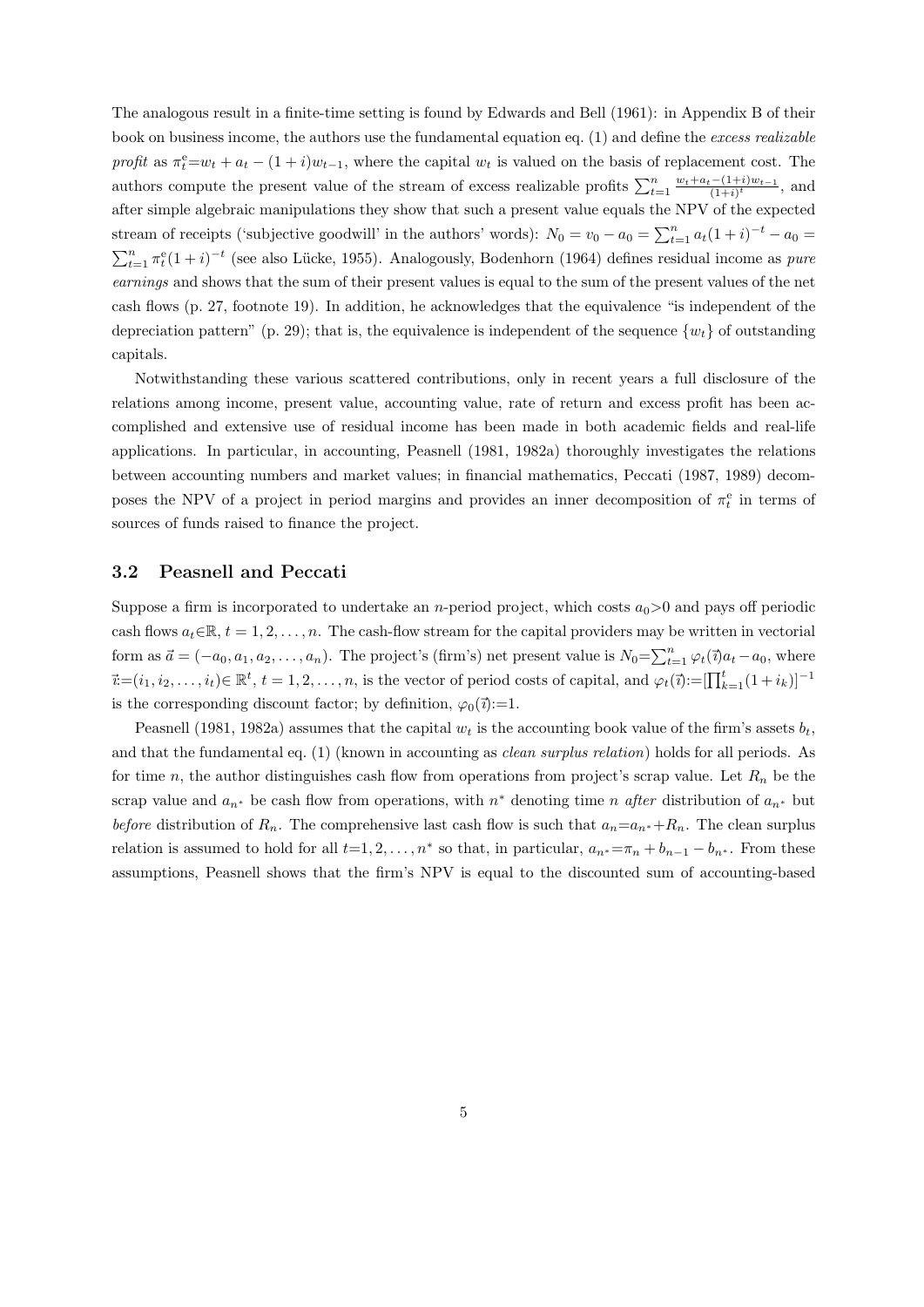The analogous result in a finite-time setting is found by Edwards and Bell (1961): in Appendix B of their book on business income, the authors use the fundamental equation eq. (1) and define the *excess realizable profit* as $\pi_t^{\rm e}{=}w_t + a_t - (1+i)w_{t-1}$, where the capital $w_t$ is valued on the basis of replacement cost. The authors compute the present value of the stream of excess realizable profits $\sum_{t=1}^n \frac{w_t+a_t-(1+i)w_{t-1}}{(1+i)^t}$, and after simple algebraic manipulations they show that such a present value equals the NPV of the expected stream of receipts ('subjective goodwill' in the authors' words): $N_0 = v_0 - a_0 = \sum_{t=1}^n a_t(1+i)^{-t} - a_0 = \sum_{t=1}^n \pi_t^{\rm e}(1+i)^{-t}$ (see also Lücke, 1955). Analogously, Bodenhorn (1964) defines residual income as *pure earnings* and shows that the sum of their present values is equal to the sum of the present values of the net cash flows (p. 27, footnote 19). In addition, he acknowledges that the equivalence "is independent of the depreciation pattern" (p. 29); that is, the equivalence is independent of the sequence $\{w_t\}$ of outstanding capitals.

Notwithstanding these various scattered contributions, only in recent years a full disclosure of the relations among income, present value, accounting value, rate of return and excess profit has been accomplished and extensive use of residual income has been made in both academic fields and real-life applications. In particular, in accounting, Peasnell (1981, 1982a) thoroughly investigates the relations between accounting numbers and market values; in financial mathematics, Peccati (1987, 1989) decomposes the NPV of a project in period margins and provides an inner decomposition of $\pi_t^{\rm e}$ in terms of sources of funds raised to finance the project.

## 3.2 Peasnell and Peccati

Suppose a firm is incorporated to undertake an $n$-period project, which costs $a_0{>}0$ and pays off periodic cash flows $a_t{\in}\mathbb{R}$, $t = 1, 2, \dots, n$. The cash-flow stream for the capital providers may be written in vectorial form as $\vec{a} = (-a_0, a_1, a_2, \dots, a_n)$. The project's (firm's) net present value is $N_0{=}\sum_{t=1}^n \varphi_t(\vec{\imath})a_t - a_0$, where $\vec{\imath}{:=}(i_1, i_2, \dots, i_t){\in}\ \mathbb{R}^t$, $t = 1, 2, \dots, n$, is the vector of period costs of capital, and $\varphi_t(\vec{\imath}){:=}[\prod_{k=1}^t(1+i_k)]^{-1}$ is the corresponding discount factor; by definition, $\varphi_0(\vec{\imath}){:=}1$.

Peasnell (1981, 1982a) assumes that the capital $w_t$ is the accounting book value of the firm's assets $b_t$, and that the fundamental eq. (1) (known in accounting as *clean surplus relation*) holds for all periods. As for time $n$, the author distinguishes cash flow from operations from project's scrap value. Let $R_n$ be the scrap value and $a_{n^*}$ be cash flow from operations, with $n^*$ denoting time $n$ *after* distribution of $a_{n^*}$ but *before* distribution of $R_n$. The comprehensive last cash flow is such that $a_n{=}a_{n^*}{+}R_n$. The clean surplus relation is assumed to hold for all $t{=}1, 2, \dots, n^*$ so that, in particular, $a_{n^*}{=}\pi_n + b_{n-1} - b_{n^*}$. From these assumptions, Peasnell shows that the firm's NPV is equal to the discounted sum of accounting-based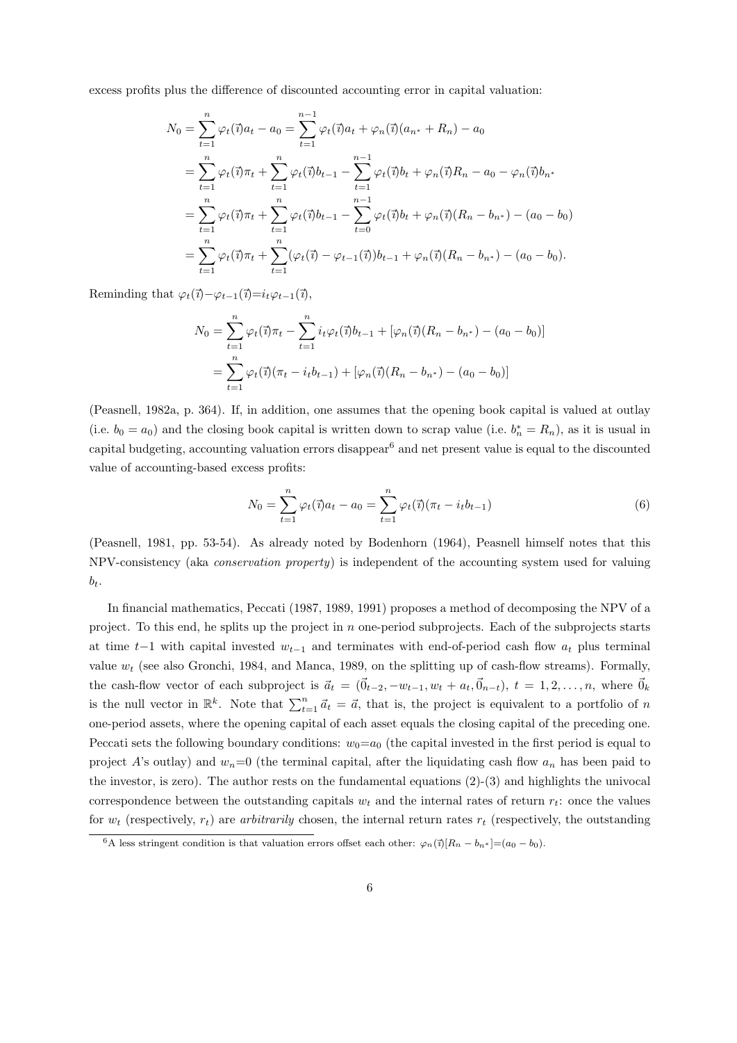excess profits plus the difference of discounted accounting error in capital valuation:

$$
\begin{aligned}
N_0 &= \sum_{t=1}^{n} \varphi_t(\vec{\imath}) a_t - a_0 = \sum_{t=1}^{n-1} \varphi_t(\vec{\imath}) a_t + \varphi_n(\vec{\imath})(a_{n^*} + R_n) - a_0 \\
&= \sum_{t=1}^{n} \varphi_t(\vec{\imath}) \pi_t + \sum_{t=1}^{n} \varphi_t(\vec{\imath}) b_{t-1} - \sum_{t=1}^{n-1} \varphi_t(\vec{\imath}) b_t + \varphi_n(\vec{\imath}) R_n - a_0 - \varphi_n(\vec{\imath}) b_{n^*} \\
&= \sum_{t=1}^{n} \varphi_t(\vec{\imath}) \pi_t + \sum_{t=1}^{n} \varphi_t(\vec{\imath}) b_{t-1} - \sum_{t=0}^{n-1} \varphi_t(\vec{\imath}) b_t + \varphi_n(\vec{\imath})(R_n - b_{n^*}) - (a_0 - b_0) \\
&= \sum_{t=1}^{n} \varphi_t(\vec{\imath}) \pi_t + \sum_{t=1}^{n} (\varphi_t(\vec{\imath}) - \varphi_{t-1}(\vec{\imath})) b_{t-1} + \varphi_n(\vec{\imath})(R_n - b_{n^*}) - (a_0 - b_0).
\end{aligned}
$$

Reminding that $\varphi_t(\vec{\imath}) - \varphi_{t-1}(\vec{\imath}) = i_t \varphi_{t-1}(\vec{\imath})$,

$$
\begin{aligned}
N_0 &= \sum_{t=1}^{n} \varphi_t(\vec{\imath}) \pi_t - \sum_{t=1}^{n} i_t \varphi_t(\vec{\imath}) b_{t-1} + [\varphi_n(\vec{\imath})(R_n - b_{n^*}) - (a_0 - b_0)] \\
&= \sum_{t=1}^{n} \varphi_t(\vec{\imath})(\pi_t - i_t b_{t-1}) + [\varphi_n(\vec{\imath})(R_n - b_{n^*}) - (a_0 - b_0)]
\end{aligned}
$$

(Peasnell, 1982a, p. 364). If, in addition, one assumes that the opening book capital is valued at outlay (i.e. $b_0 = a_0$) and the closing book capital is written down to scrap value (i.e. $b_n^* = R_n$), as it is usual in capital budgeting, accounting valuation errors disappear[6] and net present value is equal to the discounted value of accounting-based excess profits:

$$
N_0 = \sum_{t=1}^{n} \varphi_t(\vec{\imath}) a_t - a_0 = \sum_{t=1}^{n} \varphi_t(\vec{\imath})(\pi_t - i_t b_{t-1}) \tag{6}
$$

(Peasnell, 1981, pp. 53-54). As already noted by Bodenhorn (1964), Peasnell himself notes that this NPV-consistency (aka *conservation property*) is independent of the accounting system used for valuing $b_t$.

In financial mathematics, Peccati (1987, 1989, 1991) proposes a method of decomposing the NPV of a project. To this end, he splits up the project in $n$ one-period subprojects. Each of the subprojects starts at time $t-1$ with capital invested $w_{t-1}$ and terminates with end-of-period cash flow $a_t$ plus terminal value $w_t$ (see also Gronchi, 1984, and Manca, 1989, on the splitting up of cash-flow streams). Formally, the cash-flow vector of each subproject is $\vec{a}_t = (\vec{0}_{t-2}, -w_{t-1}, w_t + a_t, \vec{0}_{n-t})$, $t = 1, 2, \ldots, n$, where $\vec{0}_k$ is the null vector in $\mathbb{R}^k$. Note that $\sum_{t=1}^{n} \vec{a}_t = \vec{a}$, that is, the project is equivalent to a portfolio of $n$ one-period assets, where the opening capital of each asset equals the closing capital of the preceding one. Peccati sets the following boundary conditions: $w_0 = a_0$ (the capital invested in the first period is equal to project $A$'s outlay) and $w_n = 0$ (the terminal capital, after the liquidating cash flow $a_n$ has been paid to the investor, is zero). The author rests on the fundamental equations (2)-(3) and highlights the univocal correspondence between the outstanding capitals $w_t$ and the internal rates of return $r_t$: once the values for $w_t$ (respectively, $r_t$) are *arbitrarily* chosen, the internal return rates $r_t$ (respectively, the outstanding

[6] A less stringent condition is that valuation errors offset each other: $\varphi_n(\vec{\imath})[R_n - b_{n^*}] = (a_0 - b_0)$.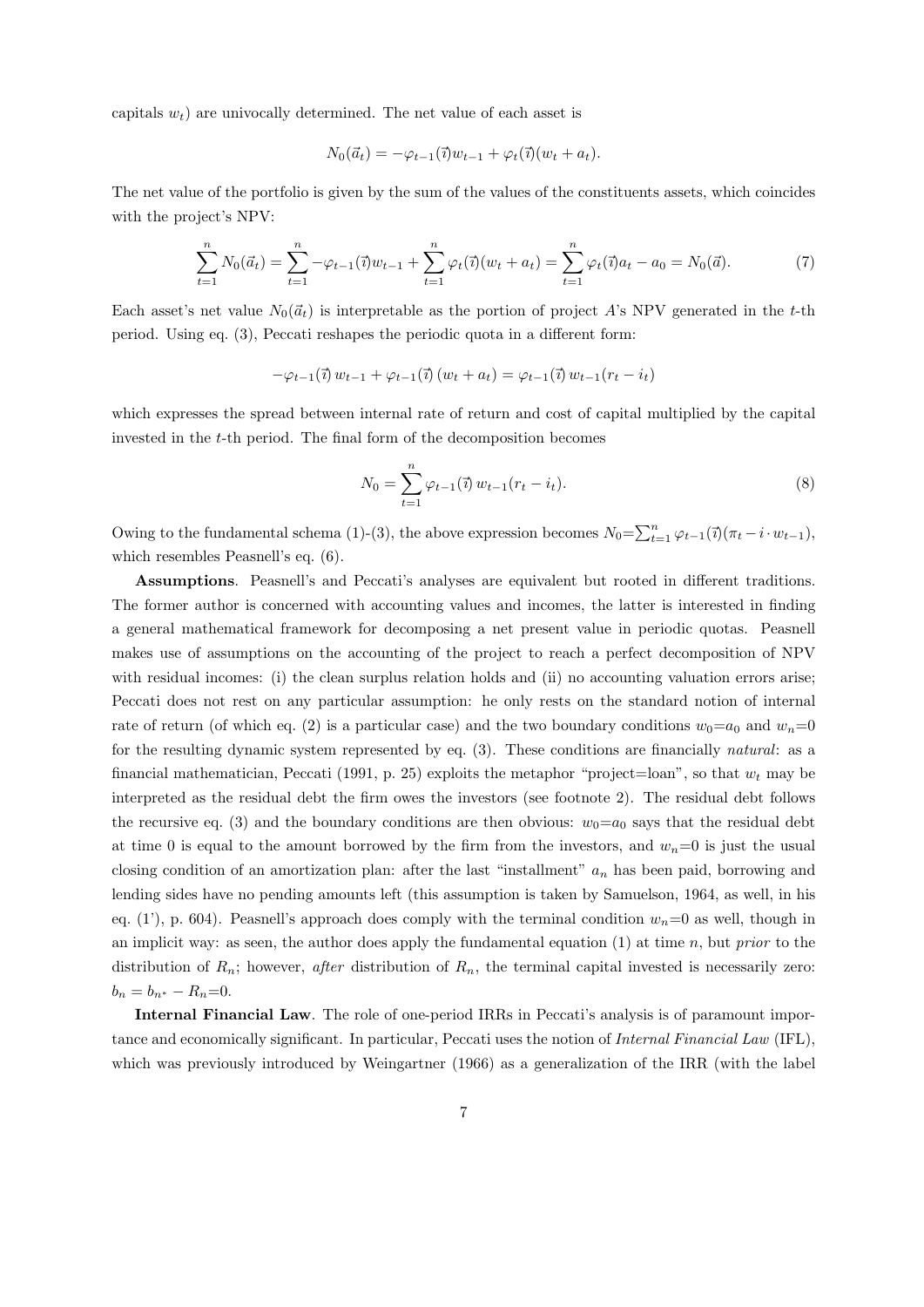capitals $w_t$) are univocally determined. The net value of each asset is

$$N_0(\vec{a}_t) = -\varphi_{t-1}(\vec{\imath})w_{t-1} + \varphi_t(\vec{\imath})(w_t + a_t).$$

The net value of the portfolio is given by the sum of the values of the constituents assets, which coincides with the project's NPV:

$$\sum_{t=1}^{n} N_0(\vec{a}_t) = \sum_{t=1}^{n} -\varphi_{t-1}(\vec{\imath})w_{t-1} + \sum_{t=1}^{n} \varphi_t(\vec{\imath})(w_t + a_t) = \sum_{t=1}^{n} \varphi_t(\vec{\imath})a_t - a_0 = N_0(\vec{a}). \tag{7}$$

Each asset's net value $N_0(\vec{a}_t)$ is interpretable as the portion of project $A$'s NPV generated in the $t$-th period. Using eq. (3), Peccati reshapes the periodic quota in a different form:

$$-\varphi_{t-1}(\vec{\imath})\, w_{t-1} + \varphi_{t-1}(\vec{\imath})\,(w_t + a_t) = \varphi_{t-1}(\vec{\imath})\, w_{t-1}(r_t - i_t)$$

which expresses the spread between internal rate of return and cost of capital multiplied by the capital invested in the $t$-th period. The final form of the decomposition becomes

$$N_0 = \sum_{t=1}^{n} \varphi_{t-1}(\vec{\imath})\, w_{t-1}(r_t - i_t). \tag{8}$$

Owing to the fundamental schema (1)-(3), the above expression becomes $N_0 = \sum_{t=1}^{n} \varphi_{t-1}(\vec{\imath})(\pi_t - i \cdot w_{t-1})$, which resembles Peasnell's eq. (6).

**Assumptions**. Peasnell's and Peccati's analyses are equivalent but rooted in different traditions. The former author is concerned with accounting values and incomes, the latter is interested in finding a general mathematical framework for decomposing a net present value in periodic quotas. Peasnell makes use of assumptions on the accounting of the project to reach a perfect decomposition of NPV with residual incomes: (i) the clean surplus relation holds and (ii) no accounting valuation errors arise; Peccati does not rest on any particular assumption: he only rests on the standard notion of internal rate of return (of which eq. (2) is a particular case) and the two boundary conditions $w_0 = a_0$ and $w_n = 0$ for the resulting dynamic system represented by eq. (3). These conditions are financially *natural*: as a financial mathematician, Peccati (1991, p. 25) exploits the metaphor "project=loan", so that $w_t$ may be interpreted as the residual debt the firm owes the investors (see footnote 2). The residual debt follows the recursive eq. (3) and the boundary conditions are then obvious: $w_0 = a_0$ says that the residual debt at time 0 is equal to the amount borrowed by the firm from the investors, and $w_n = 0$ is just the usual closing condition of an amortization plan: after the last "installment" $a_n$ has been paid, borrowing and lending sides have no pending amounts left (this assumption is taken by Samuelson, 1964, as well, in his eq. (1'), p. 604). Peasnell's approach does comply with the terminal condition $w_n = 0$ as well, though in an implicit way: as seen, the author does apply the fundamental equation (1) at time $n$, but *prior* to the distribution of $R_n$; however, *after* distribution of $R_n$, the terminal capital invested is necessarily zero: $b_n = b_{n^*} - R_n = 0$.

**Internal Financial Law**. The role of one-period IRRs in Peccati's analysis is of paramount importance and economically significant. In particular, Peccati uses the notion of *Internal Financial Law* (IFL), which was previously introduced by Weingartner (1966) as a generalization of the IRR (with the label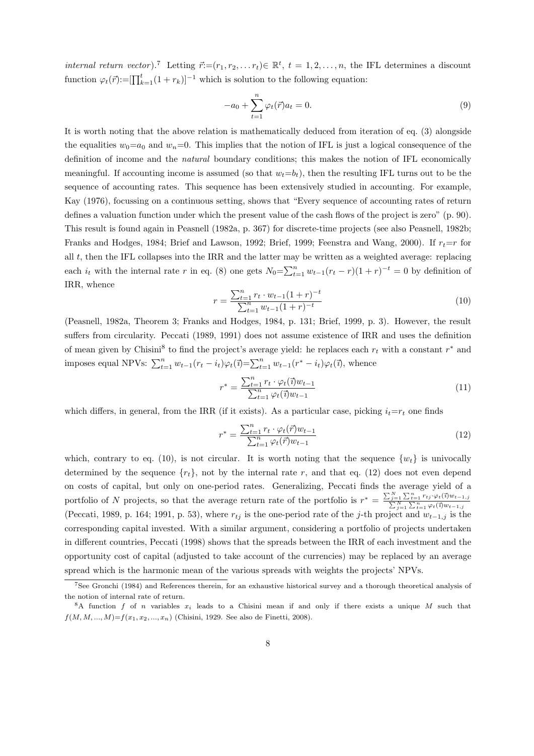*internal return vector*).[7] Letting $\vec{r}:=(r_1, r_2, \dots r_t) \in \mathbb{R}^t$, $t = 1, 2, \dots, n$, the IFL determines a discount function $\varphi_t(\vec{r}):=[\prod_{k=1}^{t}(1+r_k)]^{-1}$ which is solution to the following equation:

$$-a_0 + \sum_{t=1}^{n} \varphi_t(\vec{r}) a_t = 0. \tag{9}$$

It is worth noting that the above relation is mathematically deduced from iteration of eq. (3) alongside the equalities $w_0 = a_0$ and $w_n = 0$. This implies that the notion of IFL is just a logical consequence of the definition of income and the *natural* boundary conditions; this makes the notion of IFL economically meaningful. If accounting income is assumed (so that $w_t = b_t$), then the resulting IFL turns out to be the sequence of accounting rates. This sequence has been extensively studied in accounting. For example, Kay (1976), focussing on a continuous setting, shows that "Every sequence of accounting rates of return defines a valuation function under which the present value of the cash flows of the project is zero" (p. 90). This result is found again in Peasnell (1982a, p. 367) for discrete-time projects (see also Peasnell, 1982b; Franks and Hodges, 1984; Brief and Lawson, 1992; Brief, 1999; Feenstra and Wang, 2000). If $r_t = r$ for all $t$, then the IFL collapses into the IRR and the latter may be written as a weighted average: replacing each $i_t$ with the internal rate $r$ in eq. (8) one gets $N_0 = \sum_{t=1}^{n} w_{t-1}(r_t - r)(1+r)^{-t} = 0$ by definition of IRR, whence

$$r = \frac{\sum_{t=1}^{n} r_t \cdot w_{t-1}(1+r)^{-t}}{\sum_{t=1}^{n} w_{t-1}(1+r)^{-t}} \tag{10}$$

(Peasnell, 1982a, Theorem 3; Franks and Hodges, 1984, p. 131; Brief, 1999, p. 3). However, the result suffers from circularity. Peccati (1989, 1991) does not assume existence of IRR and uses the definition of mean given by Chisini[8] to find the project's average yield: he replaces each $r_t$ with a constant $r^*$ and imposes equal NPVs: $\sum_{t=1}^{n} w_{t-1}(r_t - i_t)\varphi_t(\vec{\imath}) = \sum_{t=1}^{n} w_{t-1}(r^* - i_t)\varphi_t(\vec{\imath})$, whence

$$r^* = \frac{\sum_{t=1}^{n} r_t \cdot \varphi_t(\vec{\imath}) w_{t-1}}{\sum_{t=1}^{n} \varphi_t(\vec{\imath}) w_{t-1}} \tag{11}$$

which differs, in general, from the IRR (if it exists). As a particular case, picking $i_t = r_t$ one finds

$$r^* = \frac{\sum_{t=1}^{n} r_t \cdot \varphi_t(\vec{r}) w_{t-1}}{\sum_{t=1}^{n} \varphi_t(\vec{r}) w_{t-1}} \tag{12}$$

which, contrary to eq. (10), is not circular. It is worth noting that the sequence $\{w_t\}$ is univocally determined by the sequence $\{r_t\}$, not by the internal rate $r$, and that eq. (12) does not even depend on costs of capital, but only on one-period rates. Generalizing, Peccati finds the average yield of a portfolio of $N$ projects, so that the average return rate of the portfolio is $r^* = \frac{\sum_{j=1}^{N}\sum_{t=1}^{n} r_{tj} \cdot \varphi_t(\vec{\imath}) w_{t-1,j}}{\sum_{j=1}^{N}\sum_{t=1}^{n} \varphi_t(\vec{\imath}) w_{t-1,j}}$ (Peccati, 1989, p. 164; 1991, p. 53), where $r_{tj}$ is the one-period rate of the $j$-th project and $w_{t-1,j}$ is the corresponding capital invested. With a similar argument, considering a portfolio of projects undertaken in different countries, Peccati (1998) shows that the spreads between the IRR of each investment and the opportunity cost of capital (adjusted to take account of the currencies) may be replaced by an average spread which is the harmonic mean of the various spreads with weights the projects' NPVs.

---

[7] See Gronchi (1984) and References therein, for an exhaustive historical survey and a thorough theoretical analysis of the notion of internal rate of return.

[8] A function $f$ of $n$ variables $x_i$ leads to a Chisini mean if and only if there exists a unique $M$ such that $f(M, M, ..., M) = f(x_1, x_2, ..., x_n)$ (Chisini, 1929. See also de Finetti, 2008).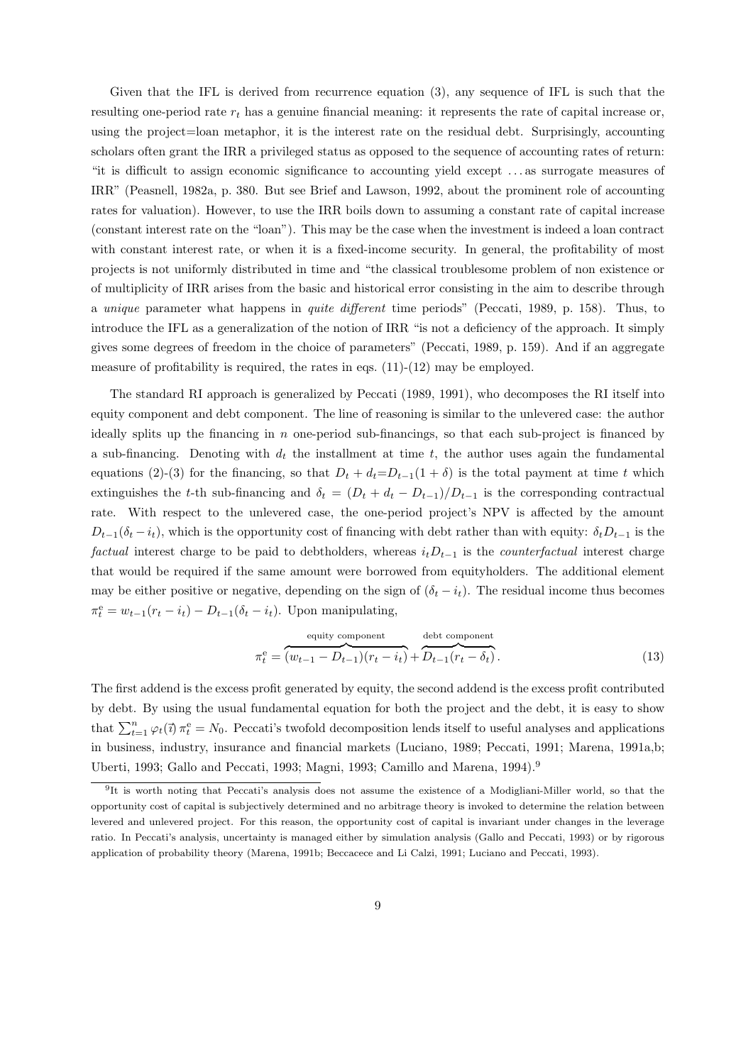Given that the IFL is derived from recurrence equation (3), any sequence of IFL is such that the resulting one-period rate $r_t$ has a genuine financial meaning: it represents the rate of capital increase or, using the project=loan metaphor, it is the interest rate on the residual debt. Surprisingly, accounting scholars often grant the IRR a privileged status as opposed to the sequence of accounting rates of return: "it is difficult to assign economic significance to accounting yield except . . . as surrogate measures of IRR" (Peasnell, 1982a, p. 380. But see Brief and Lawson, 1992, about the prominent role of accounting rates for valuation). However, to use the IRR boils down to assuming a constant rate of capital increase (constant interest rate on the "loan"). This may be the case when the investment is indeed a loan contract with constant interest rate, or when it is a fixed-income security. In general, the profitability of most projects is not uniformly distributed in time and "the classical troublesome problem of non existence or of multiplicity of IRR arises from the basic and historical error consisting in the aim to describe through a *unique* parameter what happens in *quite different* time periods" (Peccati, 1989, p. 158). Thus, to introduce the IFL as a generalization of the notion of IRR "is not a deficiency of the approach. It simply gives some degrees of freedom in the choice of parameters" (Peccati, 1989, p. 159). And if an aggregate measure of profitability is required, the rates in eqs. (11)-(12) may be employed.

The standard RI approach is generalized by Peccati (1989, 1991), who decomposes the RI itself into equity component and debt component. The line of reasoning is similar to the unlevered case: the author ideally splits up the financing in $n$ one-period sub-financings, so that each sub-project is financed by a sub-financing. Denoting with $d_t$ the installment at time $t$, the author uses again the fundamental equations (2)-(3) for the financing, so that $D_t + d_t = D_{t-1}(1+\delta)$ is the total payment at time $t$ which extinguishes the $t$-th sub-financing and $\delta_t = (D_t + d_t - D_{t-1})/D_{t-1}$ is the corresponding contractual rate. With respect to the unlevered case, the one-period project's NPV is affected by the amount $D_{t-1}(\delta_t - i_t)$, which is the opportunity cost of financing with debt rather than with equity: $\delta_t D_{t-1}$ is the *factual* interest charge to be paid to debtholders, whereas $i_t D_{t-1}$ is the *counterfactual* interest charge that would be required if the same amount were borrowed from equityholders. The additional element may be either positive or negative, depending on the sign of $(\delta_t - i_t)$. The residual income thus becomes $\pi_t^{\rm e} = w_{t-1}(r_t - i_t) - D_{t-1}(\delta_t - i_t)$. Upon manipulating,

$$\pi_t^{\rm e} = \overbrace{(w_{t-1} - D_{t-1})(r_t - i_t)}^{\text{equity component}} + \overbrace{D_{t-1}(r_t - \delta_t)}^{\text{debt component}}. \tag{13}$$

The first addend is the excess profit generated by equity, the second addend is the excess profit contributed by debt. By using the usual fundamental equation for both the project and the debt, it is easy to show that $\sum_{t=1}^{n} \varphi_t(\vec{\imath})\,\pi_t^{\rm e} = N_0$. Peccati's twofold decomposition lends itself to useful analyses and applications in business, industry, insurance and financial markets (Luciano, 1989; Peccati, 1991; Marena, 1991a,b; Uberti, 1993; Gallo and Peccati, 1993; Magni, 1993; Camillo and Marena, 1994).[9]

[9] It is worth noting that Peccati's analysis does not assume the existence of a Modigliani-Miller world, so that the opportunity cost of capital is subjectively determined and no arbitrage theory is invoked to determine the relation between levered and unlevered project. For this reason, the opportunity cost of capital is invariant under changes in the leverage ratio. In Peccati's analysis, uncertainty is managed either by simulation analysis (Gallo and Peccati, 1993) or by rigorous application of probability theory (Marena, 1991b; Beccacece and Li Calzi, 1991; Luciano and Peccati, 1993).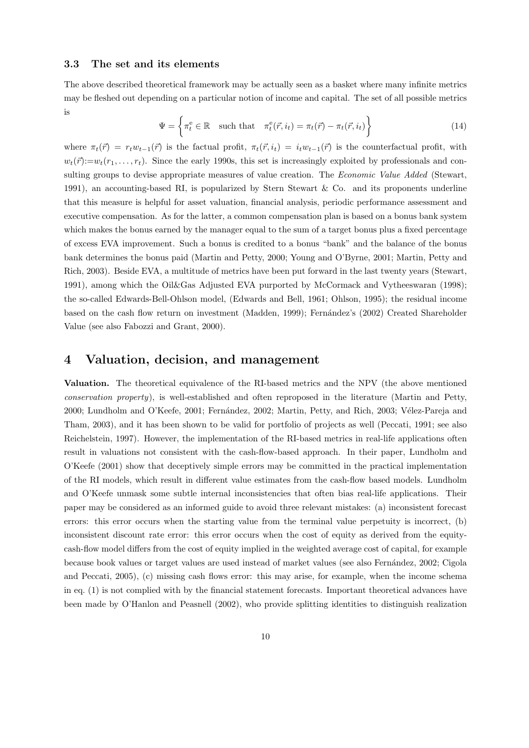### 3.3 The set and its elements

The above described theoretical framework may be actually seen as a basket where many infinite metrics may be fleshed out depending on a particular notion of income and capital. The set of all possible metrics is

$$\Psi = \left\{ \pi_t^{\rm e} \in \mathbb{R} \quad \text{such that} \quad \pi_t^{\rm e}(\vec{r}, i_t) = \pi_t(\vec{r}) - \pi_t(\vec{r}, i_t) \right\} \tag{14}$$

where $\pi_t(\vec{r}) = r_t w_{t-1}(\vec{r})$ is the factual profit, $\pi_t(\vec{r}, i_t) = i_t w_{t-1}(\vec{r})$ is the counterfactual profit, with $w_t(\vec{r}) := w_t(r_1, \ldots, r_t)$. Since the early 1990s, this set is increasingly exploited by professionals and consulting groups to devise appropriate measures of value creation. The *Economic Value Added* (Stewart, 1991), an accounting-based RI, is popularized by Stern Stewart & Co. and its proponents underline that this measure is helpful for asset valuation, financial analysis, periodic performance assessment and executive compensation. As for the latter, a common compensation plan is based on a bonus bank system which makes the bonus earned by the manager equal to the sum of a target bonus plus a fixed percentage of excess EVA improvement. Such a bonus is credited to a bonus "bank" and the balance of the bonus bank determines the bonus paid (Martin and Petty, 2000; Young and O'Byrne, 2001; Martin, Petty and Rich, 2003). Beside EVA, a multitude of metrics have been put forward in the last twenty years (Stewart, 1991), among which the Oil&Gas Adjusted EVA purported by McCormack and Vytheeswaran (1998); the so-called Edwards-Bell-Ohlson model, (Edwards and Bell, 1961; Ohlson, 1995); the residual income based on the cash flow return on investment (Madden, 1999); Fernández's (2002) Created Shareholder Value (see also Fabozzi and Grant, 2000).

# 4 Valuation, decision, and management

**Valuation.** The theoretical equivalence of the RI-based metrics and the NPV (the above mentioned *conservation property*), is well-established and often reproposed in the literature (Martin and Petty, 2000; Lundholm and O'Keefe, 2001; Fernández, 2002; Martin, Petty, and Rich, 2003; Vélez-Pareja and Tham, 2003), and it has been shown to be valid for portfolio of projects as well (Peccati, 1991; see also Reichelstein, 1997). However, the implementation of the RI-based metrics in real-life applications often result in valuations not consistent with the cash-flow-based approach. In their paper, Lundholm and O'Keefe (2001) show that deceptively simple errors may be committed in the practical implementation of the RI models, which result in different value estimates from the cash-flow based models. Lundholm and O'Keefe unmask some subtle internal inconsistencies that often bias real-life applications. Their paper may be considered as an informed guide to avoid three relevant mistakes: (a) inconsistent forecast errors: this error occurs when the starting value from the terminal value perpetuity is incorrect, (b) inconsistent discount rate error: this error occurs when the cost of equity as derived from the equity-cash-flow model differs from the cost of equity implied in the weighted average cost of capital, for example because book values or target values are used instead of market values (see also Fernández, 2002; Cigola and Peccati, 2005), (c) missing cash flows error: this may arise, for example, when the income schema in eq. (1) is not complied with by the financial statement forecasts. Important theoretical advances have been made by O'Hanlon and Peasnell (2002), who provide splitting identities to distinguish realization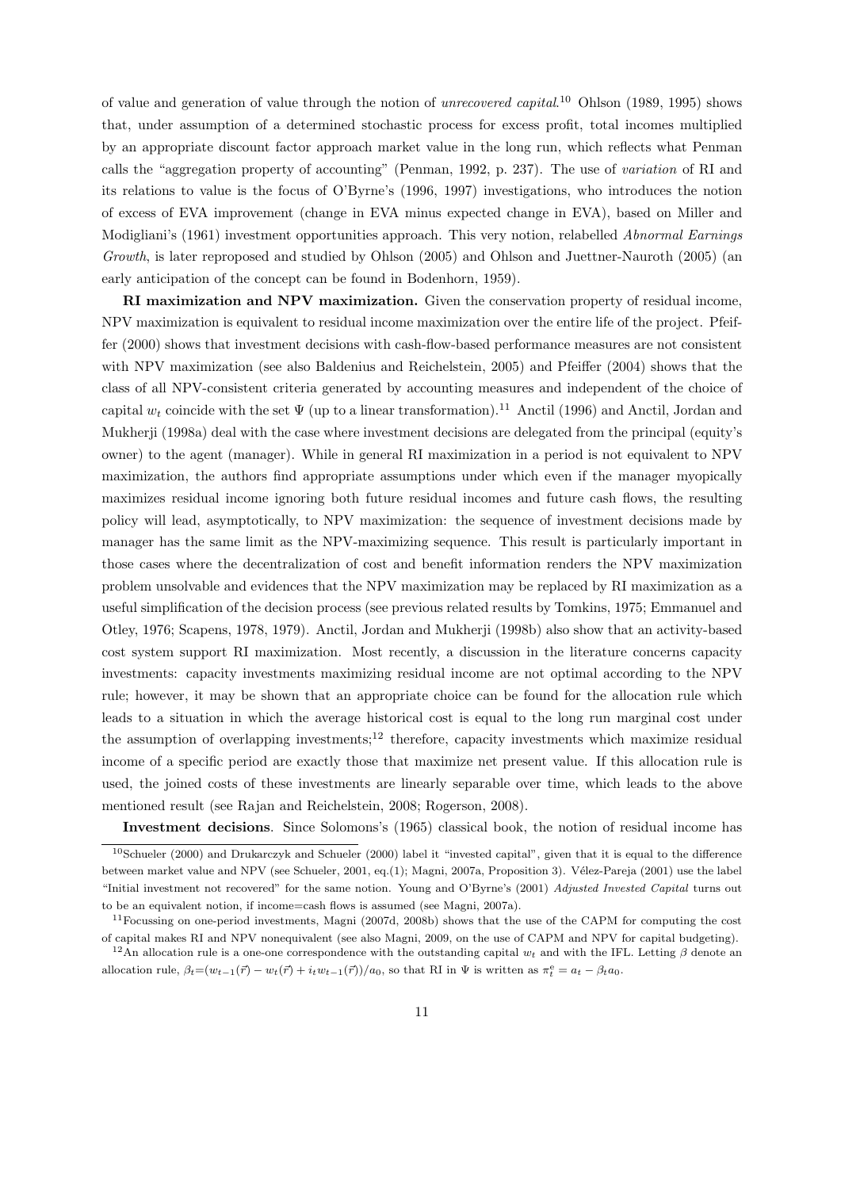of value and generation of value through the notion of *unrecovered capital*.[10] Ohlson (1989, 1995) shows that, under assumption of a determined stochastic process for excess profit, total incomes multiplied by an appropriate discount factor approach market value in the long run, which reflects what Penman calls the "aggregation property of accounting" (Penman, 1992, p. 237). The use of *variation* of RI and its relations to value is the focus of O'Byrne's (1996, 1997) investigations, who introduces the notion of excess of EVA improvement (change in EVA minus expected change in EVA), based on Miller and Modigliani's (1961) investment opportunities approach. This very notion, relabelled *Abnormal Earnings Growth*, is later reproposed and studied by Ohlson (2005) and Ohlson and Juettner-Nauroth (2005) (an early anticipation of the concept can be found in Bodenhorn, 1959).

**RI maximization and NPV maximization.** Given the conservation property of residual income, NPV maximization is equivalent to residual income maximization over the entire life of the project. Pfeiffer (2000) shows that investment decisions with cash-flow-based performance measures are not consistent with NPV maximization (see also Baldenius and Reichelstein, 2005) and Pfeiffer (2004) shows that the class of all NPV-consistent criteria generated by accounting measures and independent of the choice of capital $w_t$ coincide with the set $\Psi$ (up to a linear transformation).[11] Anctil (1996) and Anctil, Jordan and Mukherji (1998a) deal with the case where investment decisions are delegated from the principal (equity's owner) to the agent (manager). While in general RI maximization in a period is not equivalent to NPV maximization, the authors find appropriate assumptions under which even if the manager myopically maximizes residual income ignoring both future residual incomes and future cash flows, the resulting policy will lead, asymptotically, to NPV maximization: the sequence of investment decisions made by manager has the same limit as the NPV-maximizing sequence. This result is particularly important in those cases where the decentralization of cost and benefit information renders the NPV maximization problem unsolvable and evidences that the NPV maximization may be replaced by RI maximization as a useful simplification of the decision process (see previous related results by Tomkins, 1975; Emmanuel and Otley, 1976; Scapens, 1978, 1979). Anctil, Jordan and Mukherji (1998b) also show that an activity-based cost system support RI maximization. Most recently, a discussion in the literature concerns capacity investments: capacity investments maximizing residual income are not optimal according to the NPV rule; however, it may be shown that an appropriate choice can be found for the allocation rule which leads to a situation in which the average historical cost is equal to the long run marginal cost under the assumption of overlapping investments;[12] therefore, capacity investments which maximize residual income of a specific period are exactly those that maximize net present value. If this allocation rule is used, the joined costs of these investments are linearly separable over time, which leads to the above mentioned result (see Rajan and Reichelstein, 2008; Rogerson, 2008).

**Investment decisions**. Since Solomons's (1965) classical book, the notion of residual income has

[10] Schueler (2000) and Drukarczyk and Schueler (2000) label it "invested capital", given that it is equal to the difference between market value and NPV (see Schueler, 2001, eq.(1); Magni, 2007a, Proposition 3). Vélez-Pareja (2001) use the label "Initial investment not recovered" for the same notion. Young and O'Byrne's (2001) *Adjusted Invested Capital* turns out to be an equivalent notion, if income=cash flows is assumed (see Magni, 2007a).

[11] Focussing on one-period investments, Magni (2007d, 2008b) shows that the use of the CAPM for computing the cost of capital makes RI and NPV nonequivalent (see also Magni, 2009, on the use of CAPM and NPV for capital budgeting).

[12] An allocation rule is a one-one correspondence with the outstanding capital $w_t$ and with the IFL. Letting $\beta$ denote an allocation rule, $\beta_t = (w_{t-1}(\vec{r}) - w_t(\vec{r}) + i_t w_{t-1}(\vec{r}))/a_0$, so that RI in $\Psi$ is written as $\pi_t^e = a_t - \beta_t a_0$.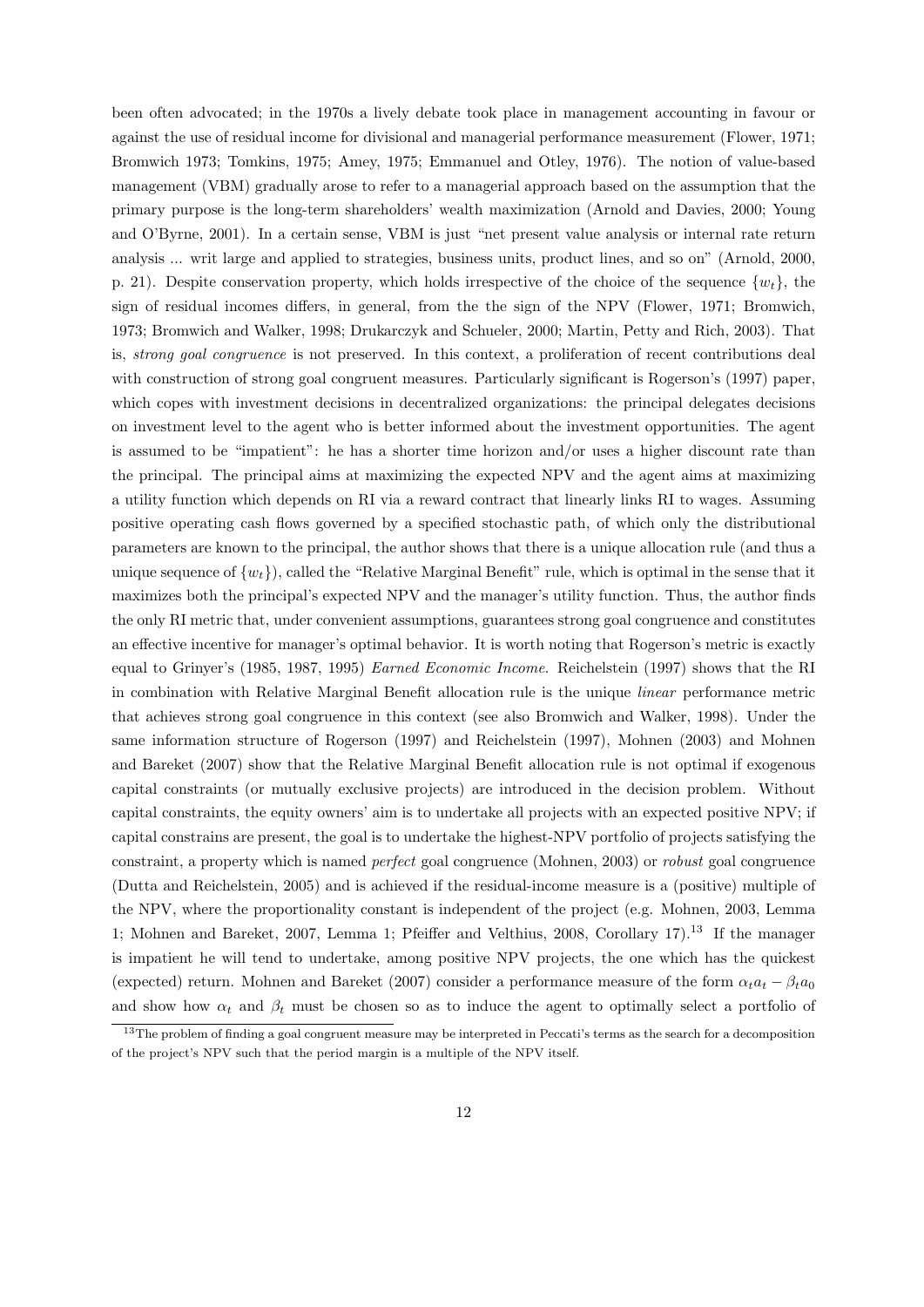been often advocated; in the 1970s a lively debate took place in management accounting in favour or against the use of residual income for divisional and managerial performance measurement (Flower, 1971; Bromwich 1973; Tomkins, 1975; Amey, 1975; Emmanuel and Otley, 1976). The notion of value-based management (VBM) gradually arose to refer to a managerial approach based on the assumption that the primary purpose is the long-term shareholders' wealth maximization (Arnold and Davies, 2000; Young and O'Byrne, 2001). In a certain sense, VBM is just "net present value analysis or internal rate return analysis ... writ large and applied to strategies, business units, product lines, and so on" (Arnold, 2000, p. 21). Despite conservation property, which holds irrespective of the choice of the sequence $\{w_t\}$, the sign of residual incomes differs, in general, from the the sign of the NPV (Flower, 1971; Bromwich, 1973; Bromwich and Walker, 1998; Drukarczyk and Schueler, 2000; Martin, Petty and Rich, 2003). That is, *strong goal congruence* is not preserved. In this context, a proliferation of recent contributions deal with construction of strong goal congruent measures. Particularly significant is Rogerson's (1997) paper, which copes with investment decisions in decentralized organizations: the principal delegates decisions on investment level to the agent who is better informed about the investment opportunities. The agent is assumed to be "impatient": he has a shorter time horizon and/or uses a higher discount rate than the principal. The principal aims at maximizing the expected NPV and the agent aims at maximizing a utility function which depends on RI via a reward contract that linearly links RI to wages. Assuming positive operating cash flows governed by a specified stochastic path, of which only the distributional parameters are known to the principal, the author shows that there is a unique allocation rule (and thus a unique sequence of $\{w_t\}$), called the "Relative Marginal Benefit" rule, which is optimal in the sense that it maximizes both the principal's expected NPV and the manager's utility function. Thus, the author finds the only RI metric that, under convenient assumptions, guarantees strong goal congruence and constitutes an effective incentive for manager's optimal behavior. It is worth noting that Rogerson's metric is exactly equal to Grinyer's (1985, 1987, 1995) *Earned Economic Income*. Reichelstein (1997) shows that the RI in combination with Relative Marginal Benefit allocation rule is the unique *linear* performance metric that achieves strong goal congruence in this context (see also Bromwich and Walker, 1998). Under the same information structure of Rogerson (1997) and Reichelstein (1997), Mohnen (2003) and Mohnen and Bareket (2007) show that the Relative Marginal Benefit allocation rule is not optimal if exogenous capital constraints (or mutually exclusive projects) are introduced in the decision problem. Without capital constraints, the equity owners' aim is to undertake all projects with an expected positive NPV; if capital constrains are present, the goal is to undertake the highest-NPV portfolio of projects satisfying the constraint, a property which is named *perfect* goal congruence (Mohnen, 2003) or *robust* goal congruence (Dutta and Reichelstein, 2005) and is achieved if the residual-income measure is a (positive) multiple of the NPV, where the proportionality constant is independent of the project (e.g. Mohnen, 2003, Lemma 1; Mohnen and Bareket, 2007, Lemma 1; Pfeiffer and Velthius, 2008, Corollary 17).[13] If the manager is impatient he will tend to undertake, among positive NPV projects, the one which has the quickest (expected) return. Mohnen and Bareket (2007) consider a performance measure of the form $\alpha_t a_t - \beta_t a_0$ and show how $\alpha_t$ and $\beta_t$ must be chosen so as to induce the agent to optimally select a portfolio of

[13] The problem of finding a goal congruent measure may be interpreted in Peccati's terms as the search for a decomposition of the project's NPV such that the period margin is a multiple of the NPV itself.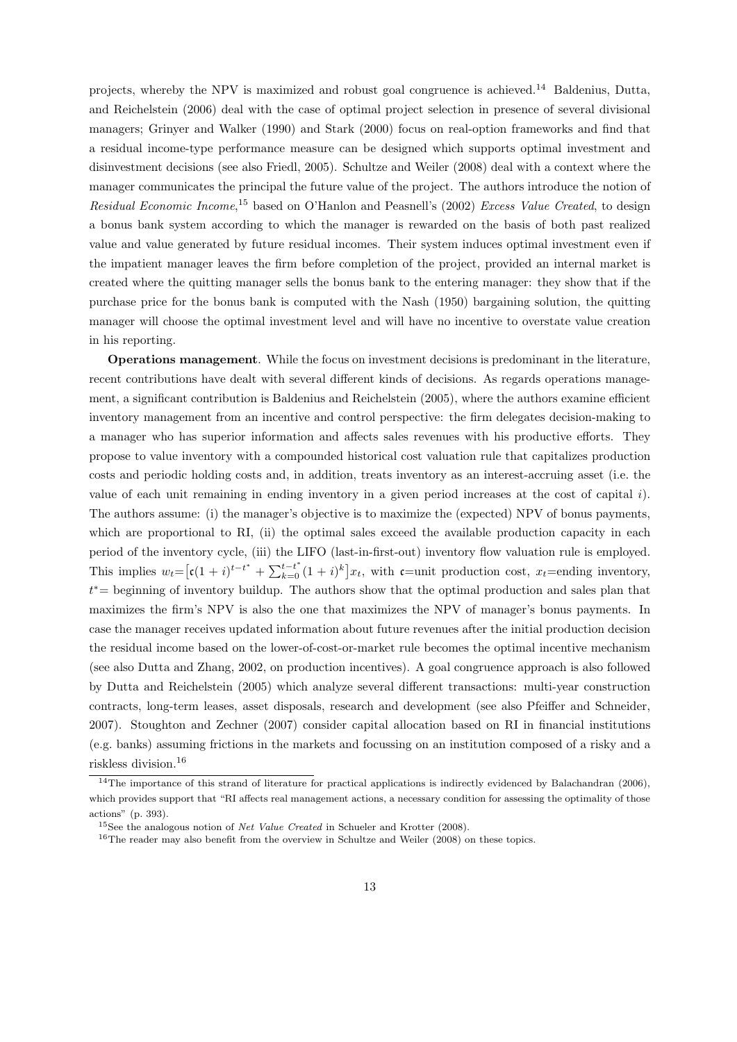projects, whereby the NPV is maximized and robust goal congruence is achieved.[14] Baldenius, Dutta, and Reichelstein (2006) deal with the case of optimal project selection in presence of several divisional managers; Grinyer and Walker (1990) and Stark (2000) focus on real-option frameworks and find that a residual income-type performance measure can be designed which supports optimal investment and disinvestment decisions (see also Friedl, 2005). Schultze and Weiler (2008) deal with a context where the manager communicates the principal the future value of the project. The authors introduce the notion of *Residual Economic Income*,[15] based on O'Hanlon and Peasnell's (2002) *Excess Value Created*, to design a bonus bank system according to which the manager is rewarded on the basis of both past realized value and value generated by future residual incomes. Their system induces optimal investment even if the impatient manager leaves the firm before completion of the project, provided an internal market is created where the quitting manager sells the bonus bank to the entering manager: they show that if the purchase price for the bonus bank is computed with the Nash (1950) bargaining solution, the quitting manager will choose the optimal investment level and will have no incentive to overstate value creation in his reporting.

**Operations management**. While the focus on investment decisions is predominant in the literature, recent contributions have dealt with several different kinds of decisions. As regards operations management, a significant contribution is Baldenius and Reichelstein (2005), where the authors examine efficient inventory management from an incentive and control perspective: the firm delegates decision-making to a manager who has superior information and affects sales revenues with his productive efforts. They propose to value inventory with a compounded historical cost valuation rule that capitalizes production costs and periodic holding costs and, in addition, treats inventory as an interest-accruing asset (i.e. the value of each unit remaining in ending inventory in a given period increases at the cost of capital $i$). The authors assume: (i) the manager's objective is to maximize the (expected) NPV of bonus payments, which are proportional to RI, (ii) the optimal sales exceed the available production capacity in each period of the inventory cycle, (iii) the LIFO (last-in-first-out) inventory flow valuation rule is employed. This implies $w_t = \big[\mathfrak{c}(1+i)^{t-t^*} + \sum_{k=0}^{t-t^*}(1+i)^k\big]x_t$, with $\mathfrak{c}$=unit production cost, $x_t$=ending inventory, $t^*$= beginning of inventory buildup. The authors show that the optimal production and sales plan that maximizes the firm's NPV is also the one that maximizes the NPV of manager's bonus payments. In case the manager receives updated information about future revenues after the initial production decision the residual income based on the lower-of-cost-or-market rule becomes the optimal incentive mechanism (see also Dutta and Zhang, 2002, on production incentives). A goal congruence approach is also followed by Dutta and Reichelstein (2005) which analyze several different transactions: multi-year construction contracts, long-term leases, asset disposals, research and development (see also Pfeiffer and Schneider, 2007). Stoughton and Zechner (2007) consider capital allocation based on RI in financial institutions (e.g. banks) assuming frictions in the markets and focussing on an institution composed of a risky and a riskless division.[16]

[14] The importance of this strand of literature for practical applications is indirectly evidenced by Balachandran (2006), which provides support that "RI affects real management actions, a necessary condition for assessing the optimality of those actions" (p. 393).

[15] See the analogous notion of *Net Value Created* in Schueler and Krotter (2008).

[16] The reader may also benefit from the overview in Schultze and Weiler (2008) on these topics.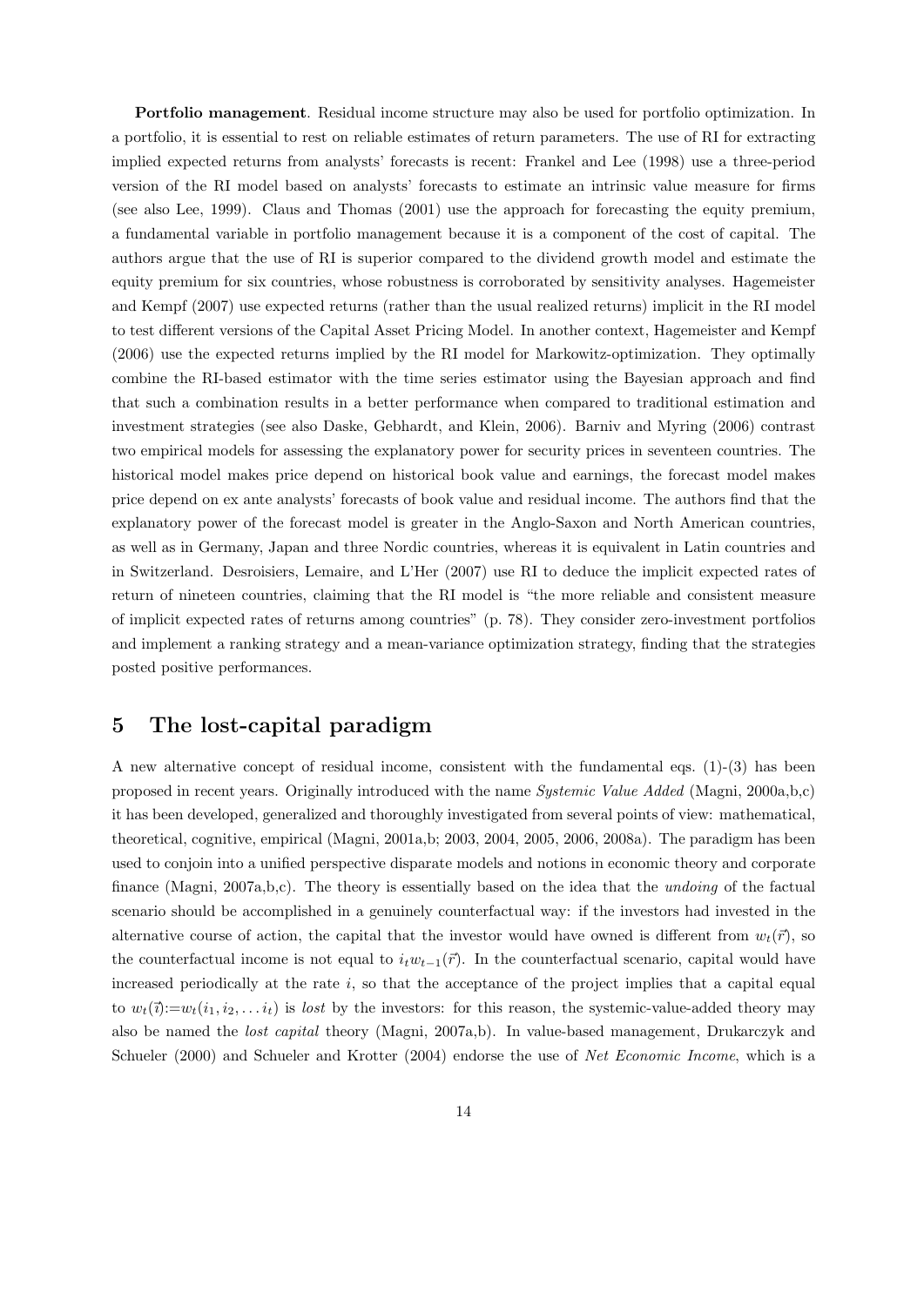**Portfolio management**. Residual income structure may also be used for portfolio optimization. In a portfolio, it is essential to rest on reliable estimates of return parameters. The use of RI for extracting implied expected returns from analysts' forecasts is recent: Frankel and Lee (1998) use a three-period version of the RI model based on analysts' forecasts to estimate an intrinsic value measure for firms (see also Lee, 1999). Claus and Thomas (2001) use the approach for forecasting the equity premium, a fundamental variable in portfolio management because it is a component of the cost of capital. The authors argue that the use of RI is superior compared to the dividend growth model and estimate the equity premium for six countries, whose robustness is corroborated by sensitivity analyses. Hagemeister and Kempf (2007) use expected returns (rather than the usual realized returns) implicit in the RI model to test different versions of the Capital Asset Pricing Model. In another context, Hagemeister and Kempf (2006) use the expected returns implied by the RI model for Markowitz-optimization. They optimally combine the RI-based estimator with the time series estimator using the Bayesian approach and find that such a combination results in a better performance when compared to traditional estimation and investment strategies (see also Daske, Gebhardt, and Klein, 2006). Barniv and Myring (2006) contrast two empirical models for assessing the explanatory power for security prices in seventeen countries. The historical model makes price depend on historical book value and earnings, the forecast model makes price depend on ex ante analysts' forecasts of book value and residual income. The authors find that the explanatory power of the forecast model is greater in the Anglo-Saxon and North American countries, as well as in Germany, Japan and three Nordic countries, whereas it is equivalent in Latin countries and in Switzerland. Desroisiers, Lemaire, and L'Her (2007) use RI to deduce the implicit expected rates of return of nineteen countries, claiming that the RI model is "the more reliable and consistent measure of implicit expected rates of returns among countries" (p. 78). They consider zero-investment portfolios and implement a ranking strategy and a mean-variance optimization strategy, finding that the strategies posted positive performances.

## 5 The lost-capital paradigm

A new alternative concept of residual income, consistent with the fundamental eqs. (1)-(3) has been proposed in recent years. Originally introduced with the name *Systemic Value Added* (Magni, 2000a,b,c) it has been developed, generalized and thoroughly investigated from several points of view: mathematical, theoretical, cognitive, empirical (Magni, 2001a,b; 2003, 2004, 2005, 2006, 2008a). The paradigm has been used to conjoin into a unified perspective disparate models and notions in economic theory and corporate finance (Magni, 2007a,b,c). The theory is essentially based on the idea that the *undoing* of the factual scenario should be accomplished in a genuinely counterfactual way: if the investors had invested in the alternative course of action, the capital that the investor would have owned is different from $w_t(\vec{r})$, so the counterfactual income is not equal to $i_t w_{t-1}(\vec{r})$. In the counterfactual scenario, capital would have increased periodically at the rate $i$, so that the acceptance of the project implies that a capital equal to $w_t(\vec{\imath}) := w_t(i_1, i_2, \ldots i_t)$ is *lost* by the investors: for this reason, the systemic-value-added theory may also be named the *lost capital* theory (Magni, 2007a,b). In value-based management, Drukarczyk and Schueler (2000) and Schueler and Krotter (2004) endorse the use of *Net Economic Income*, which is a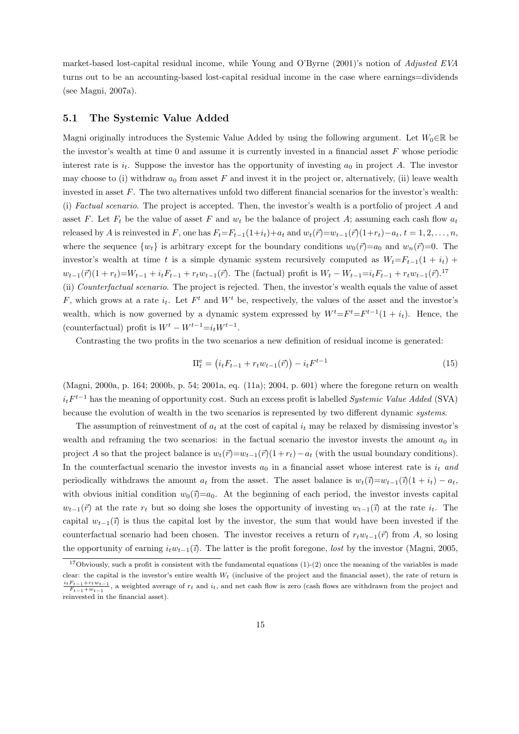market-based lost-capital residual income, while Young and O'Byrne (2001)'s notion of *Adjusted EVA* turns out to be an accounting-based lost-capital residual income in the case where earnings=dividends (see Magni, 2007a).

### 5.1 The Systemic Value Added

Magni originally introduces the Systemic Value Added by using the following argument. Let $W_0 \in \mathbb{R}$ be the investor's wealth at time 0 and assume it is currently invested in a financial asset $F$ whose periodic interest rate is $i_t$. Suppose the investor has the opportunity of investing $a_0$ in project $A$. The investor may choose to (i) withdraw $a_0$ from asset $F$ and invest it in the project or, alternatively, (ii) leave wealth invested in asset $F$. The two alternatives unfold two different financial scenarios for the investor's wealth:
(i) *Factual scenario*. The project is accepted. Then, the investor's wealth is a portfolio of project $A$ and asset $F$. Let $F_t$ be the value of asset $F$ and $w_t$ be the balance of project $A$; assuming each cash flow $a_t$ released by $A$ is reinvested in $F$, one has $F_t = F_{t-1}(1+i_t) + a_t$ and $w_t(\vec{r}) = w_{t-1}(\vec{r})(1+r_t) - a_t$, $t = 1, 2, \ldots, n$, where the sequence $\{w_t\}$ is arbitrary except for the boundary conditions $w_0(\vec{r}) = a_0$ and $w_n(\vec{r}) = 0$. The investor's wealth at time $t$ is a simple dynamic system recursively computed as $W_t = F_{t-1}(1+i_t) + w_{t-1}(\vec{r})(1+r_t) = W_{t-1} + i_t F_{t-1} + r_t w_{t-1}(\vec{r})$. The (factual) profit is $W_t - W_{t-1} = i_t F_{t-1} + r_t w_{t-1}(\vec{r})$.[17]
(ii) *Counterfactual scenario*. The project is rejected. Then, the investor's wealth equals the value of asset $F$, which grows at a rate $i_t$. Let $F^t$ and $W^t$ be, respectively, the values of the asset and the investor's wealth, which is now governed by a dynamic system expressed by $W^t = F^t = F^{t-1}(1+i_t)$. Hence, the (counterfactual) profit is $W^t - W^{t-1} = i_t W^{t-1}$.

Contrasting the two profits in the two scenarios a new definition of residual income is generated:

$$\Pi_t^e = \left(i_t F_{t-1} + r_t w_{t-1}(\vec{r})\right) - i_t F^{t-1} \tag{15}$$

(Magni, 2000a, p. 164; 2000b, p. 54; 2001a, eq. (11a); 2004, p. 601) where the foregone return on wealth $i_t F^{t-1}$ has the meaning of opportunity cost. Such an excess profit is labelled *Systemic Value Added* (SVA) because the evolution of wealth in the two scenarios is represented by two different dynamic *systems*.

The assumption of reinvestment of $a_t$ at the cost of capital $i_t$ may be relaxed by dismissing investor's wealth and reframing the two scenarios: in the factual scenario the investor invests the amount $a_0$ in project $A$ so that the project balance is $w_t(\vec{r}) = w_{t-1}(\vec{r})(1+r_t) - a_t$ (with the usual boundary conditions). In the counterfactual scenario the investor invests $a_0$ in a financial asset whose interest rate is $i_t$ *and* periodically withdraws the amount $a_t$ from the asset. The asset balance is $w_t(\vec{\imath}) = w_{t-1}(\vec{\imath})(1+i_t) - a_t$, with obvious initial condition $w_0(\vec{\imath}) = a_0$. At the beginning of each period, the investor invests capital $w_{t-1}(\vec{r})$ at the rate $r_t$ but so doing she loses the opportunity of investing $w_{t-1}(\vec{\imath})$ at the rate $i_t$. The capital $w_{t-1}(\vec{\imath})$ is thus the capital lost by the investor, the sum that would have been invested if the counterfactual scenario had been chosen. The investor receives a return of $r_t w_{t-1}(\vec{r})$ from $A$, so losing the opportunity of earning $i_t w_{t-1}(\vec{\imath})$. The latter is the profit foregone, *lost* by the investor (Magni, 2005,

---

[17] Obviously, such a profit is consistent with the fundamental equations (1)-(2) once the meaning of the variables is made clear: the capital is the investor's entire wealth $W_t$ (inclusive of the project and the financial asset), the rate of return is $\frac{i_t F_{t-1} + r_t w_{t-1}}{F_{t-1} + w_{t-1}}$, a weighted average of $r_t$ and $i_t$, and net cash flow is zero (cash flows are withdrawn from the project and reinvested in the financial asset).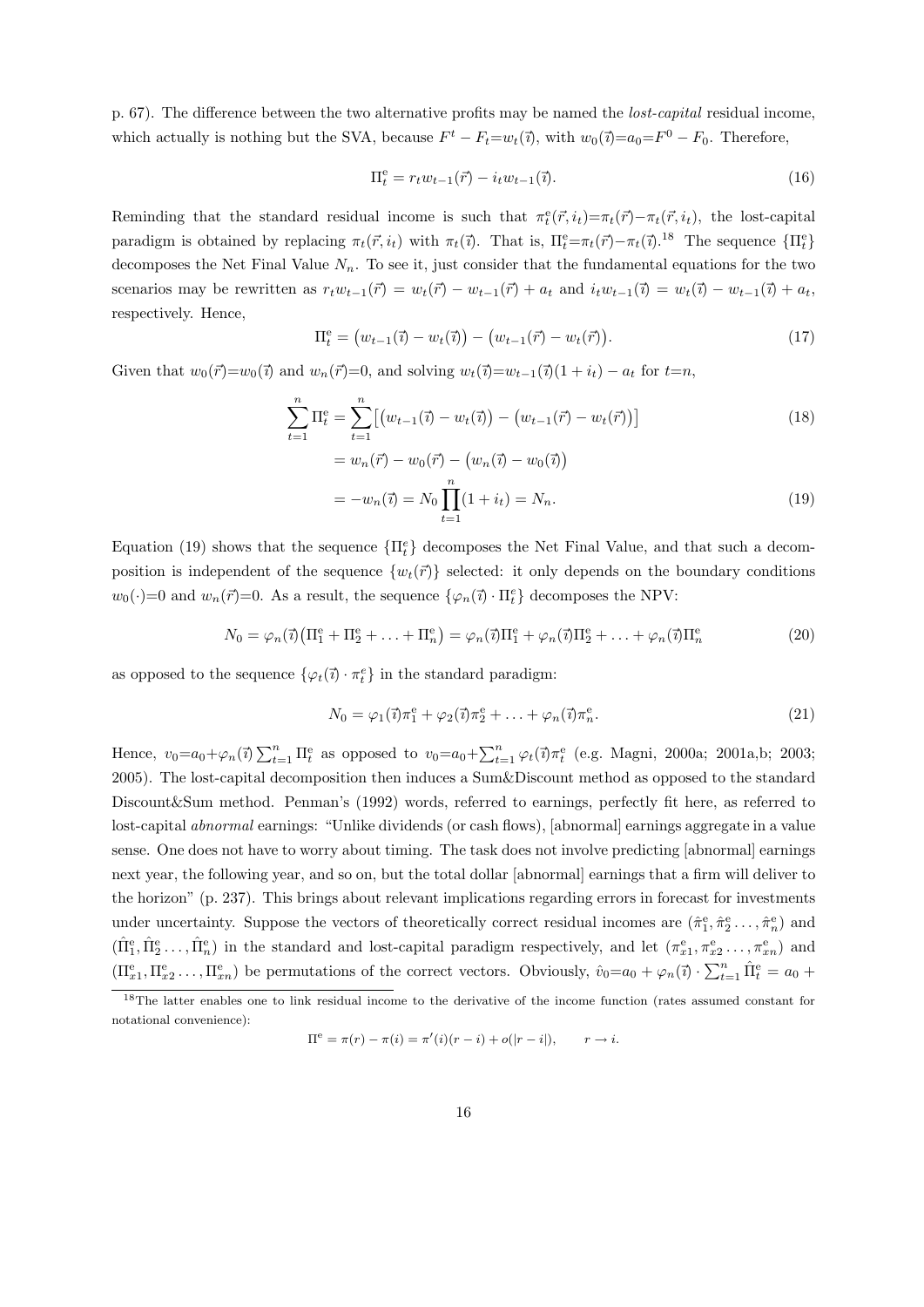p. 67). The difference between the two alternative profits may be named the *lost-capital* residual income, which actually is nothing but the SVA, because $F^t - F_t = w_t(\vec{\imath})$, with $w_0(\vec{\imath}) = a_0 = F^0 - F_0$. Therefore,

$$\Pi_t^{\mathrm{e}} = r_t w_{t-1}(\vec{r}) - i_t w_{t-1}(\vec{\imath}). \tag{16}$$

Reminding that the standard residual income is such that $\pi_t^{\mathrm{e}}(\vec{r}, i_t) = \pi_t(\vec{r}) - \pi_t(\vec{r}, i_t)$, the lost-capital paradigm is obtained by replacing $\pi_t(\vec{r}, i_t)$ with $\pi_t(\vec{\imath})$. That is, $\Pi_t^{\mathrm{e}} = \pi_t(\vec{r}) - \pi_t(\vec{\imath})$.[18] The sequence $\{\Pi_t^{\mathrm{e}}\}$ decomposes the Net Final Value $N_n$. To see it, just consider that the fundamental equations for the two scenarios may be rewritten as $r_t w_{t-1}(\vec{r}) = w_t(\vec{r}) - w_{t-1}(\vec{r}) + a_t$ and $i_t w_{t-1}(\vec{\imath}) = w_t(\vec{\imath}) - w_{t-1}(\vec{\imath}) + a_t$, respectively. Hence,

$$\Pi_t^{\mathrm{e}} = \big(w_{t-1}(\vec{\imath}) - w_t(\vec{\imath})\big) - \big(w_{t-1}(\vec{r}) - w_t(\vec{r})\big). \tag{17}$$

Given that $w_0(\vec{r}) = w_0(\vec{\imath})$ and $w_n(\vec{r}) = 0$, and solving $w_t(\vec{\imath}) = w_{t-1}(\vec{\imath})(1 + i_t) - a_t$ for $t = n$,

$$\begin{aligned}
\sum_{t=1}^{n} \Pi_t^{\mathrm{e}} &= \sum_{t=1}^{n} \big[\big(w_{t-1}(\vec{\imath}) - w_t(\vec{\imath})\big) - \big(w_{t-1}(\vec{r}) - w_t(\vec{r})\big)\big] && (18)\\
&= w_n(\vec{r}) - w_0(\vec{r}) - \big(w_n(\vec{\imath}) - w_0(\vec{\imath})\big) \\
&= -w_n(\vec{\imath}) = N_0 \prod_{t=1}^{n}(1 + i_t) = N_n. && (19)
\end{aligned}$$

Equation (19) shows that the sequence $\{\Pi_t^{\mathrm{e}}\}$ decomposes the Net Final Value, and that such a decomposition is independent of the sequence $\{w_t(\vec{r})\}$ selected: it only depends on the boundary conditions $w_0(\cdot) = 0$ and $w_n(\vec{r}) = 0$. As a result, the sequence $\{\varphi_n(\vec{\imath}) \cdot \Pi_t^{\mathrm{e}}\}$ decomposes the NPV:

$$N_0 = \varphi_n(\vec{\imath})\big(\Pi_1^{\mathrm{e}} + \Pi_2^{\mathrm{e}} + \ldots + \Pi_n^{\mathrm{e}}\big) = \varphi_n(\vec{\imath})\Pi_1^{\mathrm{e}} + \varphi_n(\vec{\imath})\Pi_2^{\mathrm{e}} + \ldots + \varphi_n(\vec{\imath})\Pi_n^{\mathrm{e}} \tag{20}$$

as opposed to the sequence $\{\varphi_t(\vec{\imath}) \cdot \pi_t^e\}$ in the standard paradigm:

$$N_0 = \varphi_1(\vec{\imath})\pi_1^{\mathrm{e}} + \varphi_2(\vec{\imath})\pi_2^{\mathrm{e}} + \ldots + \varphi_n(\vec{\imath})\pi_n^{\mathrm{e}}. \tag{21}$$

Hence, $v_0 = a_0 + \varphi_n(\vec{\imath}) \sum_{t=1}^{n} \Pi_t^{\mathrm{e}}$ as opposed to $v_0 = a_0 + \sum_{t=1}^{n} \varphi_t(\vec{\imath})\pi_t^{\mathrm{e}}$ (e.g. Magni, 2000a; 2001a,b; 2003; 2005). The lost-capital decomposition then induces a Sum&Discount method as opposed to the standard Discount&Sum method. Penman's (1992) words, referred to earnings, perfectly fit here, as referred to lost-capital *abnormal* earnings: "Unlike dividends (or cash flows), [abnormal] earnings aggregate in a value sense. One does not have to worry about timing. The task does not involve predicting [abnormal] earnings next year, the following year, and so on, but the total dollar [abnormal] earnings that a firm will deliver to the horizon" (p. 237). This brings about relevant implications regarding errors in forecast for investments under uncertainty. Suppose the vectors of theoretically correct residual incomes are $(\hat{\pi}_1^{\mathrm{e}}, \hat{\pi}_2^{\mathrm{e}} \ldots, \hat{\pi}_n^{\mathrm{e}})$ and $(\hat{\Pi}_1^{\mathrm{e}}, \hat{\Pi}_2^{\mathrm{e}} \ldots, \hat{\Pi}_n^{\mathrm{e}})$ in the standard and lost-capital paradigm respectively, and let $(\pi_{x1}^{\mathrm{e}}, \pi_{x2}^{\mathrm{e}} \ldots, \pi_{xn}^{\mathrm{e}})$ and $(\Pi_{x1}^{\mathrm{e}}, \Pi_{x2}^{\mathrm{e}} \ldots, \Pi_{xn}^{\mathrm{e}})$ be permutations of the correct vectors. Obviously, $\hat{v}_0 = a_0 + \varphi_n(\vec{\imath}) \cdot \sum_{t=1}^{n} \hat{\Pi}_t^{\mathrm{e}} = a_0 +$

[18] The latter enables one to link residual income to the derivative of the income function (rates assumed constant for notational convenience):

$$\Pi^{\mathrm{e}} = \pi(r) - \pi(i) = \pi'(i)(r - i) + o(|r - i|), \qquad r \to i.$$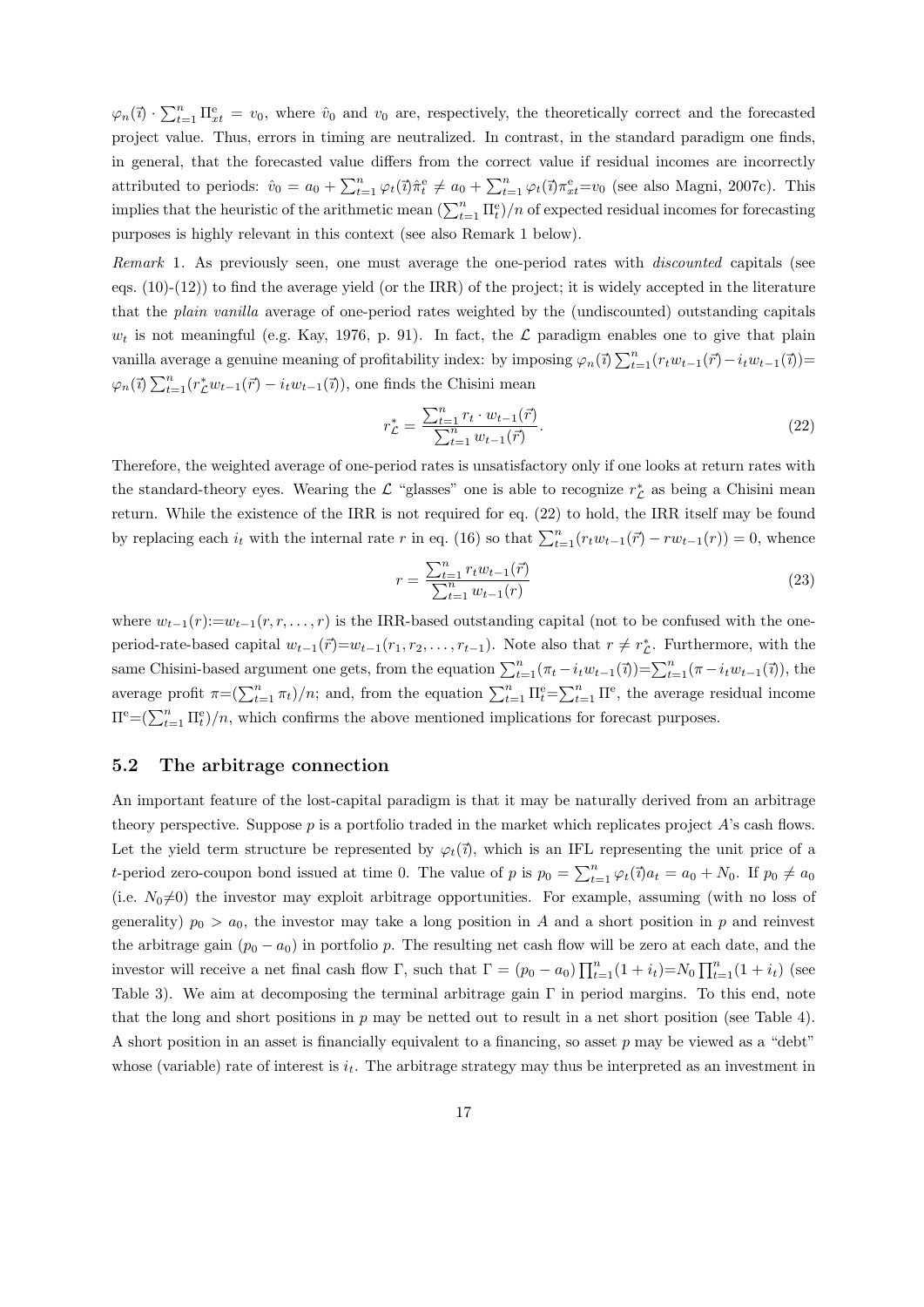$\varphi_n(\vec{\imath}) \cdot \sum_{t=1}^n \Pi_{xt}^{\text{e}} = v_0$, where $\hat{v}_0$ and $v_0$ are, respectively, the theoretically correct and the forecasted project value. Thus, errors in timing are neutralized. In contrast, in the standard paradigm one finds, in general, that the forecasted value differs from the correct value if residual incomes are incorrectly attributed to periods: $\hat{v}_0 = a_0 + \sum_{t=1}^n \varphi_t(\vec{\imath})\hat{\pi}_t^{\text{e}} \neq a_0 + \sum_{t=1}^n \varphi_t(\vec{\imath})\pi_{xt}^{\text{e}} = v_0$ (see also Magni, 2007c). This implies that the heuristic of the arithmetic mean $(\sum_{t=1}^n \Pi_t^{\text{e}})/n$ of expected residual incomes for forecasting purposes is highly relevant in this context (see also Remark 1 below).

*Remark* 1. As previously seen, one must average the one-period rates with *discounted* capitals (see eqs. (10)-(12)) to find the average yield (or the IRR) of the project; it is widely accepted in the literature that the *plain vanilla* average of one-period rates weighted by the (undiscounted) outstanding capitals $w_t$ is not meaningful (e.g. Kay, 1976, p. 91). In fact, the $\mathcal{L}$ paradigm enables one to give that plain vanilla average a genuine meaning of profitability index: by imposing $\varphi_n(\vec{\imath}) \sum_{t=1}^n (r_t w_{t-1}(\vec{r}) - i_t w_{t-1}(\vec{\imath})) = \varphi_n(\vec{\imath}) \sum_{t=1}^n (r_{\mathcal{L}}^* w_{t-1}(\vec{r}) - i_t w_{t-1}(\vec{\imath}))$, one finds the Chisini mean

$$r_{\mathcal{L}}^* = \frac{\sum_{t=1}^n r_t \cdot w_{t-1}(\vec{r})}{\sum_{t=1}^n w_{t-1}(\vec{r})}. \tag{22}$$

Therefore, the weighted average of one-period rates is unsatisfactory only if one looks at return rates with the standard-theory eyes. Wearing the $\mathcal{L}$ "glasses" one is able to recognize $r_{\mathcal{L}}^*$ as being a Chisini mean return. While the existence of the IRR is not required for eq. (22) to hold, the IRR itself may be found by replacing each $i_t$ with the internal rate $r$ in eq. (16) so that $\sum_{t=1}^n (r_t w_{t-1}(\vec{r}) - r w_{t-1}(r)) = 0$, whence

$$r = \frac{\sum_{t=1}^n r_t w_{t-1}(\vec{r})}{\sum_{t=1}^n w_{t-1}(r)} \tag{23}$$

where $w_{t-1}(r) := w_{t-1}(r, r, \ldots, r)$ is the IRR-based outstanding capital (not to be confused with the one-period-rate-based capital $w_{t-1}(\vec{r}) = w_{t-1}(r_1, r_2, \ldots, r_{t-1})$. Note also that $r \neq r_{\mathcal{L}}^*$. Furthermore, with the same Chisini-based argument one gets, from the equation $\sum_{t=1}^n (\pi_t - i_t w_{t-1}(\vec{\imath})) = \sum_{t=1}^n (\pi - i_t w_{t-1}(\vec{\imath}))$, the average profit $\pi = (\sum_{t=1}^n \pi_t)/n$; and, from the equation $\sum_{t=1}^n \Pi_t^{\text{e}} = \sum_{t=1}^n \Pi^{\text{e}}$, the average residual income $\Pi^{\text{e}} = (\sum_{t=1}^n \Pi_t^{\text{e}})/n$, which confirms the above mentioned implications for forecast purposes.

## 5.2 The arbitrage connection

An important feature of the lost-capital paradigm is that it may be naturally derived from an arbitrage theory perspective. Suppose $p$ is a portfolio traded in the market which replicates project $A$'s cash flows. Let the yield term structure be represented by $\varphi_t(\vec{\imath})$, which is an IFL representing the unit price of a $t$-period zero-coupon bond issued at time 0. The value of $p$ is $p_0 = \sum_{t=1}^n \varphi_t(\vec{\imath}) a_t = a_0 + N_0$. If $p_0 \neq a_0$ (i.e. $N_0 \neq 0$) the investor may exploit arbitrage opportunities. For example, assuming (with no loss of generality) $p_0 > a_0$, the investor may take a long position in $A$ and a short position in $p$ and reinvest the arbitrage gain $(p_0 - a_0)$ in portfolio $p$. The resulting net cash flow will be zero at each date, and the investor will receive a net final cash flow $\Gamma$, such that $\Gamma = (p_0 - a_0) \prod_{t=1}^n (1 + i_t) = N_0 \prod_{t=1}^n (1 + i_t)$ (see Table 3). We aim at decomposing the terminal arbitrage gain $\Gamma$ in period margins. To this end, note that the long and short positions in $p$ may be netted out to result in a net short position (see Table 4). A short position in an asset is financially equivalent to a financing, so asset $p$ may be viewed as a "debt" whose (variable) rate of interest is $i_t$. The arbitrage strategy may thus be interpreted as an investment in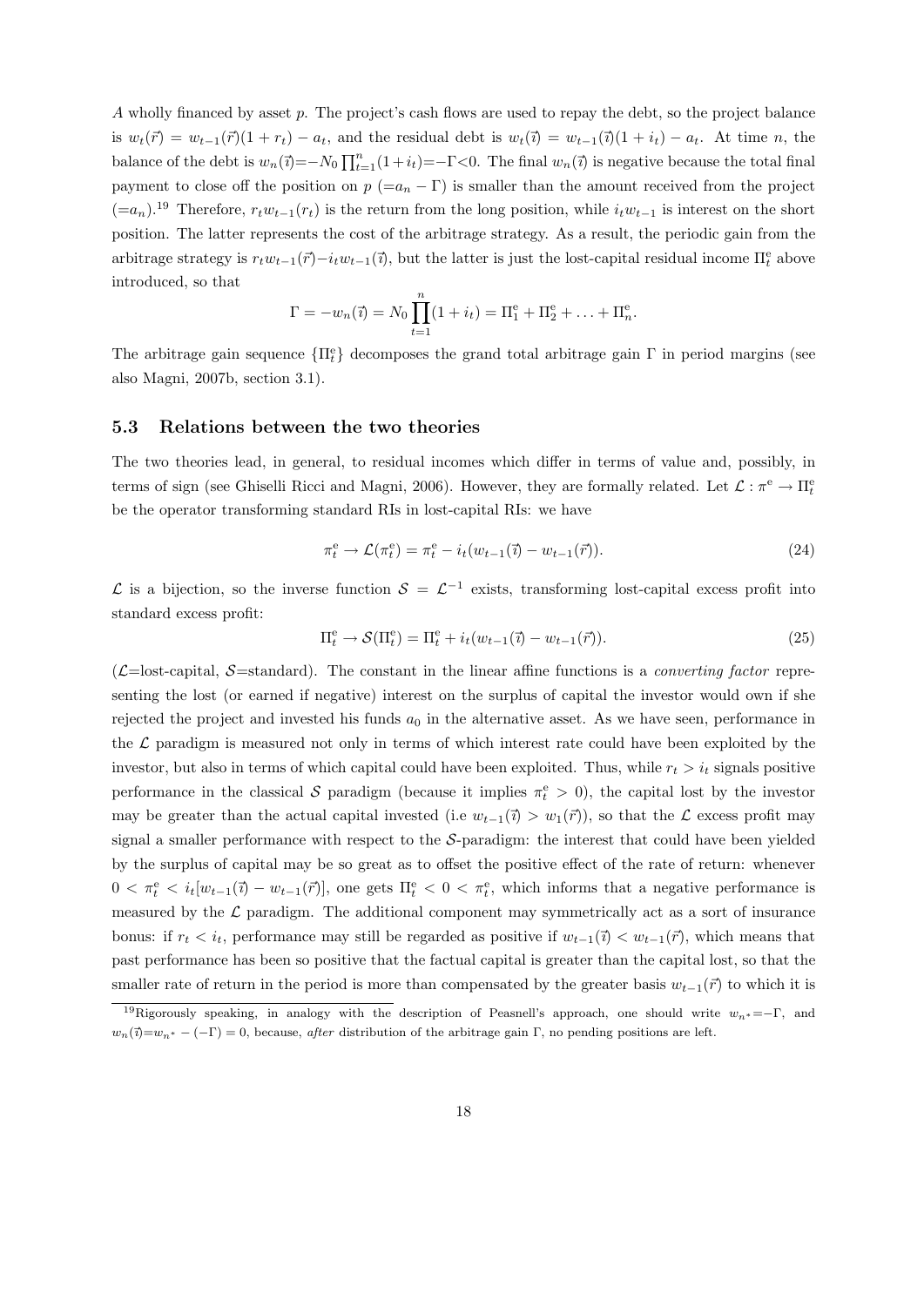$A$ wholly financed by asset $p$. The project's cash flows are used to repay the debt, so the project balance is $w_t(\vec{r}) = w_{t-1}(\vec{r})(1 + r_t) - a_t$, and the residual debt is $w_t(\vec{\imath}) = w_{t-1}(\vec{\imath})(1 + i_t) - a_t$. At time $n$, the balance of the debt is $w_n(\vec{\imath}) = -N_0 \prod_{t=1}^{n}(1+i_t) = -\Gamma < 0$. The final $w_n(\vec{\imath})$ is negative because the total final payment to close off the position on $p$ ($=a_n - \Gamma$) is smaller than the amount received from the project ($=a_n$).[19] Therefore, $r_t w_{t-1}(r_t)$ is the return from the long position, while $i_t w_{t-1}$ is interest on the short position. The latter represents the cost of the arbitrage strategy. As a result, the periodic gain from the arbitrage strategy is $r_t w_{t-1}(\vec{r}) - i_t w_{t-1}(\vec{\imath})$, but the latter is just the lost-capital residual income $\Pi_t^{\rm e}$ above introduced, so that

$$\Gamma = -w_n(\vec{\imath}) = N_0 \prod_{t=1}^{n}(1+i_t) = \Pi_1^{\rm e} + \Pi_2^{\rm e} + \ldots + \Pi_n^{\rm e}.$$

The arbitrage gain sequence $\{\Pi_t^{\rm e}\}$ decomposes the grand total arbitrage gain $\Gamma$ in period margins (see also Magni, 2007b, section 3.1).

### 5.3 Relations between the two theories

The two theories lead, in general, to residual incomes which differ in terms of value and, possibly, in terms of sign (see Ghiselli Ricci and Magni, 2006). However, they are formally related. Let $\mathcal{L} : \pi^{\rm e} \to \Pi_t^{\rm e}$ be the operator transforming standard RIs in lost-capital RIs: we have

$$\pi_t^{\rm e} \to \mathcal{L}(\pi_t^{\rm e}) = \pi_t^{\rm e} - i_t(w_{t-1}(\vec{\imath}) - w_{t-1}(\vec{r})). \tag{24}$$

$\mathcal{L}$ is a bijection, so the inverse function $\mathcal{S} = \mathcal{L}^{-1}$ exists, transforming lost-capital excess profit into standard excess profit:

$$\Pi_t^{\rm e} \to \mathcal{S}(\Pi_t^{\rm e}) = \Pi_t^{\rm e} + i_t(w_{t-1}(\vec{\imath}) - w_{t-1}(\vec{r})). \tag{25}$$

($\mathcal{L}$=lost-capital, $\mathcal{S}$=standard). The constant in the linear affine functions is a *converting factor* representing the lost (or earned if negative) interest on the surplus of capital the investor would own if she rejected the project and invested his funds $a_0$ in the alternative asset. As we have seen, performance in the $\mathcal{L}$ paradigm is measured not only in terms of which interest rate could have been exploited by the investor, but also in terms of which capital could have been exploited. Thus, while $r_t > i_t$ signals positive performance in the classical $\mathcal{S}$ paradigm (because it implies $\pi_t^{\rm e} > 0$), the capital lost by the investor may be greater than the actual capital invested (i.e $w_{t-1}(\vec{\imath}) > w_1(\vec{r})$), so that the $\mathcal{L}$ excess profit may signal a smaller performance with respect to the $\mathcal{S}$-paradigm: the interest that could have been yielded by the surplus of capital may be so great as to offset the positive effect of the rate of return: whenever $0 < \pi_t^{\rm e} < i_t[w_{t-1}(\vec{\imath}) - w_{t-1}(\vec{r})]$, one gets $\Pi_t^{\rm e} < 0 < \pi_t^{\rm e}$, which informs that a negative performance is measured by the $\mathcal{L}$ paradigm. The additional component may symmetrically act as a sort of insurance bonus: if $r_t < i_t$, performance may still be regarded as positive if $w_{t-1}(\vec{\imath}) < w_{t-1}(\vec{r})$, which means that past performance has been so positive that the factual capital is greater than the capital lost, so that the smaller rate of return in the period is more than compensated by the greater basis $w_{t-1}(\vec{r})$ to which it is

[19] Rigorously speaking, in analogy with the description of Peasnell's approach, one should write $w_{n^*} = -\Gamma$, and $w_n(\vec{\imath}) = w_{n^*} - (-\Gamma) = 0$, because, *after* distribution of the arbitrage gain $\Gamma$, no pending positions are left.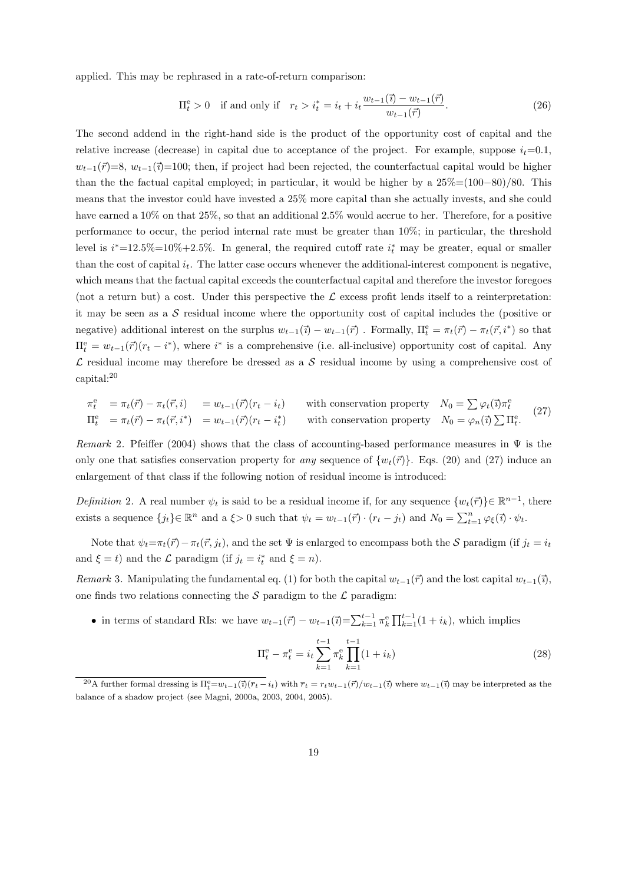applied. This may be rephrased in a rate-of-return comparison:

$$\Pi^{\rm e}_t > 0 \quad \text{if and only if} \quad r_t > i^*_t = i_t + i_t \frac{w_{t-1}(\vec{\imath}) - w_{t-1}(\vec{r})}{w_{t-1}(\vec{r})}. \tag{26}$$

The second addend in the right-hand side is the product of the opportunity cost of capital and the relative increase (decrease) in capital due to acceptance of the project. For example, suppose $i_t$=0.1, $w_{t-1}(\vec{r})$=8, $w_{t-1}(\vec{\imath})$=100; then, if project had been rejected, the counterfactual capital would be higher than the the factual capital employed; in particular, it would be higher by a 25%=(100−80)/80. This means that the investor could have invested a 25% more capital than she actually invests, and she could have earned a 10% on that 25%, so that an additional 2.5% would accrue to her. Therefore, for a positive performance to occur, the period internal rate must be greater than 10%; in particular, the threshold level is $i^*$=12.5%=10%+2.5%. In general, the required cutoff rate $i^*_t$ may be greater, equal or smaller than the cost of capital $i_t$. The latter case occurs whenever the additional-interest component is negative, which means that the factual capital exceeds the counterfactual capital and therefore the investor foregoes (not a return but) a cost. Under this perspective the $\mathcal{L}$ excess profit lends itself to a reinterpretation: it may be seen as a $\mathcal{S}$ residual income where the opportunity cost of capital includes the (positive or negative) additional interest on the surplus $w_{t-1}(\vec{\imath}) - w_{t-1}(\vec{r})$ . Formally, $\Pi^{\rm e}_t = \pi_t(\vec{r}) - \pi_t(\vec{r}, i^*)$ so that $\Pi^{\rm e}_t = w_{t-1}(\vec{r})(r_t - i^*)$, where $i^*$ is a comprehensive (i.e. all-inclusive) opportunity cost of capital. Any $\mathcal{L}$ residual income may therefore be dressed as a $\mathcal{S}$ residual income by using a comprehensive cost of capital:[20]

$$\begin{array}{llll} \pi^{\rm e}_t &= \pi_t(\vec{r}) - \pi_t(\vec{r}, i) &= w_{t-1}(\vec{r})(r_t - i_t) & \quad \text{with conservation property} \quad N_0 = \sum \varphi_t(\vec{\imath})\pi^{\rm e}_t \\ \Pi^{\rm e}_t &= \pi_t(\vec{r}) - \pi_t(\vec{r}, i^*) &= w_{t-1}(\vec{r})(r_t - i^*_t) & \quad \text{with conservation property} \quad N_0 = \varphi_n(\vec{\imath}) \sum \Pi^{\rm e}_t. \end{array} \tag{27}$$

*Remark* 2. Pfeiffer (2004) shows that the class of accounting-based performance measures in $\Psi$ is the only one that satisfies conservation property for *any* sequence of $\{w_t(\vec{r})\}$. Eqs. (20) and (27) induce an enlargement of that class if the following notion of residual income is introduced:

*Definition* 2. A real number $\psi_t$ is said to be a residual income if, for any sequence $\{w_t(\vec{r})\}\in \mathbb{R}^{n-1}$, there exists a sequence $\{j_t\}\in \mathbb{R}^n$ and a $\xi> 0$ such that $\psi_t = w_{t-1}(\vec{r}) \cdot (r_t - j_t)$ and $N_0 = \sum_{t=1}^n \varphi_\xi(\vec{\imath}) \cdot \psi_t$.

Note that $\psi_t$=$\pi_t(\vec{r}) - \pi_t(\vec{r}, j_t)$, and the set $\Psi$ is enlarged to encompass both the $\mathcal{S}$ paradigm (if $j_t = i_t$ and $\xi = t$) and the $\mathcal{L}$ paradigm (if $j_t = i^*_t$ and $\xi = n$).

*Remark* 3. Manipulating the fundamental eq. (1) for both the capital $w_{t-1}(\vec{r})$ and the lost capital $w_{t-1}(\vec{\imath})$, one finds two relations connecting the $\mathcal{S}$ paradigm to the $\mathcal{L}$ paradigm:

- in terms of standard RIs: we have $w_{t-1}(\vec{r}) - w_{t-1}(\vec{\imath})$=$\sum_{k=1}^{t-1} \pi^{\rm e}_k \prod_{k=1}^{t-1}(1 + i_k)$, which implies

$$\Pi^{\rm e}_t - \pi^{\rm e}_t = i_t \sum_{k=1}^{t-1} \pi^{\rm e}_k \prod_{k=1}^{t-1}(1 + i_k) \tag{28}$$

[20] A further formal dressing is $\Pi^{\rm e}_t$=$w_{t-1}(\vec{\imath})(\overline{r}_t - i_t)$ with $\overline{r}_t = r_t w_{t-1}(\vec{r})/w_{t-1}(\vec{\imath})$ where $w_{t-1}(\vec{\imath})$ may be interpreted as the balance of a shadow project (see Magni, 2000a, 2003, 2004, 2005).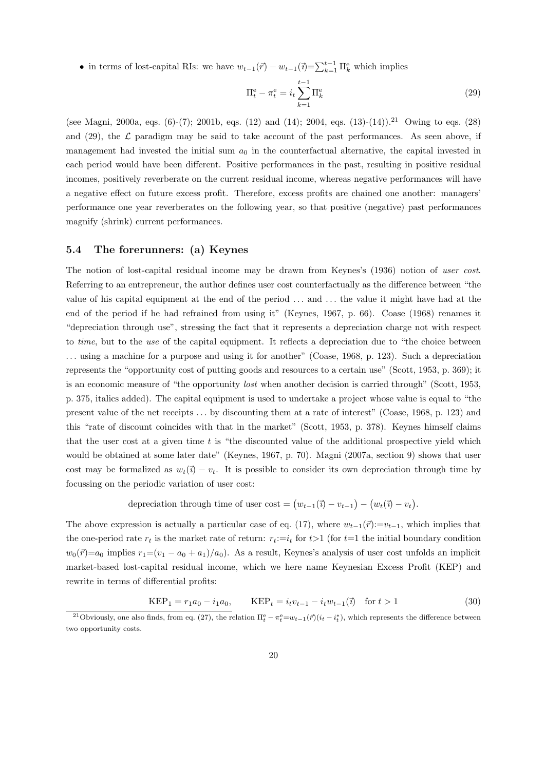- in terms of lost-capital RIs: we have $w_{t-1}(\vec{r}) - w_{t-1}(\vec{\imath}) = \sum_{k=1}^{t-1} \Pi_k^{\rm e}$ which implies

$$\Pi_t^{\rm e} - \pi_t^{\rm e} = i_t \sum_{k=1}^{t-1} \Pi_k^{\rm e} \tag{29}$$

(see Magni, 2000a, eqs. (6)-(7); 2001b, eqs. (12) and (14); 2004, eqs. (13)-(14)).[21] Owing to eqs. (28) and (29), the $\mathcal{L}$ paradigm may be said to take account of the past performances. As seen above, if management had invested the initial sum $a_0$ in the counterfactual alternative, the capital invested in each period would have been different. Positive performances in the past, resulting in positive residual incomes, positively reverberate on the current residual income, whereas negative performances will have a negative effect on future excess profit. Therefore, excess profits are chained one another: managers' performance one year reverberates on the following year, so that positive (negative) past performances magnify (shrink) current performances.

### 5.4 The forerunners: (a) Keynes

The notion of lost-capital residual income may be drawn from Keynes's (1936) notion of *user cost*. Referring to an entrepreneur, the author defines user cost counterfactually as the difference between "the value of his capital equipment at the end of the period ... and ... the value it might have had at the end of the period if he had refrained from using it" (Keynes, 1967, p. 66). Coase (1968) renames it "depreciation through use", stressing the fact that it represents a depreciation charge not with respect to *time*, but to the *use* of the capital equipment. It reflects a depreciation due to "the choice between ... using a machine for a purpose and using it for another" (Coase, 1968, p. 123). Such a depreciation represents the "opportunity cost of putting goods and resources to a certain use" (Scott, 1953, p. 369); it is an economic measure of "the opportunity *lost* when another decision is carried through" (Scott, 1953, p. 375, italics added). The capital equipment is used to undertake a project whose value is equal to "the present value of the net receipts ... by discounting them at a rate of interest" (Coase, 1968, p. 123) and this "rate of discount coincides with that in the market" (Scott, 1953, p. 378). Keynes himself claims that the user cost at a given time $t$ is "the discounted value of the additional prospective yield which would be obtained at some later date" (Keynes, 1967, p. 70). Magni (2007a, section 9) shows that user cost may be formalized as $w_t(\vec{\imath}) - v_t$. It is possible to consider its own depreciation through time by focussing on the periodic variation of user cost:

$$\text{depreciation through time of user cost} = \big(w_{t-1}(\vec{\imath}) - v_{t-1}\big) - \big(w_t(\vec{\imath}) - v_t\big).$$

The above expression is actually a particular case of eq. (17), where $w_{t-1}(\vec{r}) := v_{t-1}$, which implies that the one-period rate $r_t$ is the market rate of return: $r_t := i_t$ for $t > 1$ (for $t=1$ the initial boundary condition $w_0(\vec{r}) = a_0$ implies $r_1 = (v_1 - a_0 + a_1)/a_0$). As a result, Keynes's analysis of user cost unfolds an implicit market-based lost-capital residual income, which we here name Keynesian Excess Profit (KEP) and rewrite in terms of differential profits:

$$\text{KEP}_1 = r_1 a_0 - i_1 a_0, \qquad \text{KEP}_t = i_t v_{t-1} - i_t w_{t-1}(\vec{\imath}) \quad \text{for } t > 1 \tag{30}$$

[21] Obviously, one also finds, from eq. (27), the relation $\Pi_t^{\rm e} - \pi_t^{\rm e} = w_{t-1}(\vec{r})(i_t - i_t^*)$, which represents the difference between two opportunity costs.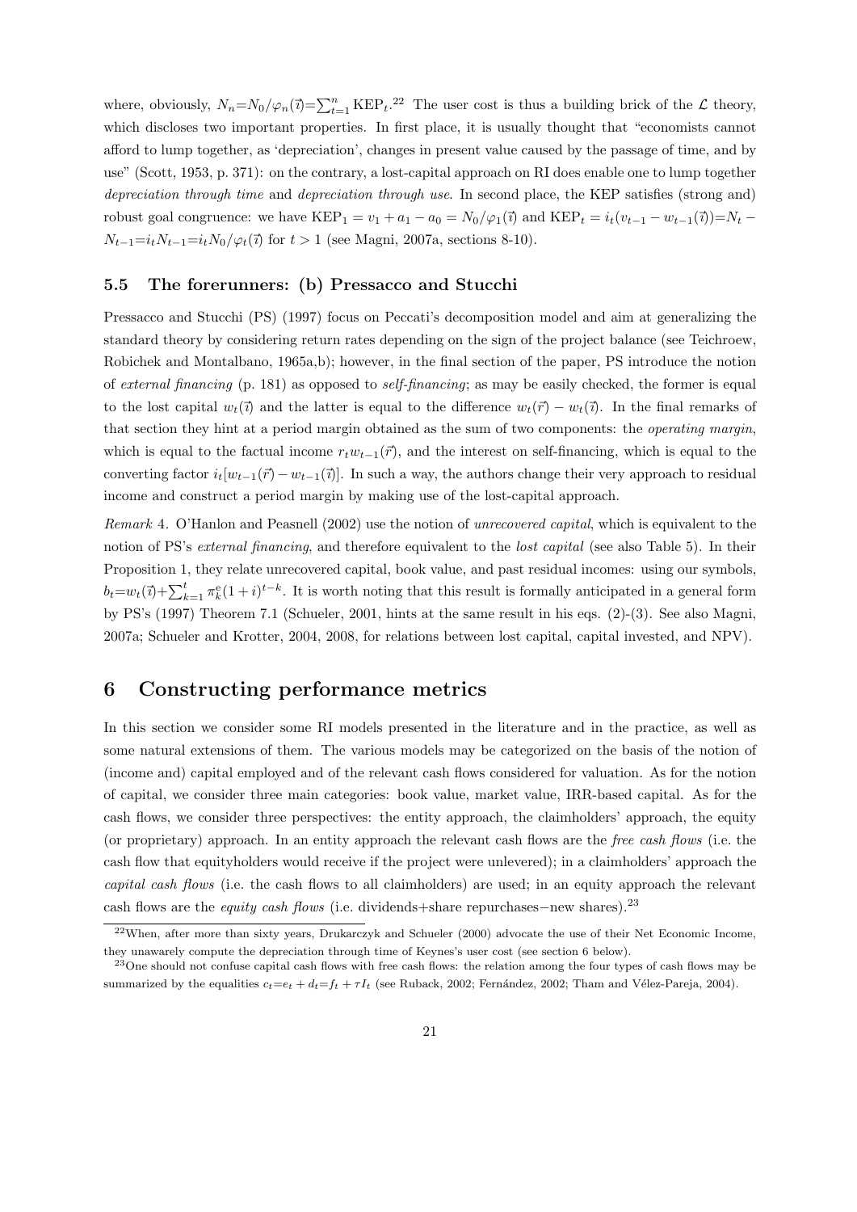where, obviously, $N_n{=}N_0/\varphi_n(\vec{\imath}){=}\sum_{t=1}^n \text{KEP}_t$.[22] The user cost is thus a building brick of the $\mathcal{L}$ theory, which discloses two important properties. In first place, it is usually thought that "economists cannot afford to lump together, as 'depreciation', changes in present value caused by the passage of time, and by use" (Scott, 1953, p. 371): on the contrary, a lost-capital approach on RI does enable one to lump together *depreciation through time* and *depreciation through use*. In second place, the KEP satisfies (strong and) robust goal congruence: we have $\text{KEP}_1 = v_1 + a_1 - a_0 = N_0/\varphi_1(\vec{\imath})$ and $\text{KEP}_t = i_t(v_{t-1} - w_{t-1}(\vec{\imath})){=}N_t - N_{t-1}{=}i_t N_{t-1}{=}i_t N_0/\varphi_t(\vec{\imath})$ for $t > 1$ (see Magni, 2007a, sections 8-10).

### 5.5 The forerunners: (b) Pressacco and Stucchi

Pressacco and Stucchi (PS) (1997) focus on Peccati's decomposition model and aim at generalizing the standard theory by considering return rates depending on the sign of the project balance (see Teichroew, Robichek and Montalbano, 1965a,b); however, in the final section of the paper, PS introduce the notion of *external financing* (p. 181) as opposed to *self-financing*; as may be easily checked, the former is equal to the lost capital $w_t(\vec{\imath})$ and the latter is equal to the difference $w_t(\vec{r}) - w_t(\vec{\imath})$. In the final remarks of that section they hint at a period margin obtained as the sum of two components: the *operating margin*, which is equal to the factual income $r_t w_{t-1}(\vec{r})$, and the interest on self-financing, which is equal to the converting factor $i_t[w_{t-1}(\vec{r}) - w_{t-1}(\vec{\imath})]$. In such a way, the authors change their very approach to residual income and construct a period margin by making use of the lost-capital approach.

*Remark* 4. O'Hanlon and Peasnell (2002) use the notion of *unrecovered capital*, which is equivalent to the notion of PS's *external financing*, and therefore equivalent to the *lost capital* (see also Table 5). In their Proposition 1, they relate unrecovered capital, book value, and past residual incomes: using our symbols, $b_t{=}w_t(\vec{\imath}){+}\sum_{k=1}^t \pi_k^{\text{e}}(1+i)^{t-k}$. It is worth noting that this result is formally anticipated in a general form by PS's (1997) Theorem 7.1 (Schueler, 2001, hints at the same result in his eqs. (2)-(3). See also Magni, 2007a; Schueler and Krotter, 2004, 2008, for relations between lost capital, capital invested, and NPV).

## 6 Constructing performance metrics

In this section we consider some RI models presented in the literature and in the practice, as well as some natural extensions of them. The various models may be categorized on the basis of the notion of (income and) capital employed and of the relevant cash flows considered for valuation. As for the notion of capital, we consider three main categories: book value, market value, IRR-based capital. As for the cash flows, we consider three perspectives: the entity approach, the claimholders' approach, the equity (or proprietary) approach. In an entity approach the relevant cash flows are the *free cash flows* (i.e. the cash flow that equityholders would receive if the project were unlevered); in a claimholders' approach the *capital cash flows* (i.e. the cash flows to all claimholders) are used; in an equity approach the relevant cash flows are the *equity cash flows* (i.e. dividends+share repurchases−new shares).[23]

---

[22] When, after more than sixty years, Drukarczyk and Schueler (2000) advocate the use of their Net Economic Income, they unawarely compute the depreciation through time of Keynes's user cost (see section 6 below).

[23] One should not confuse capital cash flows with free cash flows: the relation among the four types of cash flows may be summarized by the equalities $c_t{=}e_t + d_t{=}f_t + \tau I_t$ (see Ruback, 2002; Fernández, 2002; Tham and Vélez-Pareja, 2004).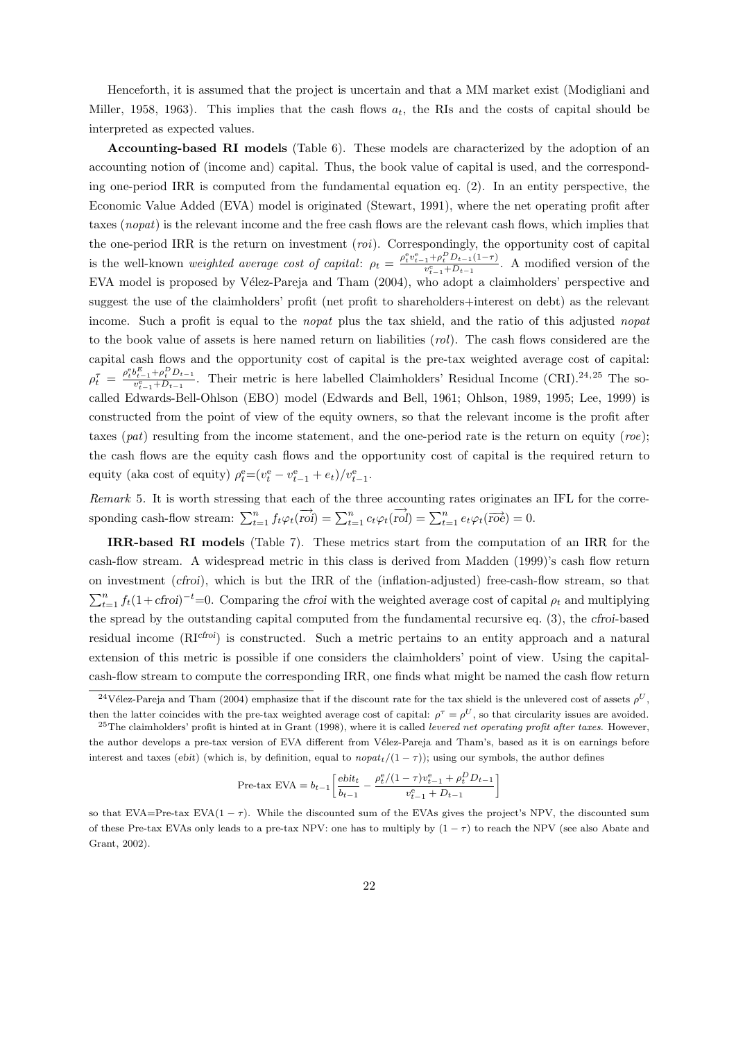Henceforth, it is assumed that the project is uncertain and that a MM market exist (Modigliani and Miller, 1958, 1963). This implies that the cash flows $a_t$, the RIs and the costs of capital should be interpreted as expected values.

**Accounting-based RI models** (Table 6). These models are characterized by the adoption of an accounting notion of (income and) capital. Thus, the book value of capital is used, and the corresponding one-period IRR is computed from the fundamental equation eq. (2). In an entity perspective, the Economic Value Added (EVA) model is originated (Stewart, 1991), where the net operating profit after taxes (*nopat*) is the relevant income and the free cash flows are the relevant cash flows, which implies that the one-period IRR is the return on investment (*roi*). Correspondingly, the opportunity cost of capital is the well-known *weighted average cost of capital*: $\rho_t = \frac{\rho_t^e v_{t-1}^e + \rho_t^D D_{t-1}(1-\tau)}{v_{t-1}^e + D_{t-1}}$. A modified version of the EVA model is proposed by Vélez-Pareja and Tham (2004), who adopt a claimholders' perspective and suggest the use of the claimholders' profit (net profit to shareholders+interest on debt) as the relevant income. Such a profit is equal to the *nopat* plus the tax shield, and the ratio of this adjusted *nopat* to the book value of assets is here named return on liabilities (*rol*). The cash flows considered are the capital cash flows and the opportunity cost of capital is the pre-tax weighted average cost of capital: $\rho_t^\tau = \frac{\rho_t^e b_{t-1}^E + \rho_t^D D_{t-1}}{v_{t-1}^e + D_{t-1}}$. Their metric is here labelled Claimholders' Residual Income (CRI).[24,25] The so-called Edwards-Bell-Ohlson (EBO) model (Edwards and Bell, 1961; Ohlson, 1989, 1995; Lee, 1999) is constructed from the point of view of the equity owners, so that the relevant income is the profit after taxes (*pat*) resulting from the income statement, and the one-period rate is the return on equity (*roe*); the cash flows are the equity cash flows and the opportunity cost of capital is the required return to equity (aka cost of equity) $\rho_t^e = (v_t^e - v_{t-1}^e + e_t)/v_{t-1}^e$.

*Remark* 5. It is worth stressing that each of the three accounting rates originates an IFL for the corresponding cash-flow stream: $\sum_{t=1}^n f_t \varphi_t(\overrightarrow{roi}) = \sum_{t=1}^n c_t \varphi_t(\overrightarrow{rol}) = \sum_{t=1}^n e_t \varphi_t(\overrightarrow{roe}) = 0$.

**IRR-based RI models** (Table 7). These metrics start from the computation of an IRR for the cash-flow stream. A widespread metric in this class is derived from Madden (1999)'s cash flow return on investment (*cfroi*), which is but the IRR of the (inflation-adjusted) free-cash-flow stream, so that $\sum_{t=1}^n f_t(1+\textit{cfroi})^{-t}=0$. Comparing the *cfroi* with the weighted average cost of capital $\rho_t$ and multiplying the spread by the outstanding capital computed from the fundamental recursive eq. (3), the *cfroi*-based residual income ($\text{RI}^{\textit{cfroi}}$) is constructed. Such a metric pertains to an entity approach and a natural extension of this metric is possible if one considers the claimholders' point of view. Using the capital-cash-flow stream to compute the corresponding IRR, one finds what might be named the cash flow return

---

[24] Vélez-Pareja and Tham (2004) emphasize that if the discount rate for the tax shield is the unlevered cost of assets $\rho^U$, then the latter coincides with the pre-tax weighted average cost of capital: $\rho^\tau = \rho^U$, so that circularity issues are avoided.

[25] The claimholders' profit is hinted at in Grant (1998), where it is called *levered net operating profit after taxes*. However, the author develops a pre-tax version of EVA different from Vélez-Pareja and Tham's, based as it is on earnings before interest and taxes (*ebit*) (which is, by definition, equal to $nopat_t/(1-\tau)$); using our symbols, the author defines

$$\text{Pre-tax EVA} = b_{t-1}\Big[\frac{ebit_t}{b_{t-1}} - \frac{\rho_t^e/(1-\tau)v_{t-1}^e + \rho_t^D D_{t-1}}{v_{t-1}^e + D_{t-1}}\Big]$$

so that EVA=Pre-tax EVA$(1-\tau)$. While the discounted sum of the EVAs gives the project's NPV, the discounted sum of these Pre-tax EVAs only leads to a pre-tax NPV: one has to multiply by $(1-\tau)$ to reach the NPV (see also Abate and Grant, 2002).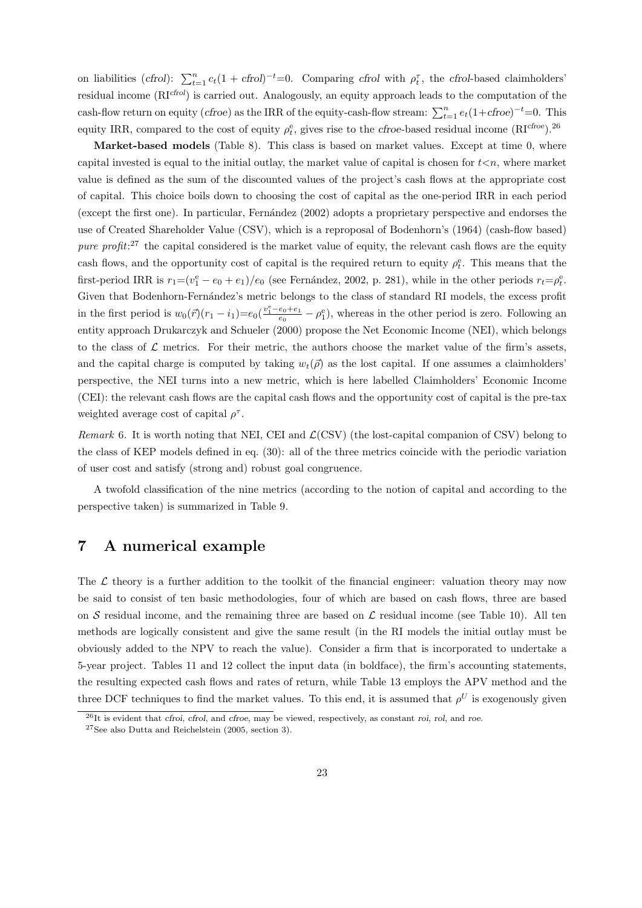on liabilities (*cfrol*): $\sum_{t=1}^{n} c_t(1+\textit{cfrol})^{-t}=0$. Comparing *cfrol* with $\rho_t^\tau$, the *cfrol*-based claimholders' residual income ($\text{RI}^{\textit{cfrol}}$) is carried out. Analogously, an equity approach leads to the computation of the cash-flow return on equity (*cfroe*) as the IRR of the equity-cash-flow stream: $\sum_{t=1}^{n} e_t(1+\textit{cfroe})^{-t}=0$. This equity IRR, compared to the cost of equity $\rho_t^e$, gives rise to the *cfroe*-based residual income ($\text{RI}^{\textit{cfroe}}$).[26]

**Market-based models** (Table 8). This class is based on market values. Except at time 0, where capital invested is equal to the initial outlay, the market value of capital is chosen for $t<n$, where market value is defined as the sum of the discounted values of the project's cash flows at the appropriate cost of capital. This choice boils down to choosing the cost of capital as the one-period IRR in each period (except the first one). In particular, Fernández (2002) adopts a proprietary perspective and endorses the use of Created Shareholder Value (CSV), which is a reproposal of Bodenhorn's (1964) (cash-flow based) *pure profit*:[27] the capital considered is the market value of equity, the relevant cash flows are the equity cash flows, and the opportunity cost of capital is the required return to equity $\rho_t^e$. This means that the first-period IRR is $r_1=(v_1^e-e_0+e_1)/e_0$ (see Fernández, 2002, p. 281), while in the other periods $r_t=\rho_t^e$. Given that Bodenhorn-Fernández's metric belongs to the class of standard RI models, the excess profit in the first period is $w_0(\vec{r})(r_1-i_1)=e_0(\frac{v_1^e-e_0+e_1}{e_0}-\rho_1^e)$, whereas in the other period is zero. Following an entity approach Drukarczyk and Schueler (2000) propose the Net Economic Income (NEI), which belongs to the class of $\mathcal{L}$ metrics. For their metric, the authors choose the market value of the firm's assets, and the capital charge is computed by taking $w_t(\vec{\rho})$ as the lost capital. If one assumes a claimholders' perspective, the NEI turns into a new metric, which is here labelled Claimholders' Economic Income (CEI): the relevant cash flows are the capital cash flows and the opportunity cost of capital is the pre-tax weighted average cost of capital $\rho^\tau$.

*Remark* 6. It is worth noting that NEI, CEI and $\mathcal{L}$(CSV) (the lost-capital companion of CSV) belong to the class of KEP models defined in eq. (30): all of the three metrics coincide with the periodic variation of user cost and satisfy (strong and) robust goal congruence.

A twofold classification of the nine metrics (according to the notion of capital and according to the perspective taken) is summarized in Table 9.

## 7 A numerical example

The $\mathcal{L}$ theory is a further addition to the toolkit of the financial engineer: valuation theory may now be said to consist of ten basic methodologies, four of which are based on cash flows, three are based on $\mathcal{S}$ residual income, and the remaining three are based on $\mathcal{L}$ residual income (see Table 10). All ten methods are logically consistent and give the same result (in the RI models the initial outlay must be obviously added to the NPV to reach the value). Consider a firm that is incorporated to undertake a 5-year project. Tables 11 and 12 collect the input data (in boldface), the firm's accounting statements, the resulting expected cash flows and rates of return, while Table 13 employs the APV method and the three DCF techniques to find the market values. To this end, it is assumed that $\rho^U$ is exogenously given

[26] It is evident that *cfroi*, *cfrol*, and *cfroe*, may be viewed, respectively, as constant *roi*, *rol*, and *roe*.

[27] See also Dutta and Reichelstein (2005, section 3).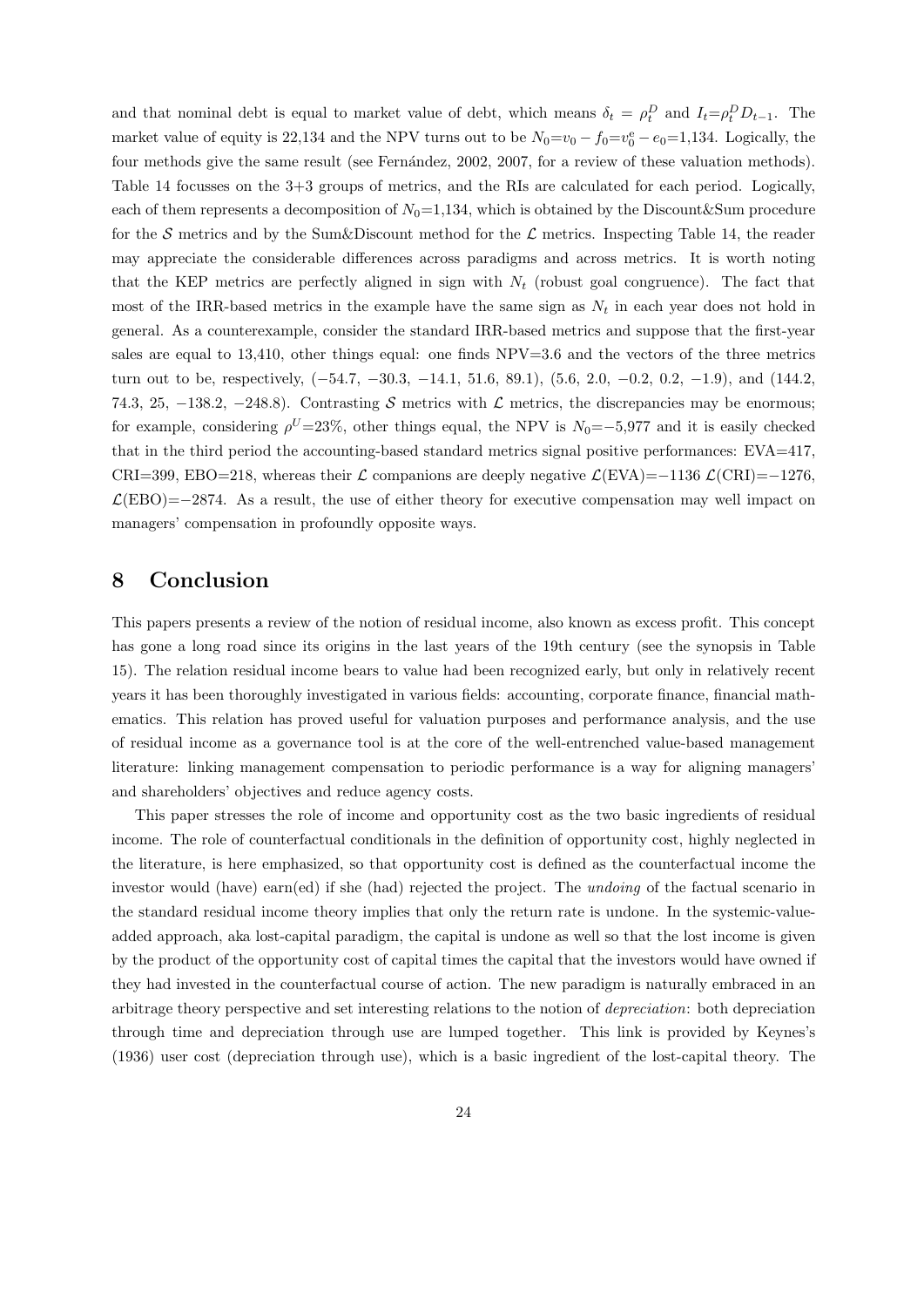and that nominal debt is equal to market value of debt, which means $\delta_t = \rho^D_t$ and $I_t = \rho^D_t D_{t-1}$. The market value of equity is 22,134 and the NPV turns out to be $N_0 = v_0 - f_0 = v^e_0 - e_0 = 1{,}134$. Logically, the four methods give the same result (see Fernández, 2002, 2007, for a review of these valuation methods). Table 14 focusses on the 3+3 groups of metrics, and the RIs are calculated for each period. Logically, each of them represents a decomposition of $N_0 = 1{,}134$, which is obtained by the Discount&Sum procedure for the $\mathcal{S}$ metrics and by the Sum&Discount method for the $\mathcal{L}$ metrics. Inspecting Table 14, the reader may appreciate the considerable differences across paradigms and across metrics. It is worth noting that the KEP metrics are perfectly aligned in sign with $N_t$ (robust goal congruence). The fact that most of the IRR-based metrics in the example have the same sign as $N_t$ in each year does not hold in general. As a counterexample, consider the standard IRR-based metrics and suppose that the first-year sales are equal to 13,410, other things equal: one finds NPV=3.6 and the vectors of the three metrics turn out to be, respectively, $(-54.7, -30.3, -14.1, 51.6, 89.1)$, $(5.6, 2.0, -0.2, 0.2, -1.9)$, and $(144.2, 74.3, 25, -138.2, -248.8)$. Contrasting $\mathcal{S}$ metrics with $\mathcal{L}$ metrics, the discrepancies may be enormous; for example, considering $\rho^U = 23\%$, other things equal, the NPV is $N_0 = -5{,}977$ and it is easily checked that in the third period the accounting-based standard metrics signal positive performances: EVA=417, CRI=399, EBO=218, whereas their $\mathcal{L}$ companions are deeply negative $\mathcal{L}(\text{EVA}) = -1136$ $\mathcal{L}(\text{CRI}) = -1276$, $\mathcal{L}(\text{EBO}) = -2874$. As a result, the use of either theory for executive compensation may well impact on managers' compensation in profoundly opposite ways.

## 8 Conclusion

This papers presents a review of the notion of residual income, also known as excess profit. This concept has gone a long road since its origins in the last years of the 19th century (see the synopsis in Table 15). The relation residual income bears to value had been recognized early, but only in relatively recent years it has been thoroughly investigated in various fields: accounting, corporate finance, financial mathematics. This relation has proved useful for valuation purposes and performance analysis, and the use of residual income as a governance tool is at the core of the well-entrenched value-based management literature: linking management compensation to periodic performance is a way for aligning managers' and shareholders' objectives and reduce agency costs.

This paper stresses the role of income and opportunity cost as the two basic ingredients of residual income. The role of counterfactual conditionals in the definition of opportunity cost, highly neglected in the literature, is here emphasized, so that opportunity cost is defined as the counterfactual income the investor would (have) earn(ed) if she (had) rejected the project. The *undoing* of the factual scenario in the standard residual income theory implies that only the return rate is undone. In the systemic-value-added approach, aka lost-capital paradigm, the capital is undone as well so that the lost income is given by the product of the opportunity cost of capital times the capital that the investors would have owned if they had invested in the counterfactual course of action. The new paradigm is naturally embraced in an arbitrage theory perspective and set interesting relations to the notion of *depreciation*: both depreciation through time and depreciation through use are lumped together. This link is provided by Keynes's (1936) user cost (depreciation through use), which is a basic ingredient of the lost-capital theory. The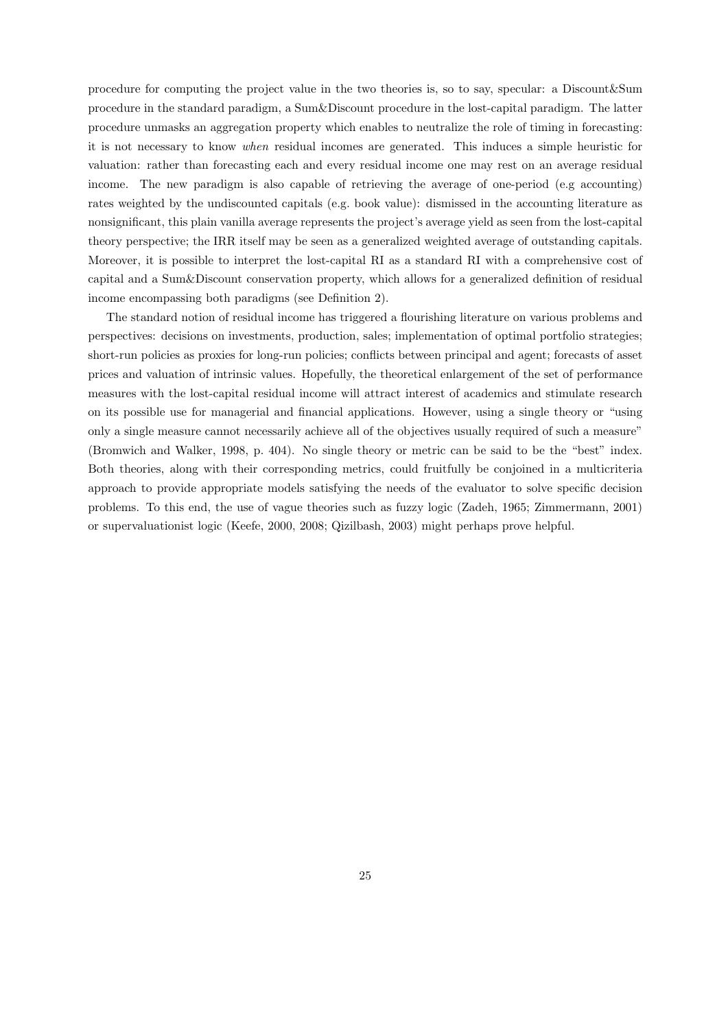procedure for computing the project value in the two theories is, so to say, specular: a Discount&Sum procedure in the standard paradigm, a Sum&Discount procedure in the lost-capital paradigm. The latter procedure unmasks an aggregation property which enables to neutralize the role of timing in forecasting: it is not necessary to know *when* residual incomes are generated. This induces a simple heuristic for valuation: rather than forecasting each and every residual income one may rest on an average residual income. The new paradigm is also capable of retrieving the average of one-period (e.g accounting) rates weighted by the undiscounted capitals (e.g. book value): dismissed in the accounting literature as nonsignificant, this plain vanilla average represents the project's average yield as seen from the lost-capital theory perspective; the IRR itself may be seen as a generalized weighted average of outstanding capitals. Moreover, it is possible to interpret the lost-capital RI as a standard RI with a comprehensive cost of capital and a Sum&Discount conservation property, which allows for a generalized definition of residual income encompassing both paradigms (see Definition 2).

The standard notion of residual income has triggered a flourishing literature on various problems and perspectives: decisions on investments, production, sales; implementation of optimal portfolio strategies; short-run policies as proxies for long-run policies; conflicts between principal and agent; forecasts of asset prices and valuation of intrinsic values. Hopefully, the theoretical enlargement of the set of performance measures with the lost-capital residual income will attract interest of academics and stimulate research on its possible use for managerial and financial applications. However, using a single theory or "using only a single measure cannot necessarily achieve all of the objectives usually required of such a measure" (Bromwich and Walker, 1998, p. 404). No single theory or metric can be said to be the "best" index. Both theories, along with their corresponding metrics, could fruitfully be conjoined in a multicriteria approach to provide appropriate models satisfying the needs of the evaluator to solve specific decision problems. To this end, the use of vague theories such as fuzzy logic (Zadeh, 1965; Zimmermann, 2001) or supervaluationist logic (Keefe, 2000, 2008; Qizilbash, 2003) might perhaps prove helpful.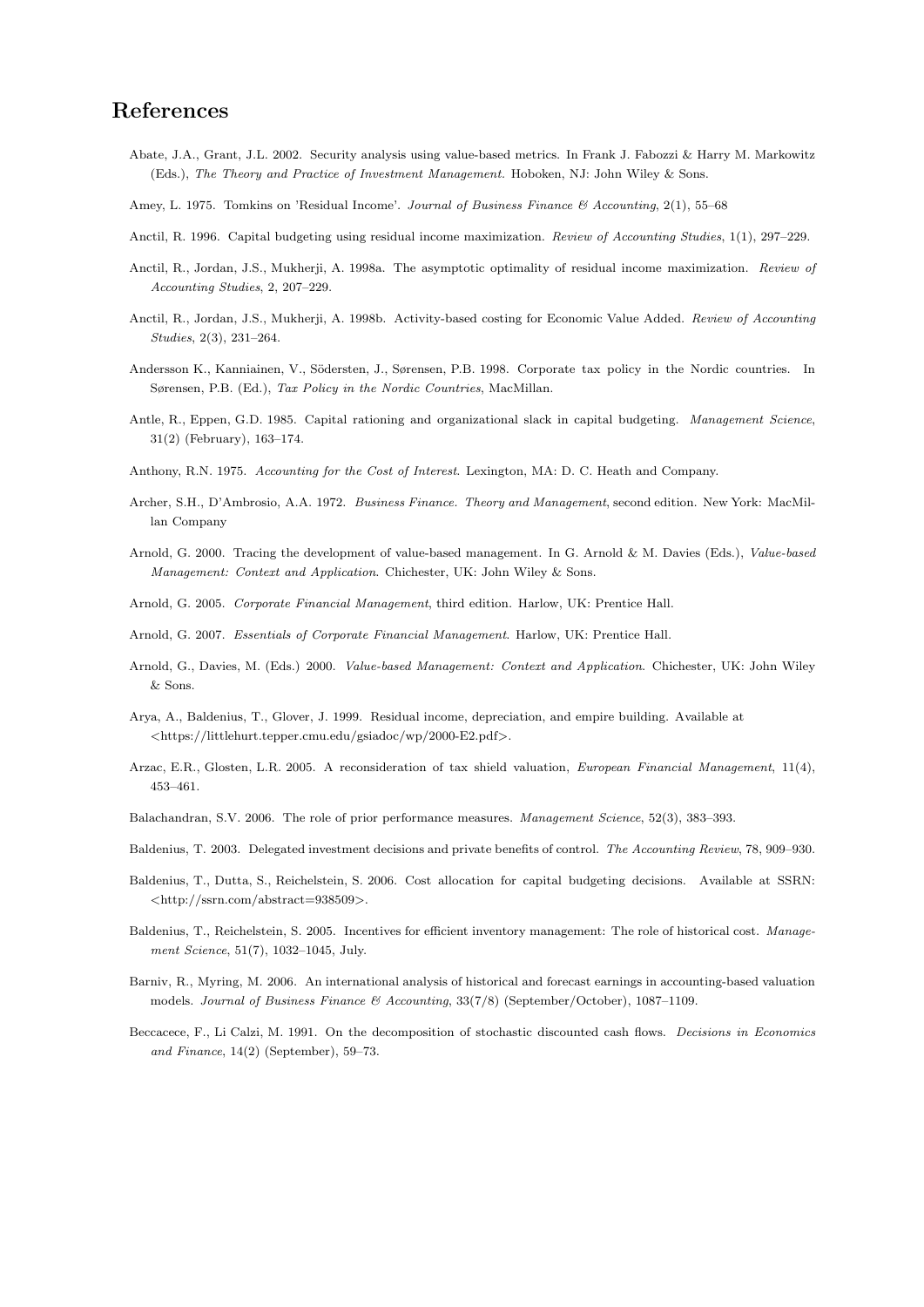# References

Abate, J.A., Grant, J.L. 2002. Security analysis using value-based metrics. In Frank J. Fabozzi & Harry M. Markowitz (Eds.), *The Theory and Practice of Investment Management*. Hoboken, NJ: John Wiley & Sons.

Amey, L. 1975. Tomkins on 'Residual Income'. *Journal of Business Finance & Accounting*, 2(1), 55–68

Anctil, R. 1996. Capital budgeting using residual income maximization. *Review of Accounting Studies*, 1(1), 297–229.

Anctil, R., Jordan, J.S., Mukherji, A. 1998a. The asymptotic optimality of residual income maximization. *Review of Accounting Studies*, 2, 207–229.

Anctil, R., Jordan, J.S., Mukherji, A. 1998b. Activity-based costing for Economic Value Added. *Review of Accounting Studies*, 2(3), 231–264.

Andersson K., Kanniainen, V., Södersten, J., Sørensen, P.B. 1998. Corporate tax policy in the Nordic countries. In Sørensen, P.B. (Ed.), *Tax Policy in the Nordic Countries*, MacMillan.

Antle, R., Eppen, G.D. 1985. Capital rationing and organizational slack in capital budgeting. *Management Science*, 31(2) (February), 163–174.

Anthony, R.N. 1975. *Accounting for the Cost of Interest*. Lexington, MA: D. C. Heath and Company.

Archer, S.H., D'Ambrosio, A.A. 1972. *Business Finance. Theory and Management*, second edition. New York: MacMillan Company

Arnold, G. 2000. Tracing the development of value-based management. In G. Arnold & M. Davies (Eds.), *Value-based Management: Context and Application*. Chichester, UK: John Wiley & Sons.

Arnold, G. 2005. *Corporate Financial Management*, third edition. Harlow, UK: Prentice Hall.

Arnold, G. 2007. *Essentials of Corporate Financial Management*. Harlow, UK: Prentice Hall.

Arnold, G., Davies, M. (Eds.) 2000. *Value-based Management: Context and Application*. Chichester, UK: John Wiley & Sons.

Arya, A., Baldenius, T., Glover, J. 1999. Residual income, depreciation, and empire building. Available at <https://littlehurt.tepper.cmu.edu/gsiadoc/wp/2000-E2.pdf>.

Arzac, E.R., Glosten, L.R. 2005. A reconsideration of tax shield valuation, *European Financial Management*, 11(4), 453–461.

Balachandran, S.V. 2006. The role of prior performance measures. *Management Science*, 52(3), 383–393.

Baldenius, T. 2003. Delegated investment decisions and private benefits of control. *The Accounting Review*, 78, 909–930.

Baldenius, T., Dutta, S., Reichelstein, S. 2006. Cost allocation for capital budgeting decisions. Available at SSRN: <http://ssrn.com/abstract=938509>.

Baldenius, T., Reichelstein, S. 2005. Incentives for efficient inventory management: The role of historical cost. *Management Science*, 51(7), 1032–1045, July.

Barniv, R., Myring, M. 2006. An international analysis of historical and forecast earnings in accounting-based valuation models. *Journal of Business Finance & Accounting*, 33(7/8) (September/October), 1087–1109.

Beccacece, F., Li Calzi, M. 1991. On the decomposition of stochastic discounted cash flows. *Decisions in Economics and Finance*, 14(2) (September), 59–73.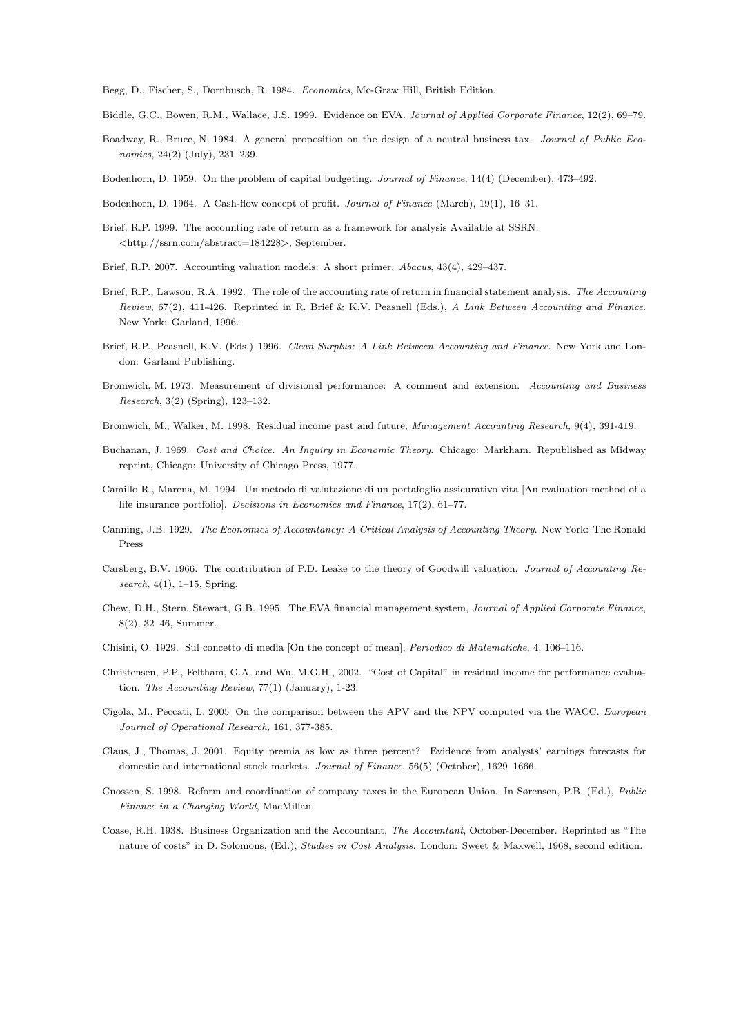Begg, D., Fischer, S., Dornbusch, R. 1984. *Economics*, Mc-Graw Hill, British Edition.

Biddle, G.C., Bowen, R.M., Wallace, J.S. 1999. Evidence on EVA. *Journal of Applied Corporate Finance*, 12(2), 69–79.

Boadway, R., Bruce, N. 1984. A general proposition on the design of a neutral business tax. *Journal of Public Economics*, 24(2) (July), 231–239.

Bodenhorn, D. 1959. On the problem of capital budgeting. *Journal of Finance*, 14(4) (December), 473–492.

Bodenhorn, D. 1964. A Cash-flow concept of profit. *Journal of Finance* (March), 19(1), 16–31.

Brief, R.P. 1999. The accounting rate of return as a framework for analysis Available at SSRN: <http://ssrn.com/abstract=184228>, September.

Brief, R.P. 2007. Accounting valuation models: A short primer. *Abacus*, 43(4), 429–437.

Brief, R.P., Lawson, R.A. 1992. The role of the accounting rate of return in financial statement analysis. *The Accounting Review*, 67(2), 411-426. Reprinted in R. Brief & K.V. Peasnell (Eds.), *A Link Between Accounting and Finance*. New York: Garland, 1996.

Brief, R.P., Peasnell, K.V. (Eds.) 1996. *Clean Surplus: A Link Between Accounting and Finance*. New York and London: Garland Publishing.

Bromwich, M. 1973. Measurement of divisional performance: A comment and extension. *Accounting and Business Research*, 3(2) (Spring), 123–132.

Bromwich, M., Walker, M. 1998. Residual income past and future, *Management Accounting Research*, 9(4), 391-419.

Buchanan, J. 1969. *Cost and Choice. An Inquiry in Economic Theory*. Chicago: Markham. Republished as Midway reprint, Chicago: University of Chicago Press, 1977.

Camillo R., Marena, M. 1994. Un metodo di valutazione di un portafoglio assicurativo vita [An evaluation method of a life insurance portfolio]. *Decisions in Economics and Finance*, 17(2), 61–77.

Canning, J.B. 1929. *The Economics of Accountancy: A Critical Analysis of Accounting Theory*. New York: The Ronald Press

Carsberg, B.V. 1966. The contribution of P.D. Leake to the theory of Goodwill valuation. *Journal of Accounting Research*, 4(1), 1–15, Spring.

Chew, D.H., Stern, Stewart, G.B. 1995. The EVA financial management system, *Journal of Applied Corporate Finance*, 8(2), 32–46, Summer.

Chisini, O. 1929. Sul concetto di media [On the concept of mean], *Periodico di Matematiche*, 4, 106–116.

Christensen, P.P., Feltham, G.A. and Wu, M.G.H., 2002. "Cost of Capital" in residual income for performance evaluation. *The Accounting Review*, 77(1) (January), 1-23.

Cigola, M., Peccati, L. 2005 On the comparison between the APV and the NPV computed via the WACC. *European Journal of Operational Research*, 161, 377-385.

Claus, J., Thomas, J. 2001. Equity premia as low as three percent? Evidence from analysts' earnings forecasts for domestic and international stock markets. *Journal of Finance*, 56(5) (October), 1629–1666.

Cnossen, S. 1998. Reform and coordination of company taxes in the European Union. In Sørensen, P.B. (Ed.), *Public Finance in a Changing World*, MacMillan.

Coase, R.H. 1938. Business Organization and the Accountant, *The Accountant*, October-December. Reprinted as "The nature of costs" in D. Solomons, (Ed.), *Studies in Cost Analysis*. London: Sweet & Maxwell, 1968, second edition.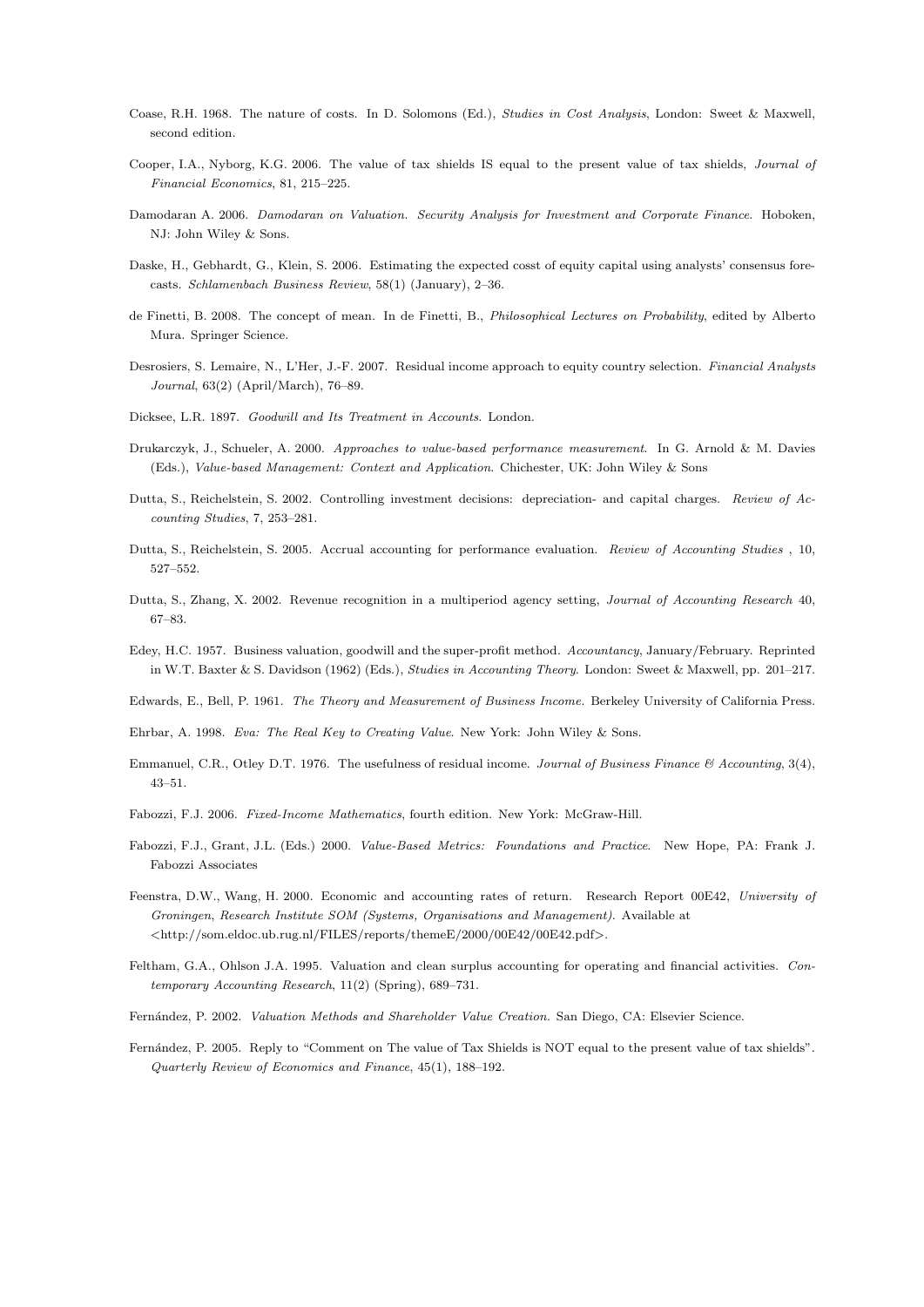Coase, R.H. 1968. The nature of costs. In D. Solomons (Ed.), *Studies in Cost Analysis*, London: Sweet & Maxwell, second edition.

Cooper, I.A., Nyborg, K.G. 2006. The value of tax shields IS equal to the present value of tax shields, *Journal of Financial Economics*, 81, 215–225.

Damodaran A. 2006. *Damodaran on Valuation. Security Analysis for Investment and Corporate Finance*. Hoboken, NJ: John Wiley & Sons.

Daske, H., Gebhardt, G., Klein, S. 2006. Estimating the expected cosst of equity capital using analysts' consensus forecasts. *Schlamenbach Business Review*, 58(1) (January), 2–36.

de Finetti, B. 2008. The concept of mean. In de Finetti, B., *Philosophical Lectures on Probability*, edited by Alberto Mura. Springer Science.

Desrosiers, S. Lemaire, N., L'Her, J.-F. 2007. Residual income approach to equity country selection. *Financial Analysts Journal*, 63(2) (April/March), 76–89.

Dicksee, L.R. 1897. *Goodwill and Its Treatment in Accounts*. London.

Drukarczyk, J., Schueler, A. 2000. *Approaches to value-based performance measurement*. In G. Arnold & M. Davies (Eds.), *Value-based Management: Context and Application*. Chichester, UK: John Wiley & Sons

Dutta, S., Reichelstein, S. 2002. Controlling investment decisions: depreciation- and capital charges. *Review of Accounting Studies*, 7, 253–281.

Dutta, S., Reichelstein, S. 2005. Accrual accounting for performance evaluation. *Review of Accounting Studies* , 10, 527–552.

Dutta, S., Zhang, X. 2002. Revenue recognition in a multiperiod agency setting, *Journal of Accounting Research* 40, 67–83.

Edey, H.C. 1957. Business valuation, goodwill and the super-profit method. *Accountancy*, January/February. Reprinted in W.T. Baxter & S. Davidson (1962) (Eds.), *Studies in Accounting Theory*. London: Sweet & Maxwell, pp. 201–217.

Edwards, E., Bell, P. 1961. *The Theory and Measurement of Business Income*. Berkeley University of California Press.

Ehrbar, A. 1998. *Eva: The Real Key to Creating Value*. New York: John Wiley & Sons.

Emmanuel, C.R., Otley D.T. 1976. The usefulness of residual income. *Journal of Business Finance & Accounting*, 3(4), 43–51.

Fabozzi, F.J. 2006. *Fixed-Income Mathematics*, fourth edition. New York: McGraw-Hill.

Fabozzi, F.J., Grant, J.L. (Eds.) 2000. *Value-Based Metrics: Foundations and Practice*. New Hope, PA: Frank J. Fabozzi Associates

Feenstra, D.W., Wang, H. 2000. Economic and accounting rates of return. Research Report 00E42, *University of Groningen, Research Institute SOM (Systems, Organisations and Management)*. Available at <http://som.eldoc.ub.rug.nl/FILES/reports/themeE/2000/00E42/00E42.pdf>.

Feltham, G.A., Ohlson J.A. 1995. Valuation and clean surplus accounting for operating and financial activities. *Contemporary Accounting Research*, 11(2) (Spring), 689–731.

Fernández, P. 2002. *Valuation Methods and Shareholder Value Creation*. San Diego, CA: Elsevier Science.

Fernández, P. 2005. Reply to "Comment on The value of Tax Shields is NOT equal to the present value of tax shields". *Quarterly Review of Economics and Finance*, 45(1), 188–192.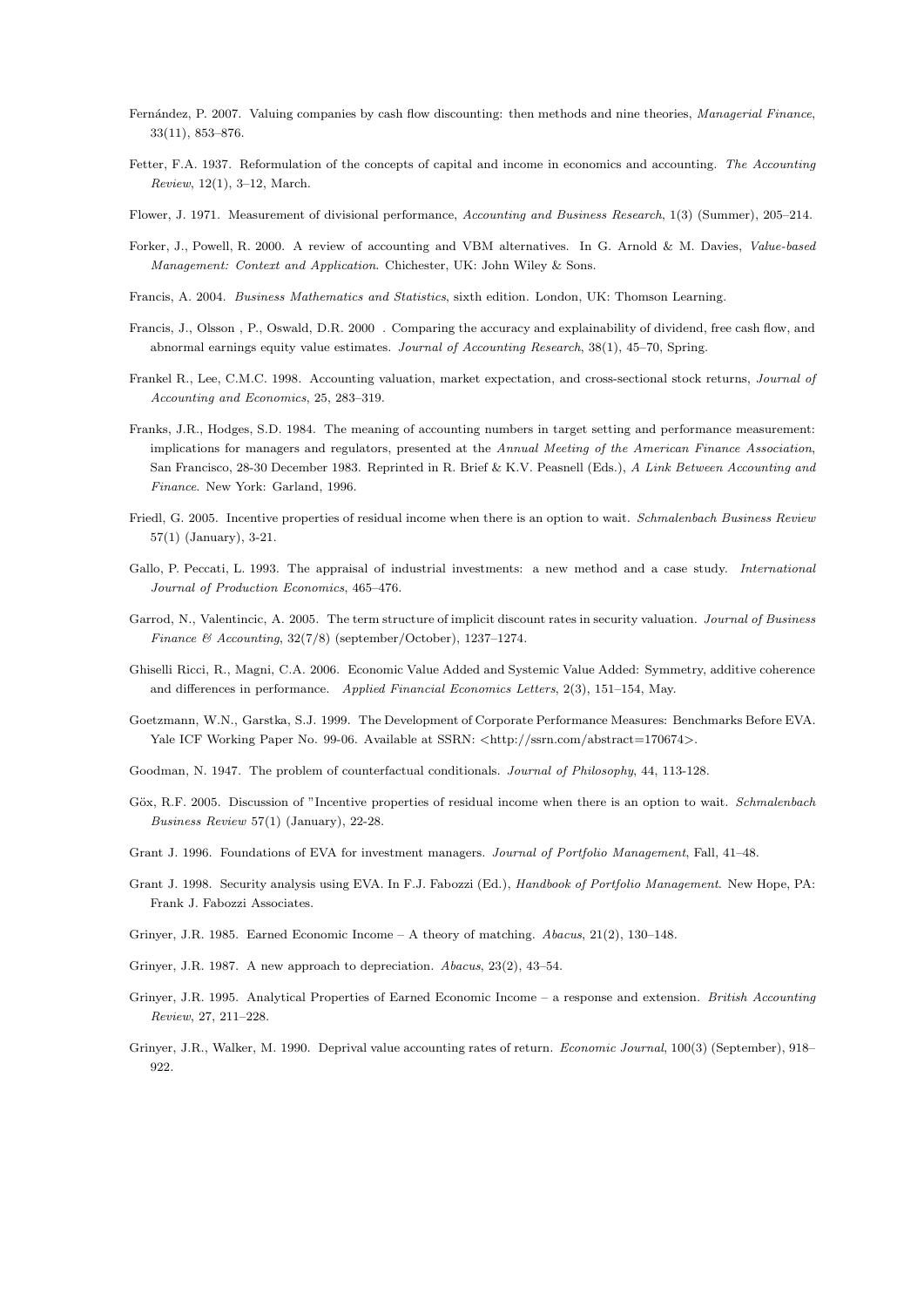Fernández, P. 2007. Valuing companies by cash flow discounting: then methods and nine theories, *Managerial Finance*, 33(11), 853–876.

Fetter, F.A. 1937. Reformulation of the concepts of capital and income in economics and accounting. *The Accounting Review*, 12(1), 3–12, March.

Flower, J. 1971. Measurement of divisional performance, *Accounting and Business Research*, 1(3) (Summer), 205–214.

Forker, J., Powell, R. 2000. A review of accounting and VBM alternatives. In G. Arnold & M. Davies, *Value-based Management: Context and Application*. Chichester, UK: John Wiley & Sons.

Francis, A. 2004. *Business Mathematics and Statistics*, sixth edition. London, UK: Thomson Learning.

Francis, J., Olsson , P., Oswald, D.R. 2000 . Comparing the accuracy and explainability of dividend, free cash flow, and abnormal earnings equity value estimates. *Journal of Accounting Research*, 38(1), 45–70, Spring.

Frankel R., Lee, C.M.C. 1998. Accounting valuation, market expectation, and cross-sectional stock returns, *Journal of Accounting and Economics*, 25, 283–319.

Franks, J.R., Hodges, S.D. 1984. The meaning of accounting numbers in target setting and performance measurement: implications for managers and regulators, presented at the *Annual Meeting of the American Finance Association*, San Francisco, 28-30 December 1983. Reprinted in R. Brief & K.V. Peasnell (Eds.), *A Link Between Accounting and Finance*. New York: Garland, 1996.

Friedl, G. 2005. Incentive properties of residual income when there is an option to wait. *Schmalenbach Business Review* 57(1) (January), 3-21.

Gallo, P. Peccati, L. 1993. The appraisal of industrial investments: a new method and a case study. *International Journal of Production Economics*, 465–476.

Garrod, N., Valentincic, A. 2005. The term structure of implicit discount rates in security valuation. *Journal of Business Finance & Accounting*, 32(7/8) (september/October), 1237–1274.

Ghiselli Ricci, R., Magni, C.A. 2006. Economic Value Added and Systemic Value Added: Symmetry, additive coherence and differences in performance. *Applied Financial Economics Letters*, 2(3), 151–154, May.

Goetzmann, W.N., Garstka, S.J. 1999. The Development of Corporate Performance Measures: Benchmarks Before EVA. Yale ICF Working Paper No. 99-06. Available at SSRN: <http://ssrn.com/abstract=170674>.

Goodman, N. 1947. The problem of counterfactual conditionals. *Journal of Philosophy*, 44, 113-128.

Göx, R.F. 2005. Discussion of "Incentive properties of residual income when there is an option to wait. *Schmalenbach Business Review* 57(1) (January), 22-28.

Grant J. 1996. Foundations of EVA for investment managers. *Journal of Portfolio Management*, Fall, 41–48.

Grant J. 1998. Security analysis using EVA. In F.J. Fabozzi (Ed.), *Handbook of Portfolio Management*. New Hope, PA: Frank J. Fabozzi Associates.

Grinyer, J.R. 1985. Earned Economic Income – A theory of matching. *Abacus*, 21(2), 130–148.

Grinyer, J.R. 1987. A new approach to depreciation. *Abacus*, 23(2), 43–54.

Grinyer, J.R. 1995. Analytical Properties of Earned Economic Income – a response and extension. *British Accounting Review*, 27, 211–228.

Grinyer, J.R., Walker, M. 1990. Deprival value accounting rates of return. *Economic Journal*, 100(3) (September), 918–922.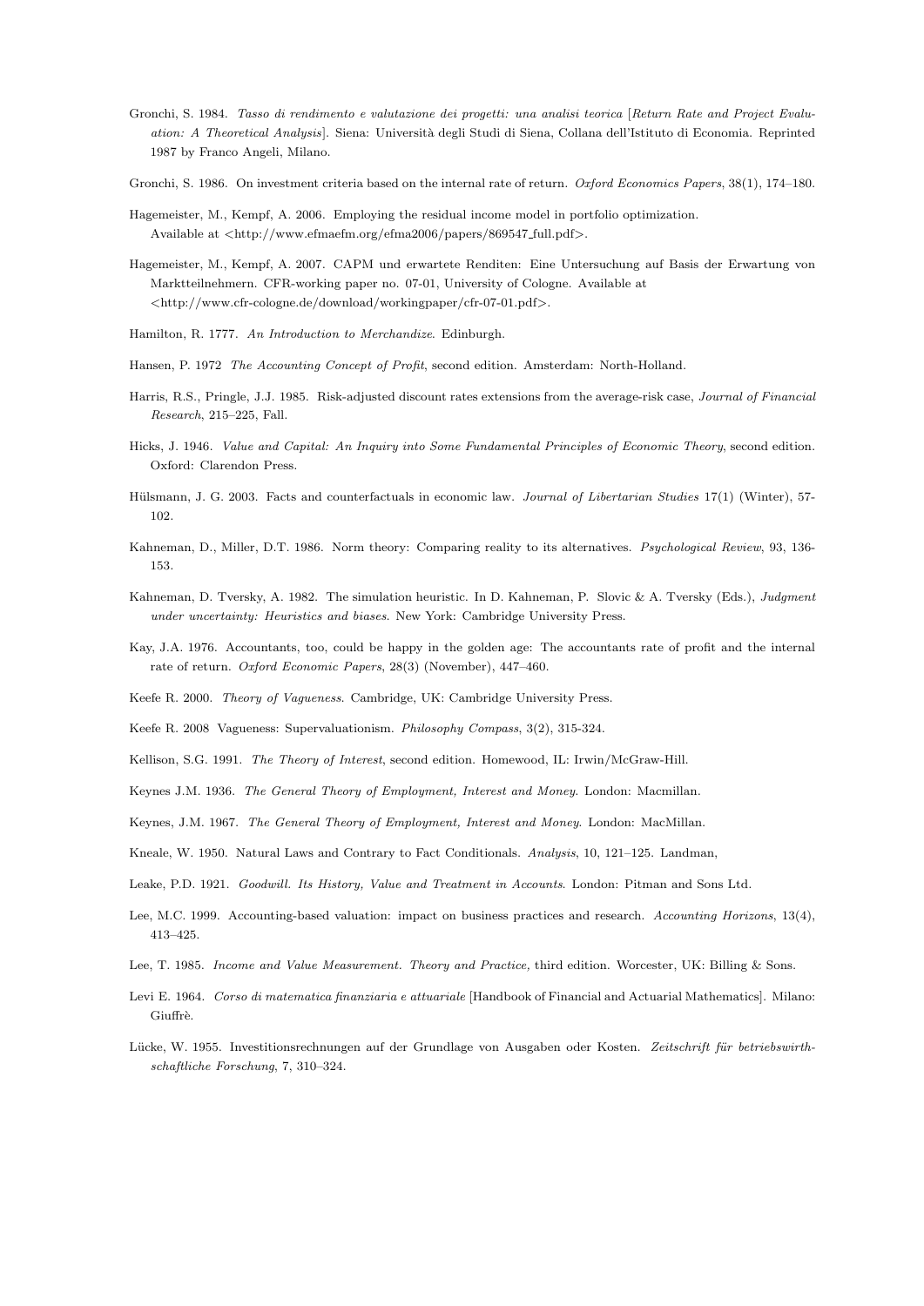Gronchi, S. 1984. *Tasso di rendimento e valutazione dei progetti: una analisi teorica* [*Return Rate and Project Evaluation: A Theoretical Analysis*]. Siena: Università degli Studi di Siena, Collana dell'Istituto di Economia. Reprinted 1987 by Franco Angeli, Milano.

Gronchi, S. 1986. On investment criteria based on the internal rate of return. *Oxford Economics Papers*, 38(1), 174–180.

Hagemeister, M., Kempf, A. 2006. Employing the residual income model in portfolio optimization. Available at <http://www.efmaefm.org/efma2006/papers/869547_full.pdf>.

Hagemeister, M., Kempf, A. 2007. CAPM und erwartete Renditen: Eine Untersuchung auf Basis der Erwartung von Marktteilnehmern. CFR-working paper no. 07-01, University of Cologne. Available at <http://www.cfr-cologne.de/download/workingpaper/cfr-07-01.pdf>.

Hamilton, R. 1777. *An Introduction to Merchandize*. Edinburgh.

Hansen, P. 1972 *The Accounting Concept of Profit*, second edition. Amsterdam: North-Holland.

Harris, R.S., Pringle, J.J. 1985. Risk-adjusted discount rates extensions from the average-risk case, *Journal of Financial Research*, 215–225, Fall.

Hicks, J. 1946. *Value and Capital: An Inquiry into Some Fundamental Principles of Economic Theory*, second edition. Oxford: Clarendon Press.

Hülsmann, J. G. 2003. Facts and counterfactuals in economic law. *Journal of Libertarian Studies* 17(1) (Winter), 57-102.

Kahneman, D., Miller, D.T. 1986. Norm theory: Comparing reality to its alternatives. *Psychological Review*, 93, 136-153.

Kahneman, D. Tversky, A. 1982. The simulation heuristic. In D. Kahneman, P. Slovic & A. Tversky (Eds.), *Judgment under uncertainty: Heuristics and biases*. New York: Cambridge University Press.

Kay, J.A. 1976. Accountants, too, could be happy in the golden age: The accountants rate of profit and the internal rate of return. *Oxford Economic Papers*, 28(3) (November), 447–460.

Keefe R. 2000. *Theory of Vagueness*. Cambridge, UK: Cambridge University Press.

Keefe R. 2008 Vagueness: Supervaluationism. *Philosophy Compass*, 3(2), 315-324.

Kellison, S.G. 1991. *The Theory of Interest*, second edition. Homewood, IL: Irwin/McGraw-Hill.

Keynes J.M. 1936. *The General Theory of Employment, Interest and Money*. London: Macmillan.

Keynes, J.M. 1967. *The General Theory of Employment, Interest and Money*. London: MacMillan.

Kneale, W. 1950. Natural Laws and Contrary to Fact Conditionals. *Analysis*, 10, 121–125. Landman,

Leake, P.D. 1921. *Goodwill. Its History, Value and Treatment in Accounts*. London: Pitman and Sons Ltd.

Lee, M.C. 1999. Accounting-based valuation: impact on business practices and research. *Accounting Horizons*, 13(4), 413–425.

Lee, T. 1985. *Income and Value Measurement. Theory and Practice,* third edition. Worcester, UK: Billing & Sons.

Levi E. 1964. *Corso di matematica finanziaria e attuariale* [Handbook of Financial and Actuarial Mathematics]. Milano: Giuffrè.

Lücke, W. 1955. Investitionsrechnungen auf der Grundlage von Ausgaben oder Kosten. *Zeitschrift für betriebswirthschaftliche Forschung*, 7, 310–324.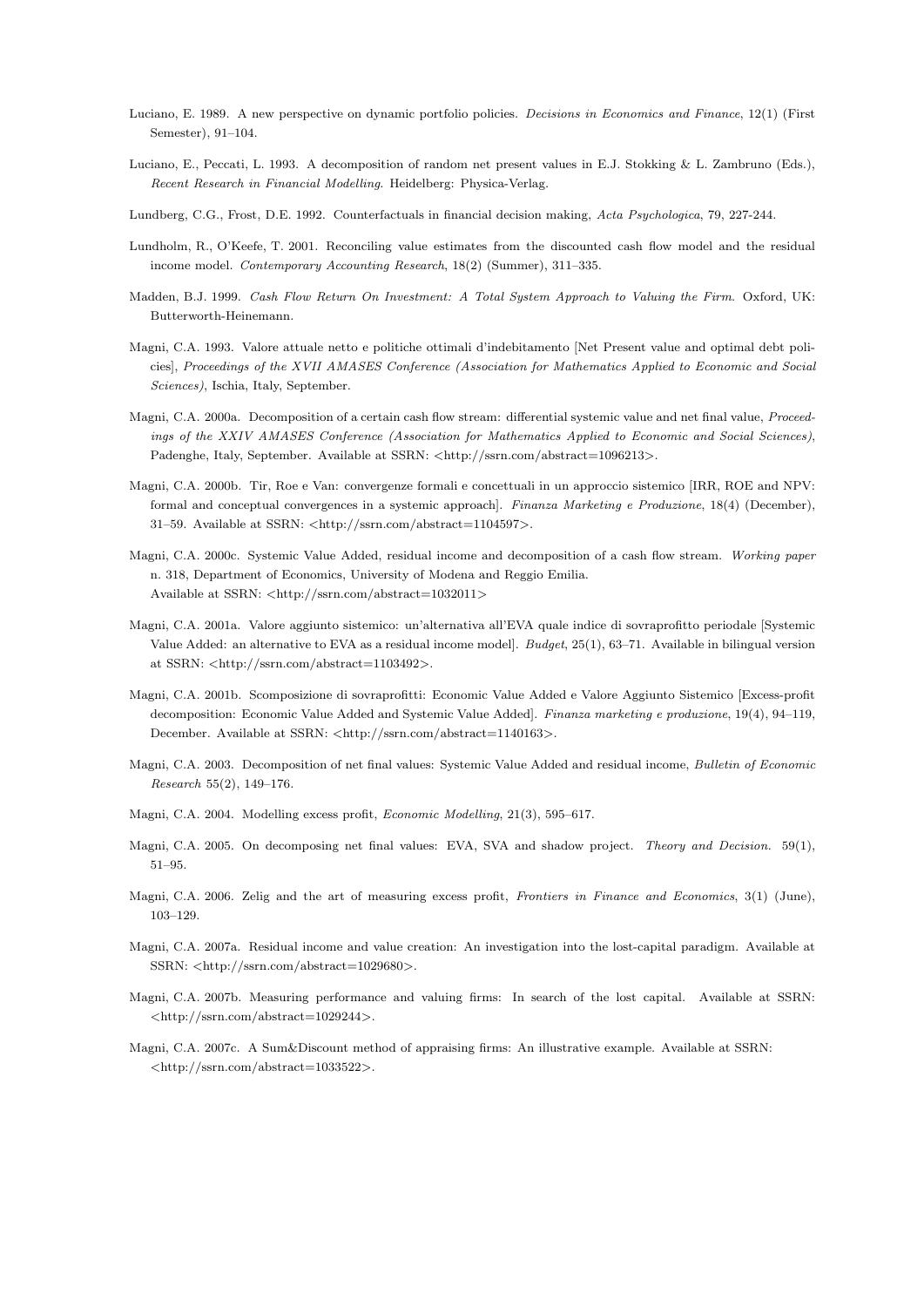Luciano, E. 1989. A new perspective on dynamic portfolio policies. *Decisions in Economics and Finance*, 12(1) (First Semester), 91–104.

Luciano, E., Peccati, L. 1993. A decomposition of random net present values in E.J. Stokking & L. Zambruno (Eds.), *Recent Research in Financial Modelling*. Heidelberg: Physica-Verlag.

Lundberg, C.G., Frost, D.E. 1992. Counterfactuals in financial decision making, *Acta Psychologica*, 79, 227-244.

Lundholm, R., O'Keefe, T. 2001. Reconciling value estimates from the discounted cash flow model and the residual income model. *Contemporary Accounting Research*, 18(2) (Summer), 311–335.

Madden, B.J. 1999. *Cash Flow Return On Investment: A Total System Approach to Valuing the Firm*. Oxford, UK: Butterworth-Heinemann.

Magni, C.A. 1993. Valore attuale netto e politiche ottimali d'indebitamento [Net Present value and optimal debt policies], *Proceedings of the XVII AMASES Conference (Association for Mathematics Applied to Economic and Social Sciences)*, Ischia, Italy, September.

Magni, C.A. 2000a. Decomposition of a certain cash flow stream: differential systemic value and net final value, *Proceedings of the XXIV AMASES Conference (Association for Mathematics Applied to Economic and Social Sciences)*, Padenghe, Italy, September. Available at SSRN: <http://ssrn.com/abstract=1096213>.

Magni, C.A. 2000b. Tir, Roe e Van: convergenze formali e concettuali in un approccio sistemico [IRR, ROE and NPV: formal and conceptual convergences in a systemic approach]. *Finanza Marketing e Produzione*, 18(4) (December), 31–59. Available at SSRN: <http://ssrn.com/abstract=1104597>.

Magni, C.A. 2000c. Systemic Value Added, residual income and decomposition of a cash flow stream. *Working paper* n. 318, Department of Economics, University of Modena and Reggio Emilia.
Available at SSRN: <http://ssrn.com/abstract=1032011>

Magni, C.A. 2001a. Valore aggiunto sistemico: un'alternativa all'EVA quale indice di sovraprofitto periodale [Systemic Value Added: an alternative to EVA as a residual income model]. *Budget*, 25(1), 63–71. Available in bilingual version at SSRN: <http://ssrn.com/abstract=1103492>.

Magni, C.A. 2001b. Scomposizione di sovraprofitti: Economic Value Added e Valore Aggiunto Sistemico [Excess-profit decomposition: Economic Value Added and Systemic Value Added]. *Finanza marketing e produzione*, 19(4), 94–119, December. Available at SSRN: <http://ssrn.com/abstract=1140163>.

Magni, C.A. 2003. Decomposition of net final values: Systemic Value Added and residual income, *Bulletin of Economic Research* 55(2), 149–176.

Magni, C.A. 2004. Modelling excess profit, *Economic Modelling*, 21(3), 595–617.

Magni, C.A. 2005. On decomposing net final values: EVA, SVA and shadow project. *Theory and Decision.* 59(1), 51–95.

Magni, C.A. 2006. Zelig and the art of measuring excess profit, *Frontiers in Finance and Economics*, 3(1) (June), 103–129.

Magni, C.A. 2007a. Residual income and value creation: An investigation into the lost-capital paradigm. Available at SSRN: <http://ssrn.com/abstract=1029680>.

Magni, C.A. 2007b. Measuring performance and valuing firms: In search of the lost capital. Available at SSRN: <http://ssrn.com/abstract=1029244>.

Magni, C.A. 2007c. A Sum&Discount method of appraising firms: An illustrative example. Available at SSRN: <http://ssrn.com/abstract=1033522>.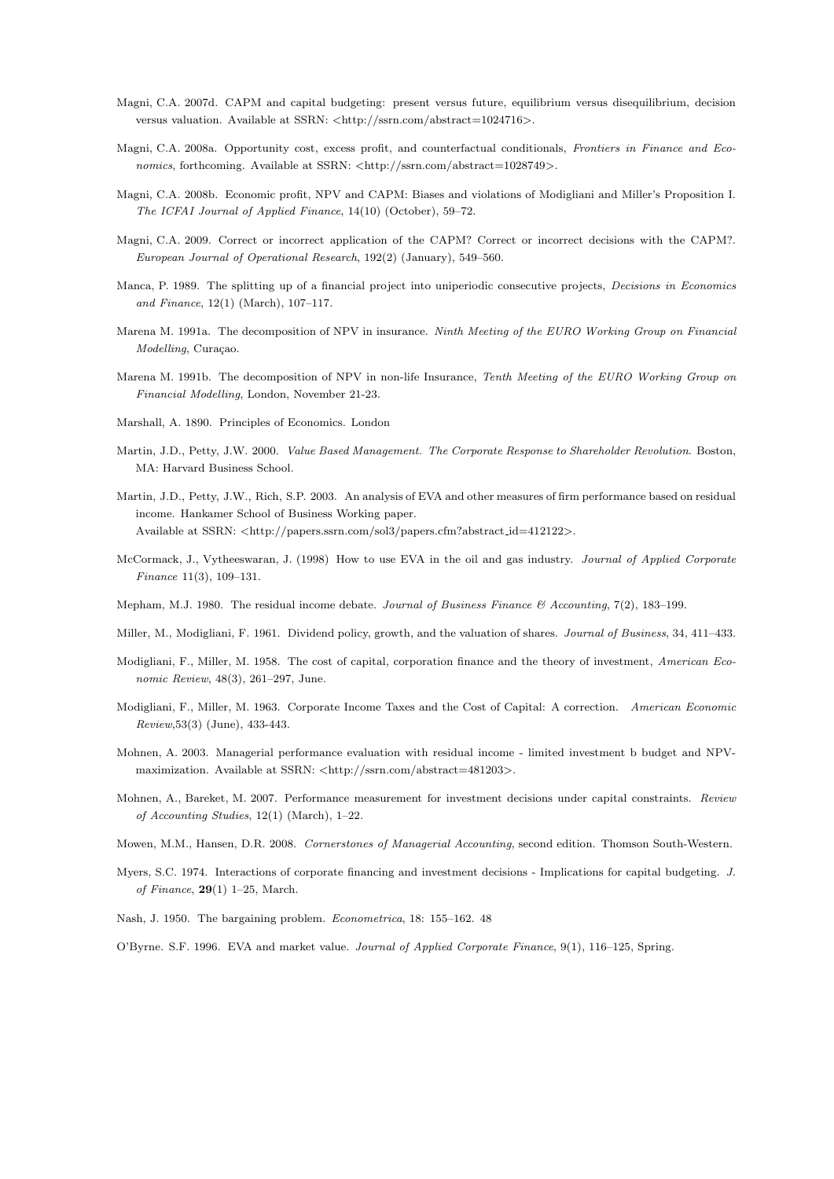Magni, C.A. 2007d. CAPM and capital budgeting: present versus future, equilibrium versus disequilibrium, decision versus valuation. Available at SSRN: <http://ssrn.com/abstract=1024716>.

Magni, C.A. 2008a. Opportunity cost, excess profit, and counterfactual conditionals, *Frontiers in Finance and Economics*, forthcoming. Available at SSRN: <http://ssrn.com/abstract=1028749>.

Magni, C.A. 2008b. Economic profit, NPV and CAPM: Biases and violations of Modigliani and Miller's Proposition I. *The ICFAI Journal of Applied Finance*, 14(10) (October), 59–72.

Magni, C.A. 2009. Correct or incorrect application of the CAPM? Correct or incorrect decisions with the CAPM?. *European Journal of Operational Research*, 192(2) (January), 549–560.

Manca, P. 1989. The splitting up of a financial project into uniperiodic consecutive projects, *Decisions in Economics and Finance*, 12(1) (March), 107–117.

Marena M. 1991a. The decomposition of NPV in insurance. *Ninth Meeting of the EURO Working Group on Financial Modelling*, Curaçao.

Marena M. 1991b. The decomposition of NPV in non-life Insurance, *Tenth Meeting of the EURO Working Group on Financial Modelling*, London, November 21-23.

Marshall, A. 1890. Principles of Economics. London

Martin, J.D., Petty, J.W. 2000. *Value Based Management. The Corporate Response to Shareholder Revolution*. Boston, MA: Harvard Business School.

Martin, J.D., Petty, J.W., Rich, S.P. 2003. An analysis of EVA and other measures of firm performance based on residual income. Hankamer School of Business Working paper.
Available at SSRN: <http://papers.ssrn.com/sol3/papers.cfm?abstract_id=412122>.

McCormack, J., Vytheeswaran, J. (1998) How to use EVA in the oil and gas industry. *Journal of Applied Corporate Finance* 11(3), 109–131.

Mepham, M.J. 1980. The residual income debate. *Journal of Business Finance & Accounting*, 7(2), 183–199.

Miller, M., Modigliani, F. 1961. Dividend policy, growth, and the valuation of shares. *Journal of Business*, 34, 411–433.

Modigliani, F., Miller, M. 1958. The cost of capital, corporation finance and the theory of investment, *American Economic Review*, 48(3), 261–297, June.

Modigliani, F., Miller, M. 1963. Corporate Income Taxes and the Cost of Capital: A correction. *American Economic Review*,53(3) (June), 433-443.

Mohnen, A. 2003. Managerial performance evaluation with residual income - limited investment b budget and NPV-maximization. Available at SSRN: <http://ssrn.com/abstract=481203>.

Mohnen, A., Bareket, M. 2007. Performance measurement for investment decisions under capital constraints. *Review of Accounting Studies*, 12(1) (March), 1–22.

Mowen, M.M., Hansen, D.R. 2008. *Cornerstones of Managerial Accounting*, second edition. Thomson South-Western.

Myers, S.C. 1974. Interactions of corporate financing and investment decisions - Implications for capital budgeting. *J. of Finance*, **29**(1) 1–25, March.

Nash, J. 1950. The bargaining problem. *Econometrica*, 18: 155–162. 48

O'Byrne. S.F. 1996. EVA and market value. *Journal of Applied Corporate Finance*, 9(1), 116–125, Spring.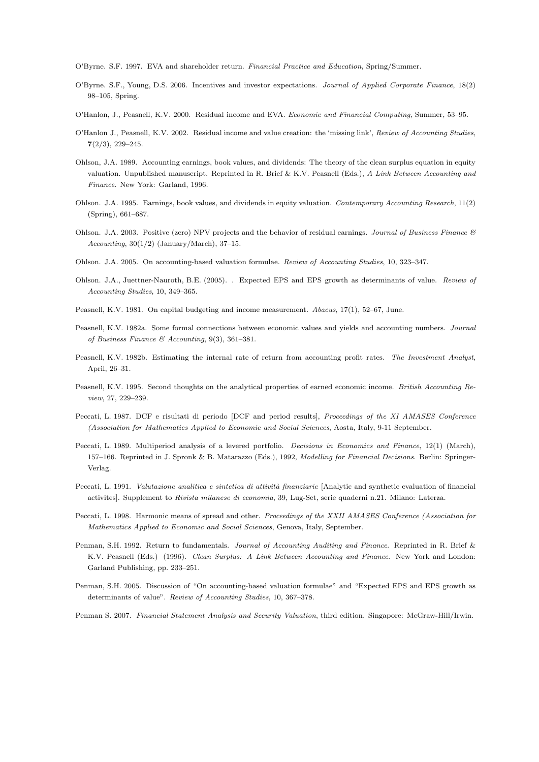O'Byrne. S.F. 1997. EVA and shareholder return. *Financial Practice and Education*, Spring/Summer.

O'Byrne. S.F., Young, D.S. 2006. Incentives and investor expectations. *Journal of Applied Corporate Finance*, 18(2) 98–105, Spring.

O'Hanlon, J., Peasnell, K.V. 2000. Residual income and EVA. *Economic and Financial Computing*, Summer, 53–95.

O'Hanlon J., Peasnell, K.V. 2002. Residual income and value creation: the 'missing link', *Review of Accounting Studies*, **7**(2/3), 229–245.

Ohlson, J.A. 1989. Accounting earnings, book values, and dividends: The theory of the clean surplus equation in equity valuation. Unpublished manuscript. Reprinted in R. Brief & K.V. Peasnell (Eds.), *A Link Between Accounting and Finance*. New York: Garland, 1996.

Ohlson. J.A. 1995. Earnings, book values, and dividends in equity valuation. *Contemporary Accounting Research*, 11(2) (Spring), 661–687.

Ohlson. J.A. 2003. Positive (zero) NPV projects and the behavior of residual earnings. *Journal of Business Finance & Accounting*, 30(1/2) (January/March), 37–15.

Ohlson. J.A. 2005. On accounting-based valuation formulae. *Review of Accounting Studies*, 10, 323–347.

Ohlson. J.A., Juettner-Nauroth, B.E. (2005). . Expected EPS and EPS growth as determinants of value. *Review of Accounting Studies*, 10, 349–365.

Peasnell, K.V. 1981. On capital budgeting and income measurement. *Abacus*, 17(1), 52–67, June.

Peasnell, K.V. 1982a. Some formal connections between economic values and yields and accounting numbers. *Journal of Business Finance & Accounting*, 9(3), 361–381.

Peasnell, K.V. 1982b. Estimating the internal rate of return from accounting profit rates. *The Investment Analyst*, April, 26–31.

Peasnell, K.V. 1995. Second thoughts on the analytical properties of earned economic income. *British Accounting Review*, 27, 229–239.

Peccati, L. 1987. DCF e risultati di periodo [DCF and period results], *Proceedings of the XI AMASES Conference (Association for Mathematics Applied to Economic and Social Sciences*, Aosta, Italy, 9-11 September.

Peccati, L. 1989. Multiperiod analysis of a levered portfolio. *Decisions in Economics and Finance*, 12(1) (March), 157–166. Reprinted in J. Spronk & B. Matarazzo (Eds.), 1992, *Modelling for Financial Decisions*. Berlin: Springer-Verlag.

Peccati, L. 1991. *Valutazione analitica e sintetica di attività finanziarie* [Analytic and synthetic evaluation of financial activites]. Supplement to *Rivista milanese di economia*, 39, Lug-Set, serie quaderni n.21. Milano: Laterza.

Peccati, L. 1998. Harmonic means of spread and other. *Proceedings of the XXII AMASES Conference (Association for Mathematics Applied to Economic and Social Sciences*, Genova, Italy, September.

Penman, S.H. 1992. Return to fundamentals. *Journal of Accounting Auditing and Finance*. Reprinted in R. Brief & K.V. Peasnell (Eds.) (1996). *Clean Surplus: A Link Between Accounting and Finance*. New York and London: Garland Publishing, pp. 233–251.

Penman, S.H. 2005. Discussion of "On accounting-based valuation formulae" and "Expected EPS and EPS growth as determinants of value". *Review of Accounting Studies*, 10, 367–378.

Penman S. 2007. *Financial Statement Analysis and Security Valuation*, third edition. Singapore: McGraw-Hill/Irwin.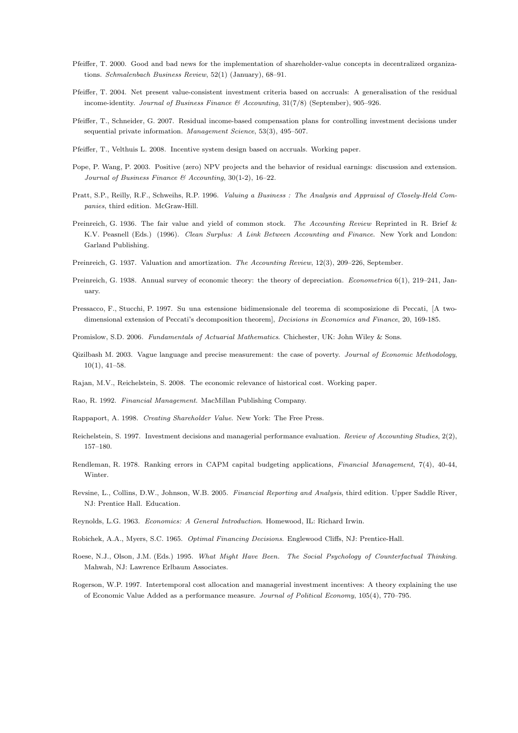Pfeiffer, T. 2000. Good and bad news for the implementation of shareholder-value concepts in decentralized organizations. *Schmalenbach Business Review*, 52(1) (January), 68–91.

Pfeiffer, T. 2004. Net present value-consistent investment criteria based on accruals: A generalisation of the residual income-identity. *Journal of Business Finance & Accounting*, 31(7/8) (September), 905–926.

Pfeiffer, T., Schneider, G. 2007. Residual income-based compensation plans for controlling investment decisions under sequential private information. *Management Science*, 53(3), 495–507.

Pfeiffer, T., Velthuis L. 2008. Incentive system design based on accruals. Working paper.

Pope, P. Wang, P. 2003. Positive (zero) NPV projects and the behavior of residual earnings: discussion and extension. *Journal of Business Finance & Accounting*, 30(1-2), 16–22.

Pratt, S.P., Reilly, R.F., Schweihs, R.P. 1996. *Valuing a Business : The Analysis and Appraisal of Closely-Held Companies*, third edition. McGraw-Hill.

Preinreich, G. 1936. The fair value and yield of common stock. *The Accounting Review* Reprinted in R. Brief & K.V. Peasnell (Eds.) (1996). *Clean Surplus: A Link Between Accounting and Finance*. New York and London: Garland Publishing.

Preinreich, G. 1937. Valuation and amortization. *The Accounting Review*, 12(3), 209–226, September.

Preinreich, G. 1938. Annual survey of economic theory: the theory of depreciation. *Econometrica* 6(1), 219–241, January.

Pressacco, F., Stucchi, P. 1997. Su una estensione bidimensionale del teorema di scomposizione di Peccati, [A two-dimensional extension of Peccati's decomposition theorem], *Decisions in Economics and Finance*, 20, 169-185.

Promislow, S.D. 2006. *Fundamentals of Actuarial Mathematics*. Chichester, UK: John Wiley & Sons.

Qizilbash M. 2003. Vague language and precise measurement: the case of poverty. *Journal of Economic Methodology*, 10(1), 41–58.

Rajan, M.V., Reichelstein, S. 2008. The economic relevance of historical cost. Working paper.

Rao, R. 1992. *Financial Management*. MacMillan Publishing Company.

Rappaport, A. 1998. *Creating Shareholder Value*. New York: The Free Press.

Reichelstein, S. 1997. Investment decisions and managerial performance evaluation. *Review of Accounting Studies*, 2(2), 157–180.

Rendleman, R. 1978. Ranking errors in CAPM capital budgeting applications, *Financial Management*, 7(4), 40-44, Winter.

Revsine, L., Collins, D.W., Johnson, W.B. 2005. *Financial Reporting and Analysis*, third edition. Upper Saddle River, NJ: Prentice Hall. Education.

Reynolds, L.G. 1963. *Economics: A General Introduction*. Homewood, IL: Richard Irwin.

Robichek, A.A., Myers, S.C. 1965. *Optimal Financing Decisions*. Englewood Cliffs, NJ: Prentice-Hall.

Roese, N.J., Olson, J.M. (Eds.) 1995. *What Might Have Been. The Social Psychology of Counterfactual Thinking*. Mahwah, NJ: Lawrence Erlbaum Associates.

Rogerson, W.P. 1997. Intertemporal cost allocation and managerial investment incentives: A theory explaining the use of Economic Value Added as a performance measure. *Journal of Political Economy*, 105(4), 770–795.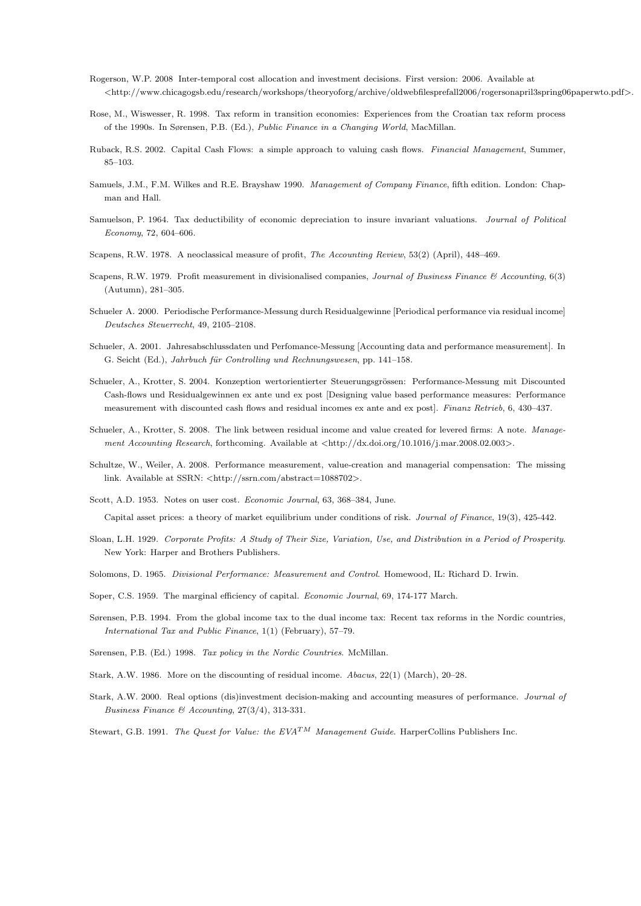Rogerson, W.P. 2008 Inter-temporal cost allocation and investment decisions. First version: 2006. Available at <http://www.chicagogsb.edu/research/workshops/theoryoforg/archive/oldwebfilesprefall2006/rogersonapril3spring06paperwto.pdf>.

Rose, M., Wiswesser, R. 1998. Tax reform in transition economies: Experiences from the Croatian tax reform process of the 1990s. In Sørensen, P.B. (Ed.), *Public Finance in a Changing World*, MacMillan.

Ruback, R.S. 2002. Capital Cash Flows: a simple approach to valuing cash flows. *Financial Management*, Summer, 85–103.

Samuels, J.M., F.M. Wilkes and R.E. Brayshaw 1990. *Management of Company Finance*, fifth edition. London: Chapman and Hall.

Samuelson, P. 1964. Tax deductibility of economic depreciation to insure invariant valuations. *Journal of Political Economy*, 72, 604–606.

Scapens, R.W. 1978. A neoclassical measure of profit, *The Accounting Review*, 53(2) (April), 448–469.

Scapens, R.W. 1979. Profit measurement in divisionalised companies, *Journal of Business Finance & Accounting*, 6(3) (Autumn), 281–305.

Schueler A. 2000. Periodische Performance-Messung durch Residualgewinne [Periodical performance via residual income] *Deutsches Steuerrecht*, 49, 2105–2108.

Schueler, A. 2001. Jahresabschlussdaten und Perfomance-Messung [Accounting data and performance measurement]. In G. Seicht (Ed.), *Jahrbuch für Controlling und Rechnungswesen*, pp. 141–158.

Schueler, A., Krotter, S. 2004. Konzeption wertorientierter Steuerungsgrössen: Performance-Messung mit Discounted Cash-flows und Residualgewinnen ex ante und ex post [Designing value based performance measures: Performance measurement with discounted cash flows and residual incomes ex ante and ex post]. *Finanz Retrieb*, 6, 430–437.

Schueler, A., Krotter, S. 2008. The link between residual income and value created for levered firms: A note. *Management Accounting Research*, forthcoming. Available at <http://dx.doi.org/10.1016/j.mar.2008.02.003>.

Schultze, W., Weiler, A. 2008. Performance measurement, value-creation and managerial compensation: The missing link. Available at SSRN: <http://ssrn.com/abstract=1088702>.

Scott, A.D. 1953. Notes on user cost. *Economic Journal*, 63, 368–384, June.

Capital asset prices: a theory of market equilibrium under conditions of risk. *Journal of Finance*, 19(3), 425-442.

Sloan, L.H. 1929. *Corporate Profits: A Study of Their Size, Variation, Use, and Distribution in a Period of Prosperity*. New York: Harper and Brothers Publishers.

Solomons, D. 1965. *Divisional Performance: Measurement and Control*. Homewood, IL: Richard D. Irwin.

Soper, C.S. 1959. The marginal efficiency of capital. *Economic Journal*, 69, 174-177 March.

Sørensen, P.B. 1994. From the global income tax to the dual income tax: Recent tax reforms in the Nordic countries, *International Tax and Public Finance*, 1(1) (February), 57–79.

Sørensen, P.B. (Ed.) 1998. *Tax policy in the Nordic Countries*. McMillan.

Stark, A.W. 1986. More on the discounting of residual income. *Abacus*, 22(1) (March), 20–28.

Stark, A.W. 2000. Real options (dis)investment decision-making and accounting measures of performance. *Journal of Business Finance & Accounting*, 27(3/4), 313-331.

Stewart, G.B. 1991. *The Quest for Value: the EVA$^{TM}$ Management Guide*. HarperCollins Publishers Inc.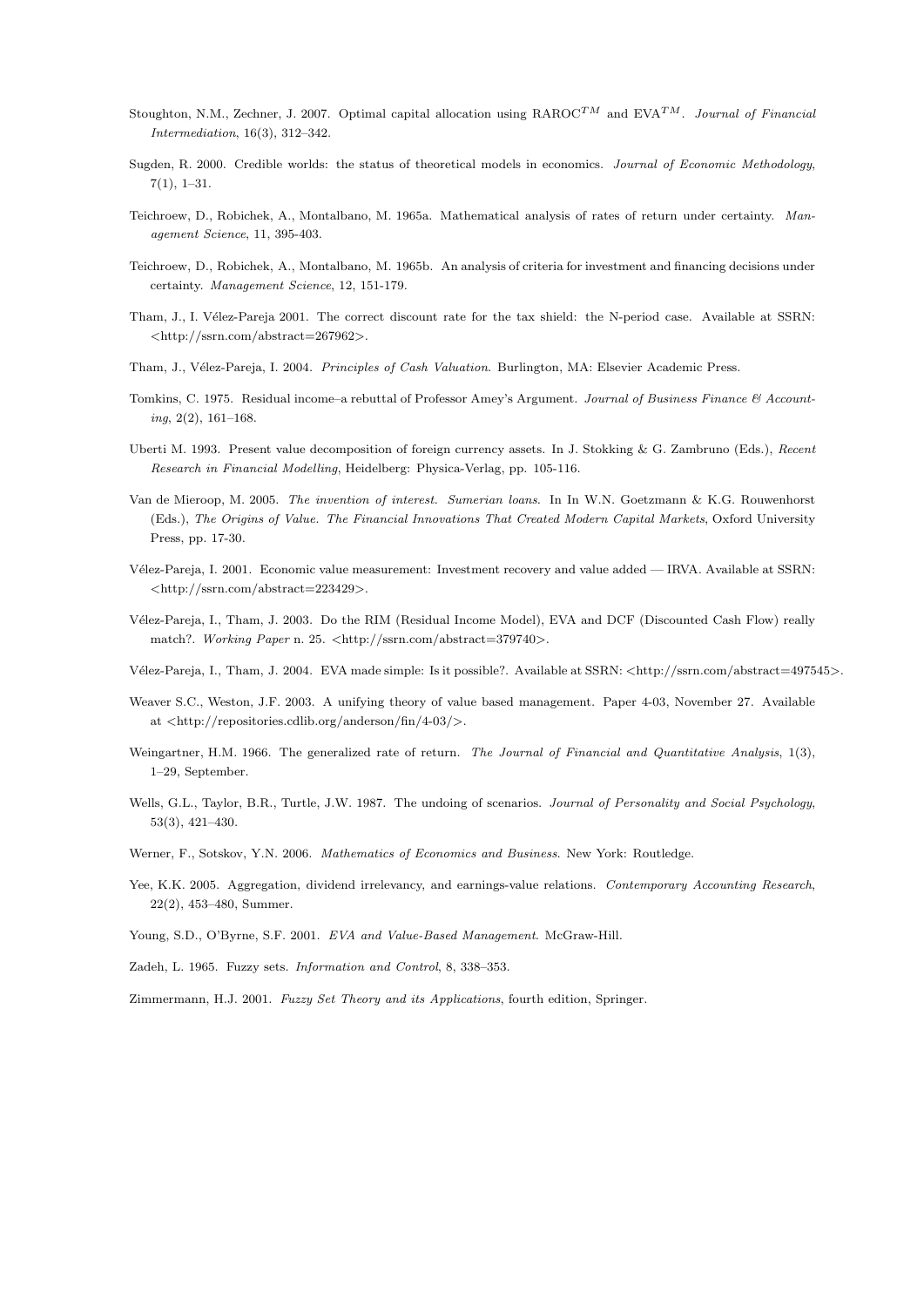Stoughton, N.M., Zechner, J. 2007. Optimal capital allocation using RAROC$^{TM}$ and EVA$^{TM}$. *Journal of Financial Intermediation*, 16(3), 312–342.

Sugden, R. 2000. Credible worlds: the status of theoretical models in economics. *Journal of Economic Methodology*, 7(1), 1–31.

Teichroew, D., Robichek, A., Montalbano, M. 1965a. Mathematical analysis of rates of return under certainty. *Management Science*, 11, 395-403.

Teichroew, D., Robichek, A., Montalbano, M. 1965b. An analysis of criteria for investment and financing decisions under certainty. *Management Science*, 12, 151-179.

Tham, J., I. Vélez-Pareja 2001. The correct discount rate for the tax shield: the N-period case. Available at SSRN: <http://ssrn.com/abstract=267962>.

Tham, J., Vélez-Pareja, I. 2004. *Principles of Cash Valuation*. Burlington, MA: Elsevier Academic Press.

Tomkins, C. 1975. Residual income–a rebuttal of Professor Amey's Argument. *Journal of Business Finance & Accounting*, 2(2), 161–168.

Uberti M. 1993. Present value decomposition of foreign currency assets. In J. Stokking & G. Zambruno (Eds.), *Recent Research in Financial Modelling*, Heidelberg: Physica-Verlag, pp. 105-116.

Van de Mieroop, M. 2005. *The invention of interest. Sumerian loans.* In In W.N. Goetzmann & K.G. Rouwenhorst (Eds.), *The Origins of Value. The Financial Innovations That Created Modern Capital Markets*, Oxford University Press, pp. 17-30.

Vélez-Pareja, I. 2001. Economic value measurement: Investment recovery and value added — IRVA. Available at SSRN: <http://ssrn.com/abstract=223429>.

Vélez-Pareja, I., Tham, J. 2003. Do the RIM (Residual Income Model), EVA and DCF (Discounted Cash Flow) really match?. *Working Paper* n. 25. <http://ssrn.com/abstract=379740>.

Vélez-Pareja, I., Tham, J. 2004. EVA made simple: Is it possible?. Available at SSRN: <http://ssrn.com/abstract=497545>.

Weaver S.C., Weston, J.F. 2003. A unifying theory of value based management. Paper 4-03, November 27. Available at <http://repositories.cdlib.org/anderson/fin/4-03/>.

Weingartner, H.M. 1966. The generalized rate of return. *The Journal of Financial and Quantitative Analysis*, 1(3), 1–29, September.

Wells, G.L., Taylor, B.R., Turtle, J.W. 1987. The undoing of scenarios. *Journal of Personality and Social Psychology*, 53(3), 421–430.

Werner, F., Sotskov, Y.N. 2006. *Mathematics of Economics and Business*. New York: Routledge.

Yee, K.K. 2005. Aggregation, dividend irrelevancy, and earnings-value relations. *Contemporary Accounting Research*, 22(2), 453–480, Summer.

Young, S.D., O'Byrne, S.F. 2001. *EVA and Value-Based Management*. McGraw-Hill.

Zadeh, L. 1965. Fuzzy sets. *Information and Control*, 8, 338–353.

Zimmermann, H.J. 2001. *Fuzzy Set Theory and its Applications*, fourth edition, Springer.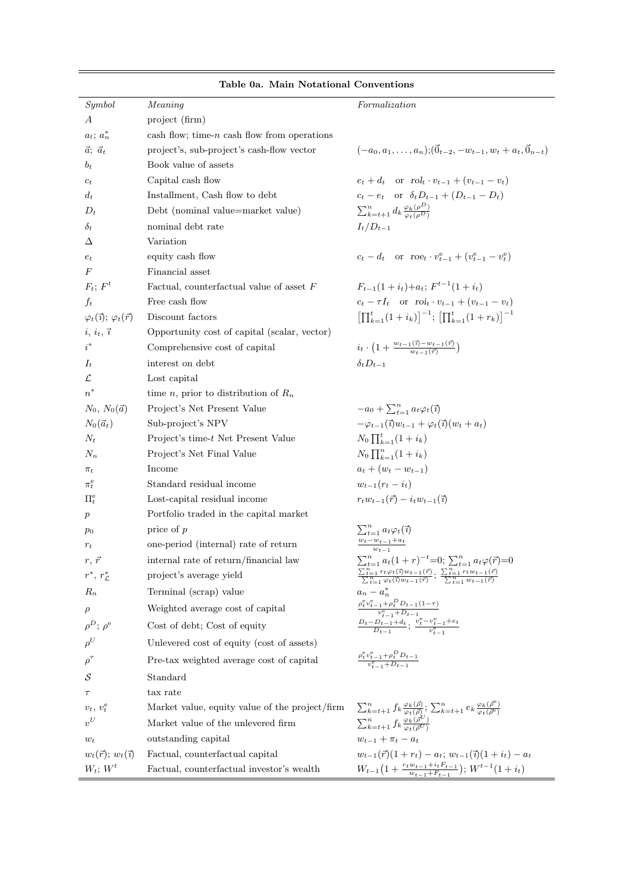**Table 0a. Main Notational Conventions**

| *Symbol* | *Meaning* | *Formalization* |
|---|---|---|
| $A$ | project (firm) | |
| $a_t$; $a^*_n$ | cash flow; time-$n$ cash flow from operations | |
| $\vec{a}$; $\vec{a}_t$ | project's, sub-project's cash-flow vector | $(-a_0, a_1, \dots, a_n)$;$(\vec{0}_{t-2}, -w_{t-1}, w_t + a_t, \vec{0}_{n-t})$ |
| $b_t$ | Book value of assets | |
| $c_t$ | Capital cash flow | $e_t + d_t$ or $rol_t \cdot v_{t-1} + (v_{t-1} - v_t)$ |
| $d_t$ | Installment, Cash flow to debt | $c_t - e_t$ or $\delta_t D_{t-1} + (D_{t-1} - D_t)$ |
| $D_t$ | Debt (nominal value=market value) | $\sum_{k=t+1}^{n} d_k \frac{\varphi_k(\rho^D)}{\varphi_t(\rho^D)}$ |
| $\delta_t$ | nominal debt rate | $I_t / D_{t-1}$ |
| $\Delta$ | Variation | |
| $e_t$ | equity cash flow | $c_t - d_t$ or $roe_t \cdot v^{\rm e}_{t-1} + (v^{\rm e}_{t-1} - v^{\rm e}_t)$ |
| $F$ | Financial asset | |
| $F_t$; $F^t$ | Factual, counterfactual value of asset $F$ | $F_{t-1}(1+i_t)$+$a_t$; $F^{t-1}(1+i_t)$ |
| $f_t$ | Free cash flow | $c_t - \tau I_t$ or $roi_t \cdot v_{t-1} + (v_{t-1} - v_t)$ |
| $\varphi_t(\vec{\imath})$; $\varphi_t(\vec{r})$ | Discount factors | $\left[\prod_{k=1}^{t}(1+i_k)\right]^{-1}$; $\left[\prod_{k=1}^{t}(1+r_k)\right]^{-1}$ |
| $i$, $i_t$, $\vec{\imath}$ | Opportunity cost of capital (scalar, vector) | |
| $i^*$ | Comprehensive cost of capital | $i_t \cdot \left(1 + \frac{w_{t-1}(\vec{\imath}) - w_{t-1}(\vec{r})}{w_{t-1}(\vec{r})}\right)$ |
| $I_t$ | interest on debt | $\delta_t D_{t-1}$ |
| $\mathcal{L}$ | Lost capital | |
| $n^*$ | time $n$, prior to distribution of $R_n$ | |
| $N_0$, $N_0(\vec{a})$ | Project's Net Present Value | $-a_0 + \sum_{t=1}^{n} a_t \varphi_t(\vec{\imath})$ |
| $N_0(\vec{a}_t)$ | Sub-project's NPV | $-\varphi_{t-1}(\vec{\imath})w_{t-1} + \varphi_t(\vec{\imath})(w_t + a_t)$ |
| $N_t$ | Project's time-$t$ Net Present Value | $N_0 \prod_{k=1}^{t}(1+i_k)$ |
| $N_n$ | Project's Net Final Value | $N_0 \prod_{k=1}^{n}(1+i_k)$ |
| $\pi_t$ | Income | $a_t + (w_t - w_{t-1})$ |
| $\pi^{\rm e}_t$ | Standard residual income | $w_{t-1}(r_t - i_t)$ |
| $\Pi^{\rm e}_t$ | Lost-capital residual income | $r_t w_{t-1}(\vec{r}) - i_t w_{t-1}(\vec{\imath})$ |
| $p$ | Portfolio traded in the capital market | |
| $p_0$ | price of $p$ | $\sum_{t=1}^{n} a_t \varphi_t(\vec{\imath})$ |
| $r_t$ | one-period (internal) rate of return | $\frac{w_t - w_{t-1} + a_t}{w_{t-1}}$ |
| $r$, $\vec{r}$ | internal rate of return/financial law | $\sum_{t=1}^{n} a_t(1+r)^{-t}$=0; $\sum_{t=1}^{n} a_t \varphi(\vec{r})$=0 |
| $r^*$, $r^*_{\mathcal{L}}$ | project's average yield | $\frac{\sum_{t=1}^{n} r_t \varphi_t(\vec{\imath}) w_{t-1}(\vec{r})}{\sum_{t=1}^{n} \varphi_t(\vec{\imath}) w_{t-1}(\vec{r})}$; $\frac{\sum_{t=1}^{n} r_t w_{t-1}(\vec{r})}{\sum_{t=1}^{n} w_{t-1}(\vec{r})}$ |
| $R_n$ | Terminal (scrap) value | $a_n - a^*_n$ |
| $\rho$ | Weighted average cost of capital | $\frac{\rho^{\rm e}_t v^{\rm e}_{t-1} + \rho^D_t D_{t-1}(1-\tau)}{v^{\rm e}_{t-1} + D_{t-1}}$ |
| $\rho^D$; $\rho^{\rm e}$ | Cost of debt; Cost of equity | $\frac{D_t - D_{t-1} + d_t}{D_{t-1}}$; $\frac{v^{\rm e}_t - v^{\rm e}_{t-1} + e_t}{v^{\rm e}_{t-1}}$ |
| $\rho^U$ | Unlevered cost of equity (cost of assets) | |
| $\rho^\tau$ | Pre-tax weighted average cost of capital | $\frac{\rho^{\rm e}_t v^{\rm e}_{t-1} + \rho^D_t D_{t-1}}{v^{\rm e}_{t-1} + D_{t-1}}$ |
| $\mathcal{S}$ | Standard | |
| $\tau$ | tax rate | |
| $v_t$, $v^{\rm e}_t$ | Market value, equity value of the project/firm | $\sum_{k=t+1}^{n} f_k \frac{\varphi_k(\vec{\rho})}{\varphi_t(\vec{\rho})}$; $\sum_{k=t+1}^{n} e_k \frac{\varphi_k(\vec{\rho}^{\rm e})}{\varphi_t(\vec{\rho}^{\rm e})}$ |
| $v^U$ | Market value of the unlevered firm | $\sum_{k=t+1}^{n} f_k \frac{\varphi_k(\vec{\rho}^U)}{\varphi_t(\vec{\rho}^U)}$ |
| $w_t$ | outstanding capital | $w_{t-1} + \pi_t - a_t$ |
| $w_t(\vec{r})$; $w_t(\vec{\imath})$ | Factual, counterfactual capital | $w_{t-1}(\vec{r})(1+r_t) - a_t$; $w_{t-1}(\vec{\imath})(1+i_t) - a_t$ |
| $W_t$; $W^t$ | Factual, counterfactual investor's wealth | $W_{t-1}\left(1 + \frac{r_t w_{t-1} + i_t F_{t-1}}{w_{t-1} + F_{t-1}}\right)$; $W^{t-1}(1+i_t)$ |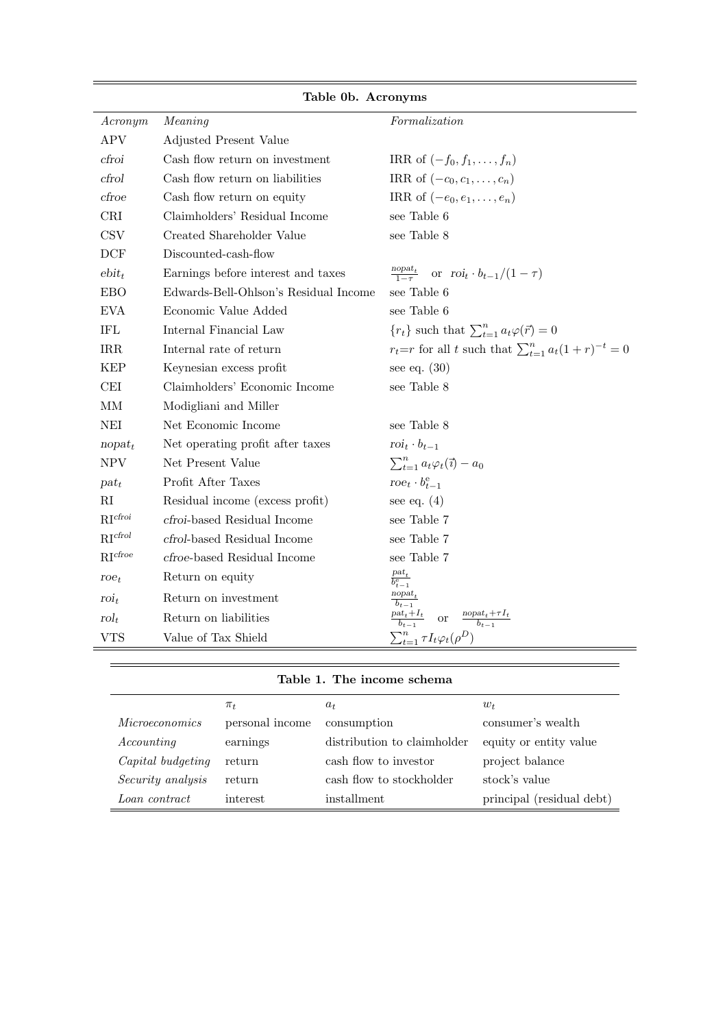**Table 0b. Acronyms**

| *Acronym* | *Meaning* | *Formalization* |
|---|---|---|
| APV | Adjusted Present Value | |
| *cfroi* | Cash flow return on investment | IRR of $(-f_0, f_1, \dots, f_n)$ |
| *cfrol* | Cash flow return on liabilities | IRR of $(-c_0, c_1, \dots, c_n)$ |
| *cfroe* | Cash flow return on equity | IRR of $(-e_0, e_1, \dots, e_n)$ |
| CRI | Claimholders' Residual Income | see Table 6 |
| CSV | Created Shareholder Value | see Table 8 |
| DCF | Discounted-cash-flow | |
| $ebit_t$ | Earnings before interest and taxes | $\frac{nopat_t}{1-\tau}$ or $roi_t \cdot b_{t-1}/(1-\tau)$ |
| EBO | Edwards-Bell-Ohlson's Residual Income | see Table 6 |
| EVA | Economic Value Added | see Table 6 |
| IFL | Internal Financial Law | $\{r_t\}$ such that $\sum_{t=1}^{n} a_t \varphi(\vec{r}) = 0$ |
| IRR | Internal rate of return | $r_t$=$r$ for all $t$ such that $\sum_{t=1}^{n} a_t(1+r)^{-t} = 0$ |
| KEP | Keynesian excess profit | see eq. (30) |
| CEI | Claimholders' Economic Income | see Table 8 |
| MM | Modigliani and Miller | |
| NEI | Net Economic Income | see Table 8 |
| $nopat_t$ | Net operating profit after taxes | $roi_t \cdot b_{t-1}$ |
| NPV | Net Present Value | $\sum_{t=1}^{n} a_t \varphi_t(\vec{\imath}) - a_0$ |
| $pat_t$ | Profit After Taxes | $roe_t \cdot b^{e}_{t-1}$ |
| RI | Residual income (excess profit) | see eq. (4) |
| $\text{RI}^{cfroi}$ | *cfroi*-based Residual Income | see Table 7 |
| $\text{RI}^{cfrol}$ | *cfrol*-based Residual Income | see Table 7 |
| $\text{RI}^{cfroe}$ | *cfroe*-based Residual Income | see Table 7 |
| $roe_t$ | Return on equity | $\frac{pat_t}{b^{e}_{t-1}}$ |
| $roi_t$ | Return on investment | $\frac{nopat_t}{b_{t-1}}$ |
| $rol_t$ | Return on liabilities | $\frac{pat_t+I_t}{b_{t-1}}$ or $\frac{nopat_t+\tau I_t}{b_{t-1}}$ |
| VTS | Value of Tax Shield | $\sum_{t=1}^{n} \tau I_t \varphi_t(\rho^D)$ |

**Table 1. The income schema**

| | $\pi_t$ | $a_t$ | $w_t$ |
|---|---|---|---|
| *Microeconomics* | personal income | consumption | consumer's wealth |
| *Accounting* | earnings | distribution to claimholder | equity or entity value |
| *Capital budgeting* | return | cash flow to investor | project balance |
| *Security analysis* | return | cash flow to stockholder | stock's value |
| *Loan contract* | interest | installment | principal (residual debt) |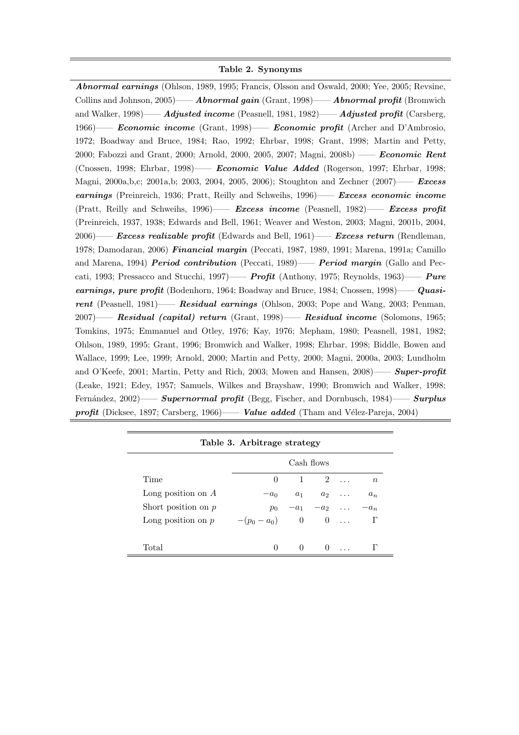**Table 2. Synonyms**

***Abnormal earnings*** (Ohlson, 1989, 1995; Francis, Olsson and Oswald, 2000; Yee, 2005; Revsine, Collins and Johnson, 2005)—— ***Abnormal gain*** (Grant, 1998)—— ***Abnormal profit*** (Bromwich and Walker, 1998)—— ***Adjusted income*** (Peasnell, 1981, 1982)—— ***Adjusted profit*** (Carsberg, 1966)—— ***Economic income*** (Grant, 1998)—— ***Economic profit*** (Archer and D'Ambrosio, 1972; Boadway and Bruce, 1984; Rao, 1992; Ehrbar, 1998; Grant, 1998; Martin and Petty, 2000; Fabozzi and Grant, 2000; Arnold, 2000, 2005, 2007; Magni, 2008b) —— ***Economic Rent*** (Cnossen, 1998; Ehrbar, 1998)—— ***Economic Value Added*** (Rogerson, 1997; Ehrbar, 1998; Magni, 2000a,b,c; 2001a,b; 2003, 2004, 2005, 2006); Stoughton and Zechner (2007)—— ***Excess earnings*** (Preinreich, 1936; Pratt, Reilly and Schweihs, 1996)—— ***Excess economic income*** (Pratt, Reilly and Schweihs, 1996)—— ***Excess income*** (Peasnell, 1982)—— ***Excess profit*** (Preinreich, 1937, 1938; Edwards and Bell, 1961; Weaver and Weston, 2003; Magni, 2001b, 2004, 2006)—— ***Excess realizable profit*** (Edwards and Bell, 1961)—— ***Excess return*** (Rendleman, 1978; Damodaran, 2006) ***Financial margin*** (Peccati, 1987, 1989, 1991; Marena, 1991a; Camillo and Marena, 1994) ***Period contribution*** (Peccati, 1989)—— ***Period margin*** (Gallo and Peccati, 1993; Pressacco and Stucchi, 1997)—— ***Profit*** (Anthony, 1975; Reynolds, 1963)—— ***Pure earnings, pure profit*** (Bodenhorn, 1964; Boadway and Bruce, 1984; Cnossen, 1998)—— ***Quasi-rent*** (Peasnell, 1981)—— ***Residual earnings*** (Ohlson, 2003; Pope and Wang, 2003; Penman, 2007)—— ***Residual (capital) return*** (Grant, 1998)—— ***Residual income*** (Solomons, 1965; Tomkins, 1975; Emmanuel and Otley, 1976; Kay, 1976; Mepham, 1980; Peasnell, 1981, 1982; Ohlson, 1989, 1995; Grant, 1996; Bromwich and Walker, 1998; Ehrbar, 1998; Biddle, Bowen and Wallace, 1999; Lee, 1999; Arnold, 2000; Martin and Petty, 2000; Magni, 2000a, 2003; Lundholm and O'Keefe, 2001; Martin, Petty and Rich, 2003; Mowen and Hansen, 2008)—— ***Super-profit*** (Leake, 1921; Edey, 1957; Samuels, Wilkes and Brayshaw, 1990; Bromwich and Walker, 1998; Fernández, 2002)—— ***Supernormal profit*** (Begg, Fischer, and Dornbusch, 1984)—— ***Surplus profit*** (Dicksee, 1897; Carsberg, 1966)—— ***Value added*** (Tham and Vélez-Pareja, 2004)

**Table 3. Arbitrage strategy**

| | Cash flows | | | | |
|---|---|---|---|---|---|
| Time | $0$ | $1$ | $2$ | $\dots$ | $n$ |
| Long position on $A$ | $-a_0$ | $a_1$ | $a_2$ | $\dots$ | $a_n$ |
| Short position on $p$ | $p_0$ | $-a_1$ | $-a_2$ | $\dots$ | $-a_n$ |
| Long position on $p$ | $-(p_0 - a_0)$ | $0$ | $0$ | $\dots$ | $\Gamma$ |
| Total | $0$ | $0$ | $0$ | $\dots$ | $\Gamma$ |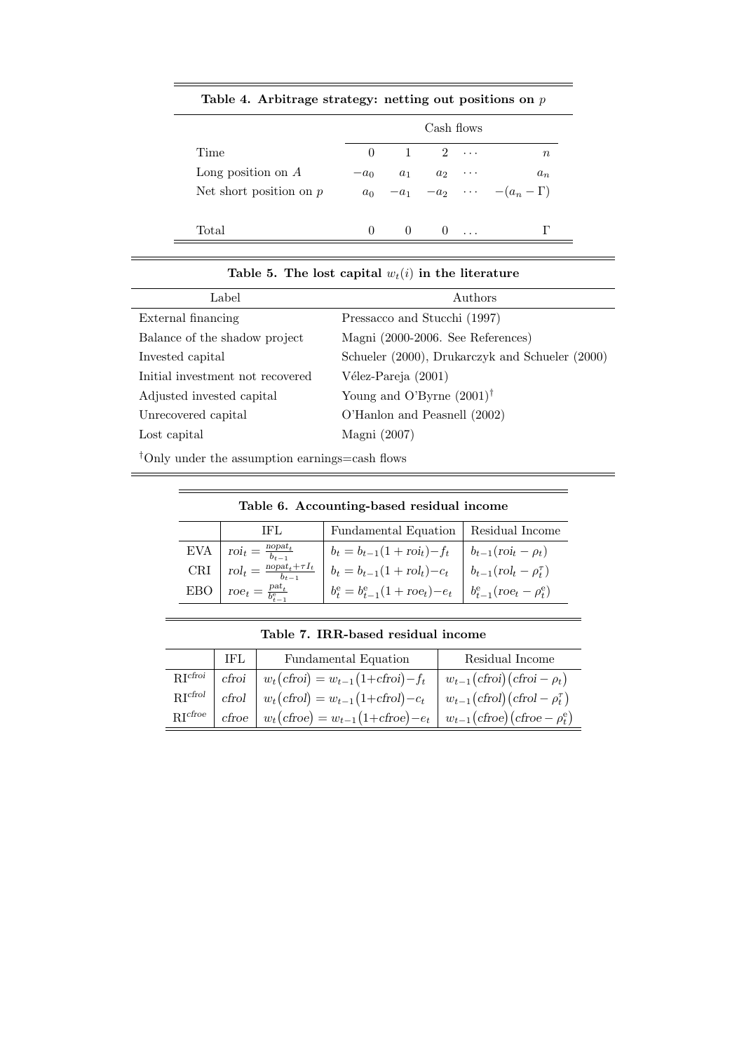**Table 4. Arbitrage strategy: netting out positions on $p$**

| | Cash flows | | | | |
|---|---|---|---|---|---|
| Time | 0 | 1 | 2 | $\cdots$ | $n$ |
| Long position on $A$ | $-a_0$ | $a_1$ | $a_2$ | $\cdots$ | $a_n$ |
| Net short position on $p$ | $a_0$ | $-a_1$ | $-a_2$ | $\cdots$ | $-(a_n - \Gamma)$ |
| Total | 0 | 0 | 0 | $\ldots$ | $\Gamma$ |

**Table 5. The lost capital $w_t(i)$ in the literature**

| Label | Authors |
|---|---|
| External financing | Pressacco and Stucchi (1997) |
| Balance of the shadow project | Magni (2000-2006. See References) |
| Invested capital | Schueler (2000), Drukarczyk and Schueler (2000) |
| Initial investment not recovered | Vélez-Pareja (2001) |
| Adjusted invested capital | Young and O'Byrne (2001)† |
| Unrecovered capital | O'Hanlon and Peasnell (2002) |
| Lost capital | Magni (2007) |

†Only under the assumption earnings=cash flows

**Table 6. Accounting-based residual income**

| | IFL | Fundamental Equation | Residual Income |
|---|---|---|---|
| EVA | $roi_t = \frac{nopat_t}{b_{t-1}}$ | $b_t = b_{t-1}(1 + roi_t) - f_t$ | $b_{t-1}(roi_t - \rho_t)$ |
| CRI | $rol_t = \frac{nopat_t + \tau I_t}{b_{t-1}}$ | $b_t = b_{t-1}(1 + rol_t) - c_t$ | $b_{t-1}(rol_t - \rho_t^{\tau})$ |
| EBO | $roe_t = \frac{pat_t}{b^{e}_{t-1}}$ | $b^{e}_t = b^{e}_{t-1}(1 + roe_t) - e_t$ | $b^{e}_{t-1}(roe_t - \rho^{e}_t)$ |

**Table 7. IRR-based residual income**

| | IFL | Fundamental Equation | Residual Income |
|---|---|---|---|
| $\text{RI}^{cfroi}$ | $cfroi$ | $w_t(cfroi) = w_{t-1}(1+cfroi) - f_t$ | $w_{t-1}(cfroi)(cfroi - \rho_t)$ |
| $\text{RI}^{cfrol}$ | $cfrol$ | $w_t(cfrol) = w_{t-1}(1+cfrol) - c_t$ | $w_{t-1}(cfrol)(cfrol - \rho_t^{\tau})$ |
| $\text{RI}^{cfroe}$ | $cfroe$ | $w_t(cfroe) = w_{t-1}(1+cfroe) - e_t$ | $w_{t-1}(cfroe)(cfroe - \rho^{e}_t)$ |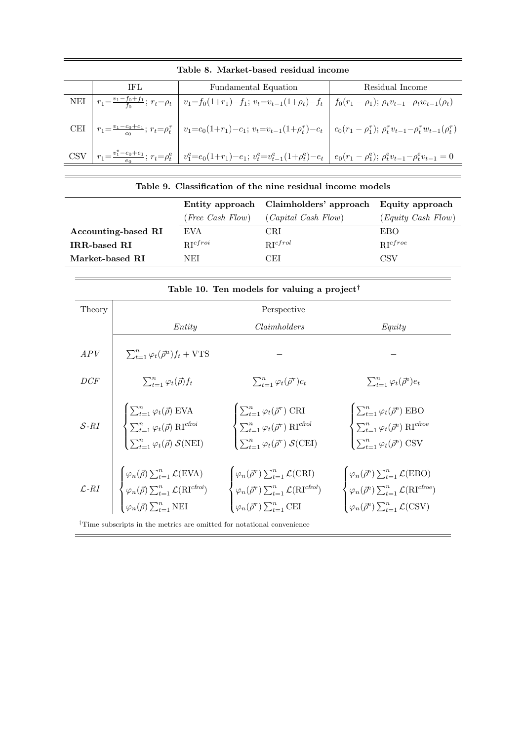**Table 8. Market-based residual income**

| | IFL | Fundamental Equation | Residual Income |
|---|---|---|---|
| NEI | $r_1 = \frac{v_1 - f_0 + f_1}{f_0}$; $r_t = \rho_t$ | $v_1 = f_0(1+r_1) - f_1$; $v_t = v_{t-1}(1+\rho_t) - f_t$ | $f_0(r_1 - \rho_1)$; $\rho_t v_{t-1} - \rho_t w_{t-1}(\rho_t)$ |
| CEI | $r_1 = \frac{v_1 - c_0 + c_1}{c_0}$; $r_t = \rho^\tau_t$ | $v_1 = c_0(1+r_1) - c_1$; $v_t = v_{t-1}(1+\rho^\tau_t) - c_t$ | $c_0(r_1 - \rho^\tau_1)$; $\rho^\tau_t v_{t-1} - \rho^\tau_t w_{t-1}(\rho^\tau_t)$ |
| CSV | $r_1 = \frac{v^e_1 - e_0 + e_1}{e_0}$; $r_t = \rho^e_t$ | $v^e_1 = e_0(1+r_1) - e_1$; $v^e_t = v^e_{t-1}(1+\rho^e_t) - e_t$ | $e_0(r_1 - \rho^e_1)$; $\rho^e_t v_{t-1} - \rho^e_t v_{t-1} = 0$ |

**Table 9. Classification of the nine residual income models**

| | **Entity approach** (*Free Cash Flow*) | **Claimholders' approach** (*Capital Cash Flow*) | **Equity approach** (*Equity Cash Flow*) |
|---|---|---|---|
| **Accounting-based RI** | EVA | CRI | EBO |
| **IRR-based RI** | $\text{RI}^{cfroi}$ | $\text{RI}^{cfrol}$ | $\text{RI}^{cfroe}$ |
| **Market-based RI** | NEI | CEI | CSV |

**Table 10. Ten models for valuing a project**[†]

| Theory | Perspective: *Entity* | *Claimholders* | *Equity* |
|---|---|---|---|
| *APV* | $\sum_{t=1}^n \varphi_t(\vec{\rho}^u) f_t + \text{VTS}$ | – | – |
| *DCF* | $\sum_{t=1}^n \varphi_t(\vec{\rho}) f_t$ | $\sum_{t=1}^n \varphi_t(\vec{\rho}^\tau) c_t$ | $\sum_{t=1}^n \varphi_t(\vec{\rho}^e) e_t$ |
| $\mathcal{S}$-*RI* | $\begin{cases} \sum_{t=1}^n \varphi_t(\vec{\rho}) \text{ EVA} \\ \sum_{t=1}^n \varphi_t(\vec{\rho}) \text{ RI}^{cfroi} \\ \sum_{t=1}^n \varphi_t(\vec{\rho}) \mathcal{S}(\text{NEI}) \end{cases}$ | $\begin{cases} \sum_{t=1}^n \varphi_t(\vec{\rho}^\tau) \text{ CRI} \\ \sum_{t=1}^n \varphi_t(\vec{\rho}^\tau) \text{ RI}^{cfrol} \\ \sum_{t=1}^n \varphi_t(\vec{\rho}^\tau) \mathcal{S}(\text{CEI}) \end{cases}$ | $\begin{cases} \sum_{t=1}^n \varphi_t(\vec{\rho}^e) \text{ EBO} \\ \sum_{t=1}^n \varphi_t(\vec{\rho}^e) \text{ RI}^{cfroe} \\ \sum_{t=1}^n \varphi_t(\vec{\rho}^e) \text{ CSV} \end{cases}$ |
| $\mathcal{L}$-*RI* | $\begin{cases} \varphi_n(\vec{\rho}) \sum_{t=1}^n \mathcal{L}(\text{EVA}) \\ \varphi_n(\vec{\rho}) \sum_{t=1}^n \mathcal{L}(\text{RI}^{cfroi}) \\ \varphi_n(\vec{\rho}) \sum_{t=1}^n \text{NEI} \end{cases}$ | $\begin{cases} \varphi_n(\vec{\rho}^\tau) \sum_{t=1}^n \mathcal{L}(\text{CRI}) \\ \varphi_n(\vec{\rho}^\tau) \sum_{t=1}^n \mathcal{L}(\text{RI}^{cfrol}) \\ \varphi_n(\vec{\rho}^\tau) \sum_{t=1}^n \text{CEI} \end{cases}$ | $\begin{cases} \varphi_n(\vec{\rho}^e) \sum_{t=1}^n \mathcal{L}(\text{EBO}) \\ \varphi_n(\vec{\rho}^e) \sum_{t=1}^n \mathcal{L}(\text{RI}^{cfroe}) \\ \varphi_n(\vec{\rho}^e) \sum_{t=1}^n \mathcal{L}(\text{CSV}) \end{cases}$ |

[†]Time subscripts in the metrics are omitted for notational convenience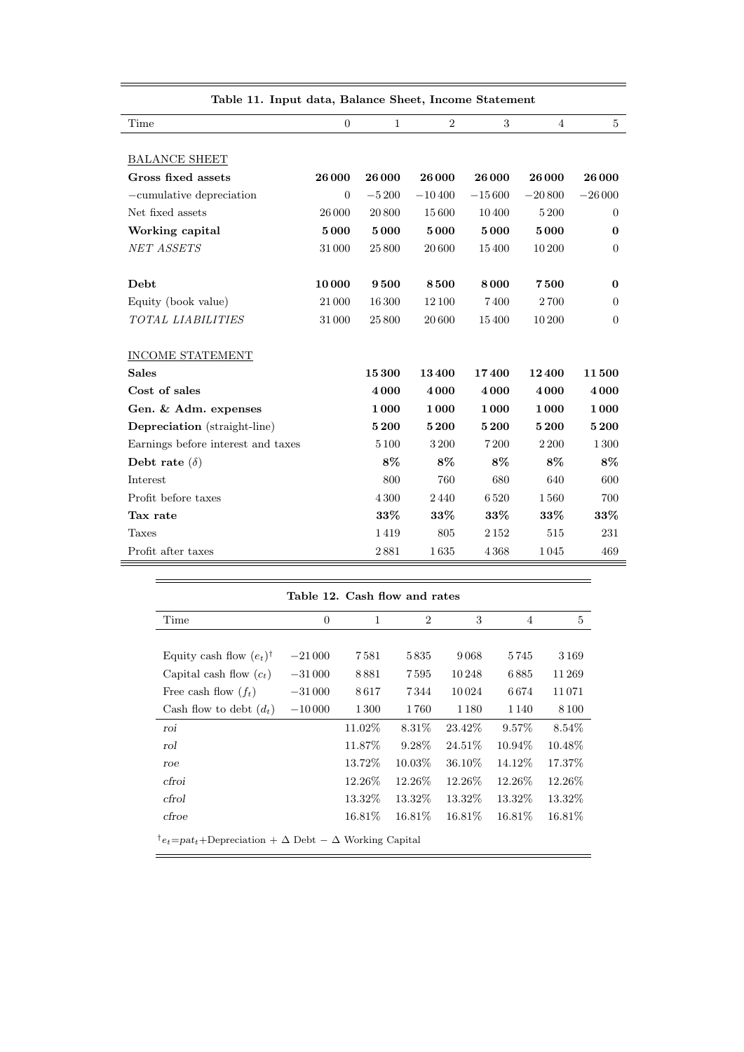**Table 11. Input data, Balance Sheet, Income Statement**

| Time | 0 | 1 | 2 | 3 | 4 | 5 |
|---|---|---|---|---|---|---|
| BALANCE SHEET | | | | | | |
| **Gross fixed assets** | **26 000** | **26 000** | **26 000** | **26 000** | **26 000** | **26 000** |
| −cumulative depreciation | 0 | −5 200 | −10 400 | −15 600 | −20 800 | −26 000 |
| Net fixed assets | 26 000 | 20 800 | 15 600 | 10 400 | 5 200 | 0 |
| **Working capital** | **5 000** | **5 000** | **5 000** | **5 000** | **5 000** | **0** |
| *NET ASSETS* | 31 000 | 25 800 | 20 600 | 15 400 | 10 200 | 0 |
| | | | | | | |
| **Debt** | **10 000** | **9 500** | **8 500** | **8 000** | **7 500** | **0** |
| Equity (book value) | 21 000 | 16 300 | 12 100 | 7 400 | 2 700 | 0 |
| *TOTAL LIABILITIES* | 31 000 | 25 800 | 20 600 | 15 400 | 10 200 | 0 |
| | | | | | | |
| INCOME STATEMENT | | | | | | |
| **Sales** | | **15 300** | **13 400** | **17 400** | **12 400** | **11 500** |
| **Cost of sales** | | **4 000** | **4 000** | **4 000** | **4 000** | **4 000** |
| **Gen. & Adm. expenses** | | **1 000** | **1 000** | **1 000** | **1 000** | **1 000** |
| **Depreciation** (straight-line) | | **5 200** | **5 200** | **5 200** | **5 200** | **5 200** |
| Earnings before interest and taxes | | 5 100 | 3 200 | 7 200 | 2 200 | 1 300 |
| **Debt rate** ($\delta$) | | **8%** | **8%** | **8%** | **8%** | **8%** |
| Interest | | 800 | 760 | 680 | 640 | 600 |
| Profit before taxes | | 4 300 | 2 440 | 6 520 | 1 560 | 700 |
| **Tax rate** | | **33%** | **33%** | **33%** | **33%** | **33%** |
| Taxes | | 1 419 | 805 | 2 152 | 515 | 231 |
| Profit after taxes | | 2 881 | 1 635 | 4 368 | 1 045 | 469 |

**Table 12. Cash flow and rates**

| Time | 0 | 1 | 2 | 3 | 4 | 5 |
|---|---|---|---|---|---|---|
| Equity cash flow ($e_t$)[†] | −21 000 | 7 581 | 5 835 | 9 068 | 5 745 | 3 169 |
| Capital cash flow ($c_t$) | −31 000 | 8 881 | 7 595 | 10 248 | 6 885 | 11 269 |
| Free cash flow ($f_t$) | −31 000 | 8 617 | 7 344 | 10 024 | 6 674 | 11 071 |
| Cash flow to debt ($d_t$) | −10 000 | 1 300 | 1 760 | 1 180 | 1 140 | 8 100 |
| *roi* | | 11.02% | 8.31% | 23.42% | 9.57% | 8.54% |
| *rol* | | 11.87% | 9.28% | 24.51% | 10.94% | 10.48% |
| *roe* | | 13.72% | 10.03% | 36.10% | 14.12% | 17.37% |
| *cfroi* | | 12.26% | 12.26% | 12.26% | 12.26% | 12.26% |
| *cfrol* | | 13.32% | 13.32% | 13.32% | 13.32% | 13.32% |
| *cfroe* | | 16.81% | 16.81% | 16.81% | 16.81% | 16.81% |

[†] $e_t = pat_t + \text{Depreciation} + \Delta\ \text{Debt} - \Delta\ \text{Working Capital}$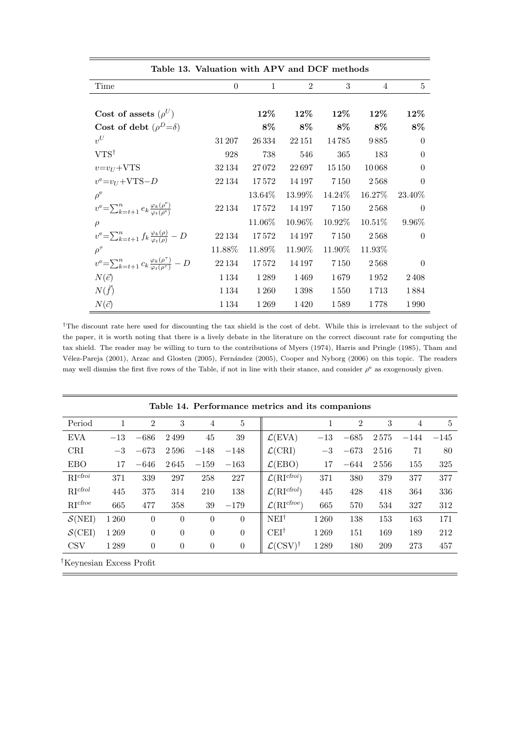**Table 13. Valuation with APV and DCF methods**

| Time | 0 | 1 | 2 | 3 | 4 | 5 |
|---|---|---|---|---|---|---|
| **Cost of assets** ($\rho^U$) | | **12%** | **12%** | **12%** | **12%** | **12%** |
| **Cost of debt** ($\rho^D{=}\delta$) | | **8%** | **8%** | **8%** | **8%** | **8%** |
| $v^U$ | 31 207 | 26 334 | 22 151 | 14 785 | 9 885 | 0 |
| VTS[†] | 928 | 738 | 546 | 365 | 183 | 0 |
| $v{=}v_U{+}\text{VTS}$ | 32 134 | 27 072 | 22 697 | 15 150 | 10 068 | 0 |
| $v^e{=}v_U{+}\text{VTS}{-}D$ | 22 134 | 17 572 | 14 197 | 7 150 | 2 568 | 0 |
| $\rho^e$ | | 13.64% | 13.99% | 14.24% | 16.27% | 23.40% |
| $v^e{=}\sum_{k=t+1}^{n} e_k \frac{\varphi_k(\rho^e)}{\varphi_t(\rho^e)}$ | 22 134 | 17 572 | 14 197 | 7 150 | 2 568 | 0 |
| $\rho$ | | 11.06% | 10.96% | 10.92% | 10.51% | 9.96% |
| $v^e{=}\sum_{k=t+1}^{n} f_k \frac{\varphi_k(\rho)}{\varphi_t(\rho)} - D$ | 22 134 | 17 572 | 14 197 | 7 150 | 2 568 | 0 |
| $\rho^\tau$ | 11.88% | 11.89% | 11.90% | 11.90% | 11.93% | |
| $v^e{=}\sum_{k=t+1}^{n} c_k \frac{\varphi_k(\rho^\tau)}{\varphi_t(\rho^\tau)} - D$ | 22 134 | 17 572 | 14 197 | 7 150 | 2 568 | 0 |
| $N(\vec{e})$ | 1 134 | 1 289 | 1 469 | 1 679 | 1 952 | 2 408 |
| $N(\vec{f})$ | 1 134 | 1 260 | 1 398 | 1 550 | 1 713 | 1 884 |
| $N(\vec{c})$ | 1 134 | 1 269 | 1 420 | 1 589 | 1 778 | 1 990 |

[†]The discount rate here used for discounting the tax shield is the cost of debt. While this is irrelevant to the subject of the paper, it is worth noting that there is a lively debate in the literature on the correct discount rate for computing the tax shield. The reader may be willing to turn to the contributions of Myers (1974), Harris and Pringle (1985), Tham and Vélez-Pareja (2001), Arzac and Glosten (2005), Fernández (2005), Cooper and Nyborg (2006) on this topic. The readers may well dismiss the first five rows of the Table, if not in line with their stance, and consider $\rho^e$ as exogenously given.

**Table 14. Performance metrics and its companions**

| Period | 1 | 2 | 3 | 4 | 5 | | 1 | 2 | 3 | 4 | 5 |
|---|---|---|---|---|---|---|---|---|---|---|---|
| EVA | −13 | −686 | 2 499 | 45 | 39 | $\mathcal{L}$(EVA) | −13 | −685 | 2 575 | −144 | −145 |
| CRI | −3 | −673 | 2 596 | −148 | −148 | $\mathcal{L}$(CRI) | −3 | −673 | 2 516 | 71 | 80 |
| EBO | 17 | −646 | 2 645 | −159 | −163 | $\mathcal{L}$(EBO) | 17 | −644 | 2 556 | 155 | 325 |
| $\text{RI}^{cfroi}$ | 371 | 339 | 297 | 258 | 227 | $\mathcal{L}(\text{RI}^{cfroi})$ | 371 | 380 | 379 | 377 | 377 |
| $\text{RI}^{cfrol}$ | 445 | 375 | 314 | 210 | 138 | $\mathcal{L}(\text{RI}^{cfrol})$ | 445 | 428 | 418 | 364 | 336 |
| $\text{RI}^{cfroe}$ | 665 | 477 | 358 | 39 | −179 | $\mathcal{L}(\text{RI}^{cfroe})$ | 665 | 570 | 534 | 327 | 312 |
| $\mathcal{S}$(NEI) | 1 260 | 0 | 0 | 0 | 0 | NEI[†] | 1 260 | 138 | 153 | 163 | 171 |
| $\mathcal{S}$(CEI) | 1 269 | 0 | 0 | 0 | 0 | CEI[†] | 1 269 | 151 | 169 | 189 | 212 |
| CSV | 1 289 | 0 | 0 | 0 | 0 | $\mathcal{L}$(CSV)[†] | 1 289 | 180 | 209 | 273 | 457 |

[†]Keynesian Excess Profit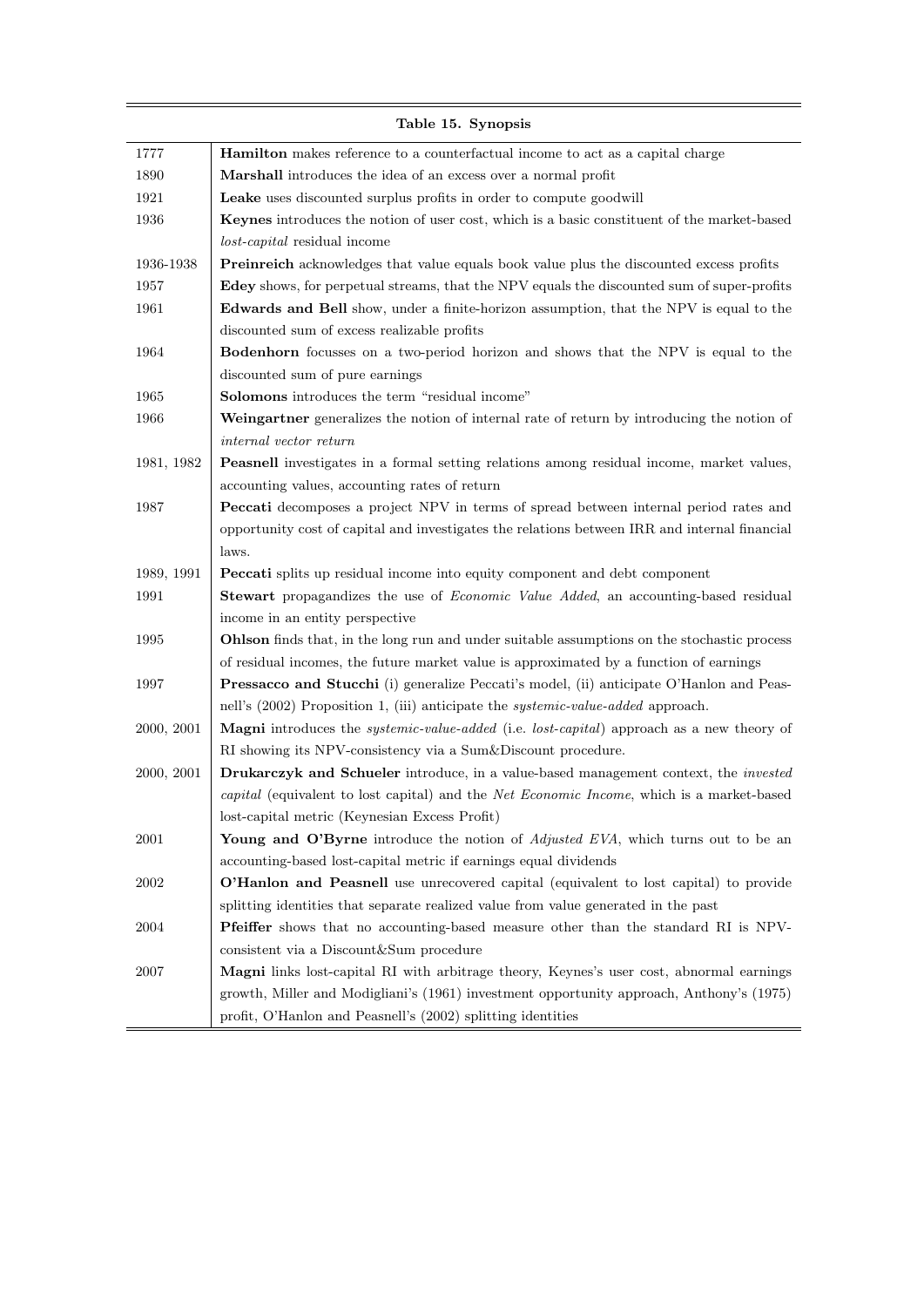**Table 15. Synopsis**

| | |
|---|---|
| 1777 | **Hamilton** makes reference to a counterfactual income to act as a capital charge |
| 1890 | **Marshall** introduces the idea of an excess over a normal profit |
| 1921 | **Leake** uses discounted surplus profits in order to compute goodwill |
| 1936 | **Keynes** introduces the notion of user cost, which is a basic constituent of the market-based *lost-capital* residual income |
| 1936-1938 | **Preinreich** acknowledges that value equals book value plus the discounted excess profits |
| 1957 | **Edey** shows, for perpetual streams, that the NPV equals the discounted sum of super-profits |
| 1961 | **Edwards and Bell** show, under a finite-horizon assumption, that the NPV is equal to the discounted sum of excess realizable profits |
| 1964 | **Bodenhorn** focusses on a two-period horizon and shows that the NPV is equal to the discounted sum of pure earnings |
| 1965 | **Solomons** introduces the term "residual income" |
| 1966 | **Weingartner** generalizes the notion of internal rate of return by introducing the notion of *internal vector return* |
| 1981, 1982 | **Peasnell** investigates in a formal setting relations among residual income, market values, accounting values, accounting rates of return |
| 1987 | **Peccati** decomposes a project NPV in terms of spread between internal period rates and opportunity cost of capital and investigates the relations between IRR and internal financial laws. |
| 1989, 1991 | **Peccati** splits up residual income into equity component and debt component |
| 1991 | **Stewart** propagandizes the use of *Economic Value Added*, an accounting-based residual income in an entity perspective |
| 1995 | **Ohlson** finds that, in the long run and under suitable assumptions on the stochastic process of residual incomes, the future market value is approximated by a function of earnings |
| 1997 | **Pressacco and Stucchi** (i) generalize Peccati's model, (ii) anticipate O'Hanlon and Peasnell's (2002) Proposition 1, (iii) anticipate the *systemic-value-added* approach. |
| 2000, 2001 | **Magni** introduces the *systemic-value-added* (i.e. *lost-capital*) approach as a new theory of RI showing its NPV-consistency via a Sum&Discount procedure. |
| 2000, 2001 | **Drukarczyk and Schueler** introduce, in a value-based management context, the *invested capital* (equivalent to lost capital) and the *Net Economic Income*, which is a market-based lost-capital metric (Keynesian Excess Profit) |
| 2001 | **Young and O'Byrne** introduce the notion of *Adjusted EVA*, which turns out to be an accounting-based lost-capital metric if earnings equal dividends |
| 2002 | **O'Hanlon and Peasnell** use unrecovered capital (equivalent to lost capital) to provide splitting identities that separate realized value from value generated in the past |
| 2004 | **Pfeiffer** shows that no accounting-based measure other than the standard RI is NPV-consistent via a Discount&Sum procedure |
| 2007 | **Magni** links lost-capital RI with arbitrage theory, Keynes's user cost, abnormal earnings growth, Miller and Modigliani's (1961) investment opportunity approach, Anthony's (1975) profit, O'Hanlon and Peasnell's (2002) splitting identities |